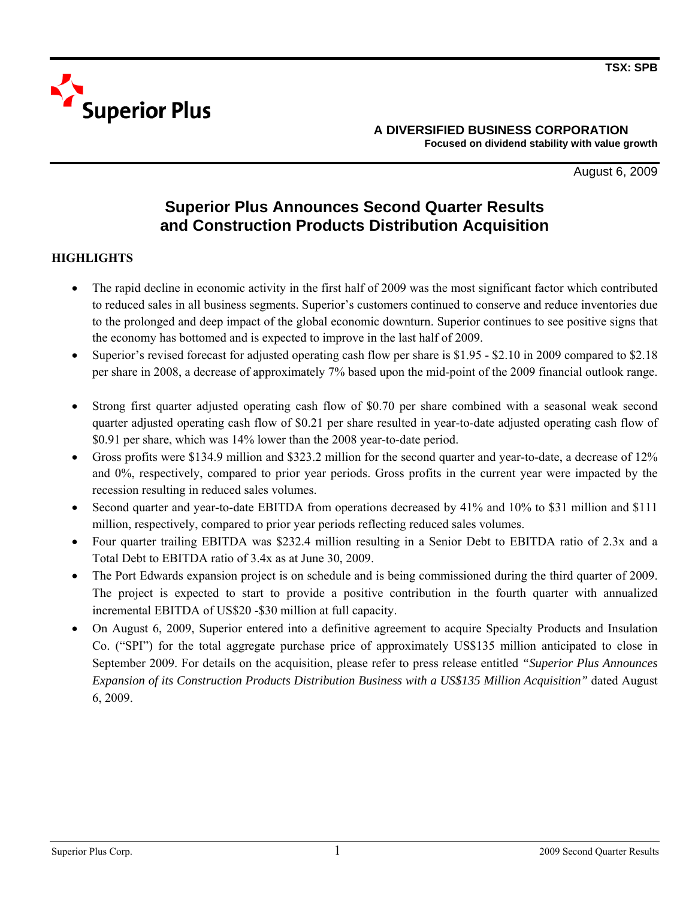TSX: SPB

**Superior Plus**

**A DIVERSIFIED BUSINESS CORPORATION**
**Focused on dividend stability with value growth**

August 6, 2009

# Superior Plus Announces Second Quarter Results and Construction Products Distribution Acquisition

## HIGHLIGHTS

- The rapid decline in economic activity in the first half of 2009 was the most significant factor which contributed to reduced sales in all business segments. Superior's customers continued to conserve and reduce inventories due to the prolonged and deep impact of the global economic downturn. Superior continues to see positive signs that the economy has bottomed and is expected to improve in the last half of 2009.
- Superior's revised forecast for adjusted operating cash flow per share is $1.95 - $2.10 in 2009 compared to $2.18 per share in 2008, a decrease of approximately 7% based upon the mid-point of the 2009 financial outlook range.
- Strong first quarter adjusted operating cash flow of $0.70 per share combined with a seasonal weak second quarter adjusted operating cash flow of $0.21 per share resulted in year-to-date adjusted operating cash flow of $0.91 per share, which was 14% lower than the 2008 year-to-date period.
- Gross profits were $134.9 million and $323.2 million for the second quarter and year-to-date, a decrease of 12% and 0%, respectively, compared to prior year periods. Gross profits in the current year were impacted by the recession resulting in reduced sales volumes.
- Second quarter and year-to-date EBITDA from operations decreased by 41% and 10% to $31 million and $111 million, respectively, compared to prior year periods reflecting reduced sales volumes.
- Four quarter trailing EBITDA was $232.4 million resulting in a Senior Debt to EBITDA ratio of 2.3x and a Total Debt to EBITDA ratio of 3.4x as at June 30, 2009.
- The Port Edwards expansion project is on schedule and is being commissioned during the third quarter of 2009. The project is expected to start to provide a positive contribution in the fourth quarter with annualized incremental EBITDA of US$20 -$30 million at full capacity.
- On August 6, 2009, Superior entered into a definitive agreement to acquire Specialty Products and Insulation Co. ("SPI") for the total aggregate purchase price of approximately US$135 million anticipated to close in September 2009. For details on the acquisition, please refer to press release entitled *"Superior Plus Announces Expansion of its Construction Products Distribution Business with a US$135 Million Acquisition"* dated August 6, 2009.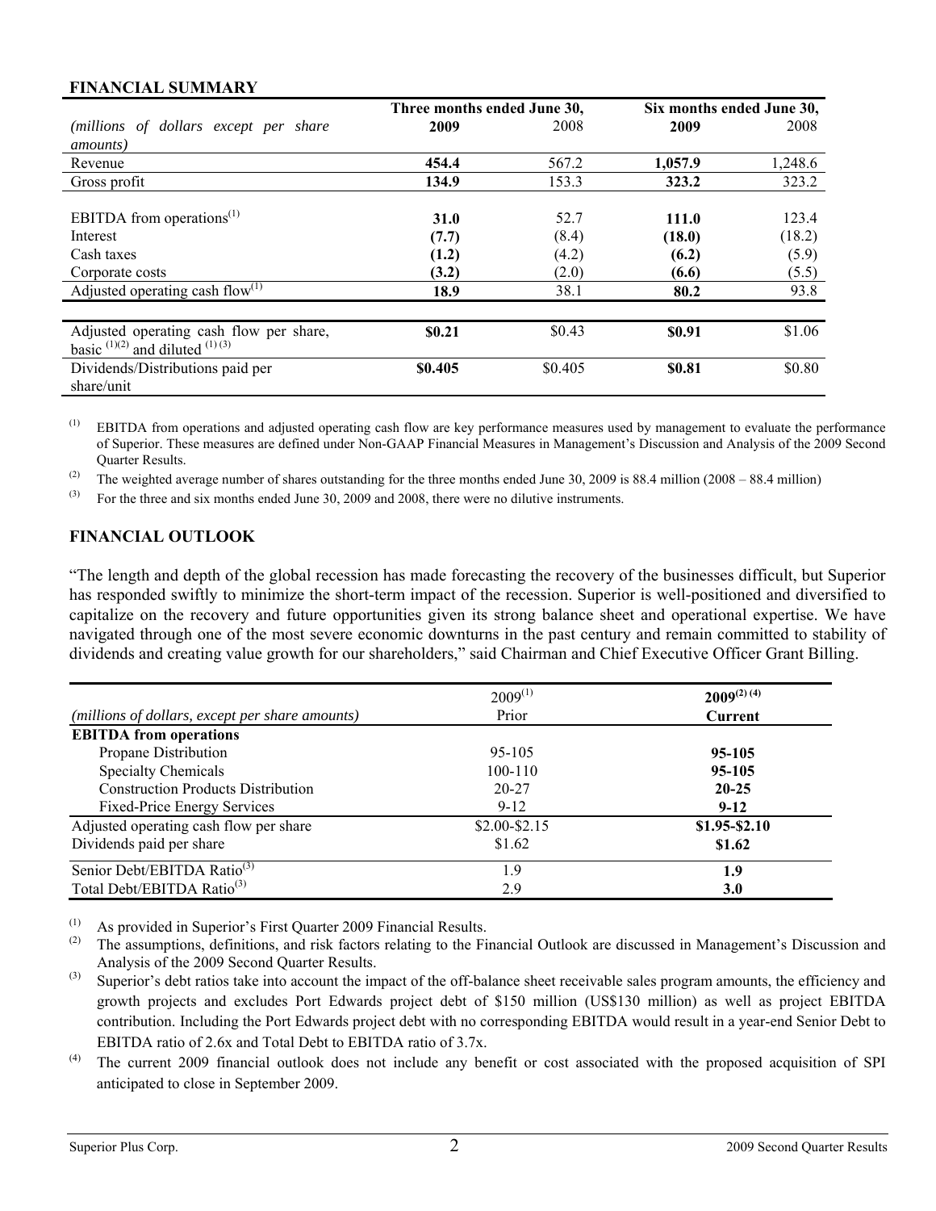## FINANCIAL SUMMARY

| *(millions of dollars except per share amounts)* | Three months ended June 30, | | Six months ended June 30, | |
|---|---|---|---|---|
| | **2009** | 2008 | **2009** | 2008 |
| Revenue | **454.4** | 567.2 | **1,057.9** | 1,248.6 |
| Gross profit | **134.9** | 153.3 | **323.2** | 323.2 |
| EBITDA from operations[(1)] | **31.0** | 52.7 | **111.0** | 123.4 |
| Interest | **(7.7)** | (8.4) | **(18.0)** | (18.2) |
| Cash taxes | **(1.2)** | (4.2) | **(6.2)** | (5.9) |
| Corporate costs | **(3.2)** | (2.0) | **(6.6)** | (5.5) |
| Adjusted operating cash flow[(1)] | **18.9** | 38.1 | **80.2** | 93.8 |
| Adjusted operating cash flow per share, basic [(1)(2)] and diluted [(1)(3)] | **\$0.21** | \$0.43 | **\$0.91** | \$1.06 |
| Dividends/Distributions paid per share/unit | **\$0.405** | \$0.405 | **\$0.81** | \$0.80 |

(1) EBITDA from operations and adjusted operating cash flow are key performance measures used by management to evaluate the performance of Superior. These measures are defined under Non-GAAP Financial Measures in Management's Discussion and Analysis of the 2009 Second Quarter Results.

(2) The weighted average number of shares outstanding for the three months ended June 30, 2009 is 88.4 million (2008 – 88.4 million)

(3) For the three and six months ended June 30, 2009 and 2008, there were no dilutive instruments.

## FINANCIAL OUTLOOK

"The length and depth of the global recession has made forecasting the recovery of the businesses difficult, but Superior has responded swiftly to minimize the short-term impact of the recession. Superior is well-positioned and diversified to capitalize on the recovery and future opportunities given its strong balance sheet and operational expertise. We have navigated through one of the most severe economic downturns in the past century and remain committed to stability of dividends and creating value growth for our shareholders," said Chairman and Chief Executive Officer Grant Billing.

| *(millions of dollars, except per share amounts)* | 2009[(1)] Prior | **2009[(2)(4)] Current** |
|---|---|---|
| **EBITDA from operations** | | |
| Propane Distribution | 95-105 | **95-105** |
| Specialty Chemicals | 100-110 | **95-105** |
| Construction Products Distribution | 20-27 | **20-25** |
| Fixed-Price Energy Services | 9-12 | **9-12** |
| Adjusted operating cash flow per share | \$2.00-\$2.15 | **\$1.95-\$2.10** |
| Dividends paid per share | \$1.62 | **\$1.62** |
| Senior Debt/EBITDA Ratio[(3)] | 1.9 | **1.9** |
| Total Debt/EBITDA Ratio[(3)] | 2.9 | **3.0** |

(1) As provided in Superior's First Quarter 2009 Financial Results.

(2) The assumptions, definitions, and risk factors relating to the Financial Outlook are discussed in Management's Discussion and Analysis of the 2009 Second Quarter Results.

(3) Superior's debt ratios take into account the impact of the off-balance sheet receivable sales program amounts, the efficiency and growth projects and excludes Port Edwards project debt of \$150 million (US\$130 million) as well as project EBITDA contribution. Including the Port Edwards project debt with no corresponding EBITDA would result in a year-end Senior Debt to EBITDA ratio of 2.6x and Total Debt to EBITDA ratio of 3.7x.

(4) The current 2009 financial outlook does not include any benefit or cost associated with the proposed acquisition of SPI anticipated to close in September 2009.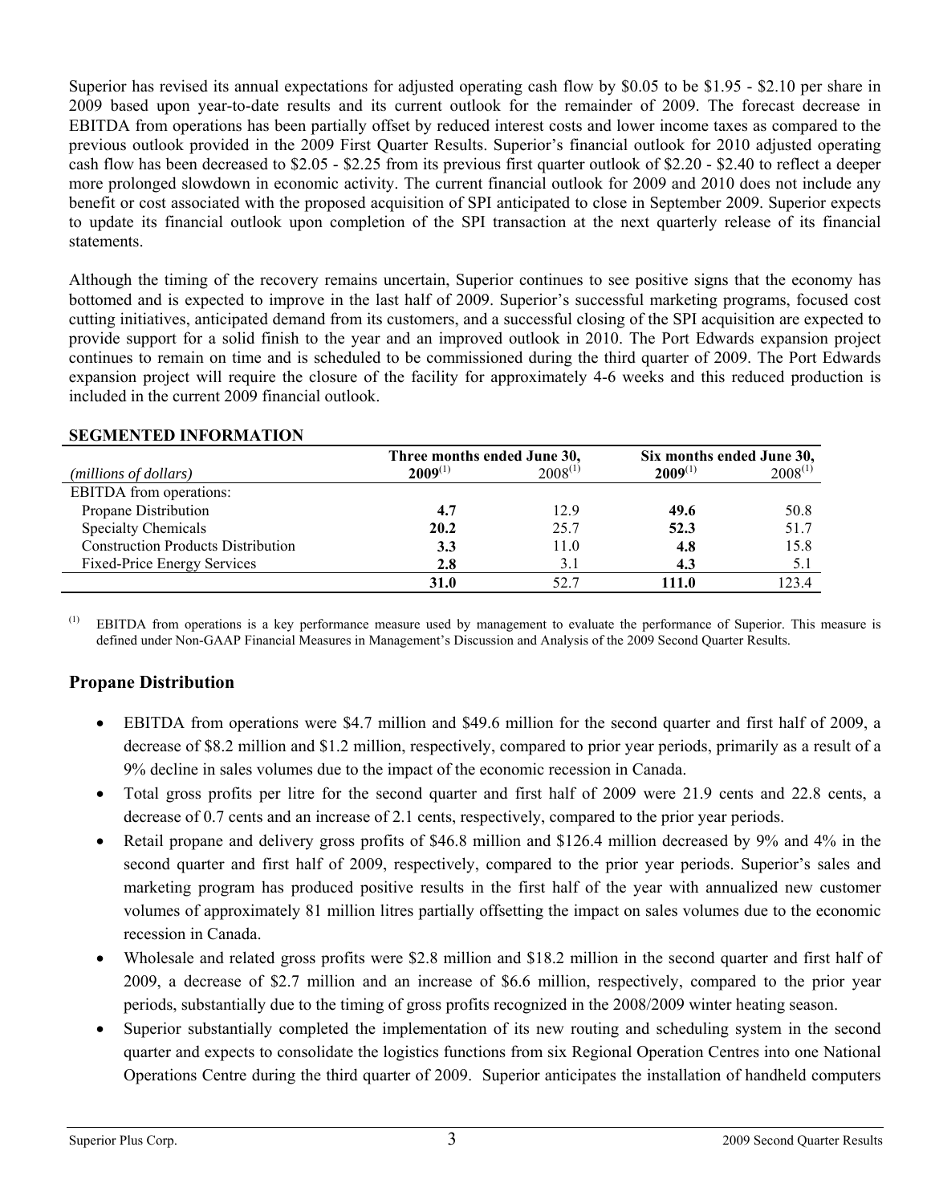Superior has revised its annual expectations for adjusted operating cash flow by $0.05 to be $1.95 - $2.10 per share in 2009 based upon year-to-date results and its current outlook for the remainder of 2009. The forecast decrease in EBITDA from operations has been partially offset by reduced interest costs and lower income taxes as compared to the previous outlook provided in the 2009 First Quarter Results. Superior's financial outlook for 2010 adjusted operating cash flow has been decreased to $2.05 - $2.25 from its previous first quarter outlook of $2.20 - $2.40 to reflect a deeper more prolonged slowdown in economic activity. The current financial outlook for 2009 and 2010 does not include any benefit or cost associated with the proposed acquisition of SPI anticipated to close in September 2009. Superior expects to update its financial outlook upon completion of the SPI transaction at the next quarterly release of its financial statements.

Although the timing of the recovery remains uncertain, Superior continues to see positive signs that the economy has bottomed and is expected to improve in the last half of 2009. Superior's successful marketing programs, focused cost cutting initiatives, anticipated demand from its customers, and a successful closing of the SPI acquisition are expected to provide support for a solid finish to the year and an improved outlook in 2010. The Port Edwards expansion project continues to remain on time and is scheduled to be commissioned during the third quarter of 2009. The Port Edwards expansion project will require the closure of the facility for approximately 4-6 weeks and this reduced production is included in the current 2009 financial outlook.

**SEGMENTED INFORMATION**

| | Three months ended June 30, | | Six months ended June 30, | |
|---|---|---|---|---|
| *(millions of dollars)* | **2009**[(1)] | 2008[(1)] | **2009**[(1)] | 2008[(1)] |
| EBITDA from operations: | | | | |
| Propane Distribution | **4.7** | 12.9 | **49.6** | 50.8 |
| Specialty Chemicals | **20.2** | 25.7 | **52.3** | 51.7 |
| Construction Products Distribution | **3.3** | 11.0 | **4.8** | 15.8 |
| Fixed-Price Energy Services | **2.8** | 3.1 | **4.3** | 5.1 |
| | **31.0** | 52.7 | **111.0** | 123.4 |

(1) EBITDA from operations is a key performance measure used by management to evaluate the performance of Superior. This measure is defined under Non-GAAP Financial Measures in Management's Discussion and Analysis of the 2009 Second Quarter Results.

## Propane Distribution

- EBITDA from operations were $4.7 million and $49.6 million for the second quarter and first half of 2009, a decrease of $8.2 million and $1.2 million, respectively, compared to prior year periods, primarily as a result of a 9% decline in sales volumes due to the impact of the economic recession in Canada.
- Total gross profits per litre for the second quarter and first half of 2009 were 21.9 cents and 22.8 cents, a decrease of 0.7 cents and an increase of 2.1 cents, respectively, compared to the prior year periods.
- Retail propane and delivery gross profits of $46.8 million and $126.4 million decreased by 9% and 4% in the second quarter and first half of 2009, respectively, compared to the prior year periods. Superior's sales and marketing program has produced positive results in the first half of the year with annualized new customer volumes of approximately 81 million litres partially offsetting the impact on sales volumes due to the economic recession in Canada.
- Wholesale and related gross profits were $2.8 million and $18.2 million in the second quarter and first half of 2009, a decrease of $2.7 million and an increase of $6.6 million, respectively, compared to the prior year periods, substantially due to the timing of gross profits recognized in the 2008/2009 winter heating season.
- Superior substantially completed the implementation of its new routing and scheduling system in the second quarter and expects to consolidate the logistics functions from six Regional Operation Centres into one National Operations Centre during the third quarter of 2009. Superior anticipates the installation of handheld computers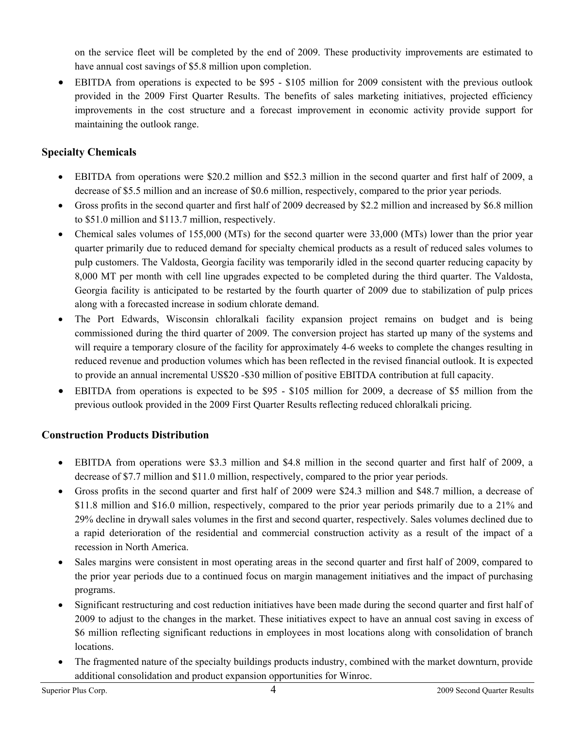on the service fleet will be completed by the end of 2009. These productivity improvements are estimated to have annual cost savings of $5.8 million upon completion.

- EBITDA from operations is expected to be $95 - $105 million for 2009 consistent with the previous outlook provided in the 2009 First Quarter Results. The benefits of sales marketing initiatives, projected efficiency improvements in the cost structure and a forecast improvement in economic activity provide support for maintaining the outlook range.

## Specialty Chemicals

- EBITDA from operations were $20.2 million and $52.3 million in the second quarter and first half of 2009, a decrease of $5.5 million and an increase of $0.6 million, respectively, compared to the prior year periods.
- Gross profits in the second quarter and first half of 2009 decreased by $2.2 million and increased by $6.8 million to $51.0 million and $113.7 million, respectively.
- Chemical sales volumes of 155,000 (MTs) for the second quarter were 33,000 (MTs) lower than the prior year quarter primarily due to reduced demand for specialty chemical products as a result of reduced sales volumes to pulp customers. The Valdosta, Georgia facility was temporarily idled in the second quarter reducing capacity by 8,000 MT per month with cell line upgrades expected to be completed during the third quarter. The Valdosta, Georgia facility is anticipated to be restarted by the fourth quarter of 2009 due to stabilization of pulp prices along with a forecasted increase in sodium chlorate demand.
- The Port Edwards, Wisconsin chloralkali facility expansion project remains on budget and is being commissioned during the third quarter of 2009. The conversion project has started up many of the systems and will require a temporary closure of the facility for approximately 4-6 weeks to complete the changes resulting in reduced revenue and production volumes which has been reflected in the revised financial outlook. It is expected to provide an annual incremental US$20 -$30 million of positive EBITDA contribution at full capacity.
- EBITDA from operations is expected to be $95 - $105 million for 2009, a decrease of $5 million from the previous outlook provided in the 2009 First Quarter Results reflecting reduced chloralkali pricing.

## Construction Products Distribution

- EBITDA from operations were $3.3 million and $4.8 million in the second quarter and first half of 2009, a decrease of $7.7 million and $11.0 million, respectively, compared to the prior year periods.
- Gross profits in the second quarter and first half of 2009 were $24.3 million and $48.7 million, a decrease of $11.8 million and $16.0 million, respectively, compared to the prior year periods primarily due to a 21% and 29% decline in drywall sales volumes in the first and second quarter, respectively. Sales volumes declined due to a rapid deterioration of the residential and commercial construction activity as a result of the impact of a recession in North America.
- Sales margins were consistent in most operating areas in the second quarter and first half of 2009, compared to the prior year periods due to a continued focus on margin management initiatives and the impact of purchasing programs.
- Significant restructuring and cost reduction initiatives have been made during the second quarter and first half of 2009 to adjust to the changes in the market. These initiatives expect to have an annual cost saving in excess of $6 million reflecting significant reductions in employees in most locations along with consolidation of branch locations.
- The fragmented nature of the specialty buildings products industry, combined with the market downturn, provide additional consolidation and product expansion opportunities for Winroc.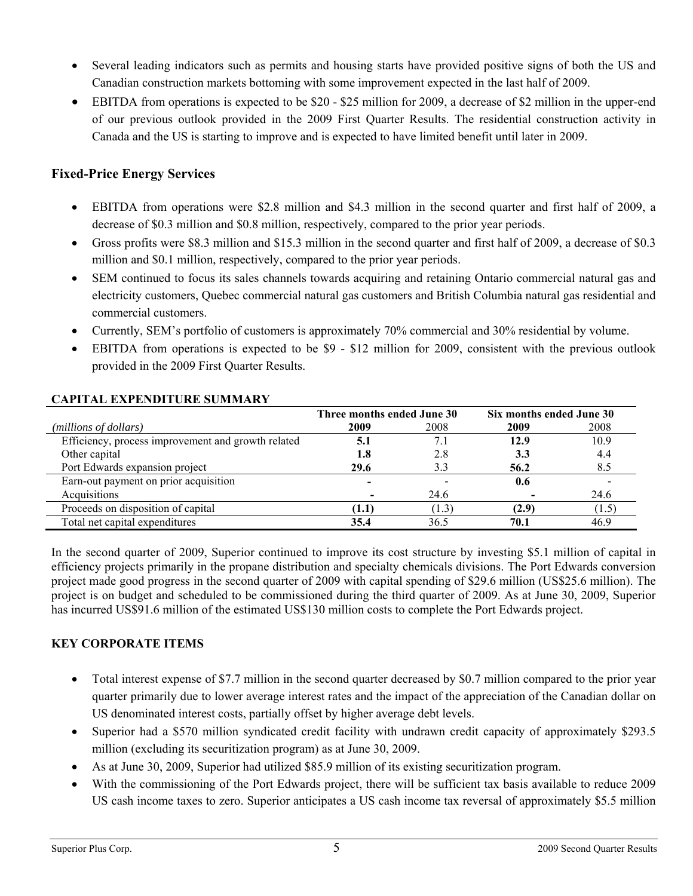- Several leading indicators such as permits and housing starts have provided positive signs of both the US and Canadian construction markets bottoming with some improvement expected in the last half of 2009.
- EBITDA from operations is expected to be $20 - $25 million for 2009, a decrease of $2 million in the upper-end of our previous outlook provided in the 2009 First Quarter Results. The residential construction activity in Canada and the US is starting to improve and is expected to have limited benefit until later in 2009.

## Fixed-Price Energy Services

- EBITDA from operations were $2.8 million and $4.3 million in the second quarter and first half of 2009, a decrease of $0.3 million and $0.8 million, respectively, compared to the prior year periods.
- Gross profits were $8.3 million and $15.3 million in the second quarter and first half of 2009, a decrease of $0.3 million and $0.1 million, respectively, compared to the prior year periods.
- SEM continued to focus its sales channels towards acquiring and retaining Ontario commercial natural gas and electricity customers, Quebec commercial natural gas customers and British Columbia natural gas residential and commercial customers.
- Currently, SEM's portfolio of customers is approximately 70% commercial and 30% residential by volume.
- EBITDA from operations is expected to be $9 - $12 million for 2009, consistent with the previous outlook provided in the 2009 First Quarter Results.

### CAPITAL EXPENDITURE SUMMARY

| | Three months ended June 30 | | Six months ended June 30 | |
|---|---|---|---|---|
| *(millions of dollars)* | **2009** | 2008 | **2009** | 2008 |
| Efficiency, process improvement and growth related | **5.1** | 7.1 | **12.9** | 10.9 |
| Other capital | **1.8** | 2.8 | **3.3** | 4.4 |
| Port Edwards expansion project | **29.6** | 3.3 | **56.2** | 8.5 |
| Earn-out payment on prior acquisition | **-** | - | **0.6** | - |
| Acquisitions | **-** | 24.6 | **-** | 24.6 |
| Proceeds on disposition of capital | **(1.1)** | (1.3) | **(2.9)** | (1.5) |
| Total net capital expenditures | **35.4** | 36.5 | **70.1** | 46.9 |

In the second quarter of 2009, Superior continued to improve its cost structure by investing $5.1 million of capital in efficiency projects primarily in the propane distribution and specialty chemicals divisions. The Port Edwards conversion project made good progress in the second quarter of 2009 with capital spending of $29.6 million (US$25.6 million). The project is on budget and scheduled to be commissioned during the third quarter of 2009. As at June 30, 2009, Superior has incurred US$91.6 million of the estimated US$130 million costs to complete the Port Edwards project.

### KEY CORPORATE ITEMS

- Total interest expense of $7.7 million in the second quarter decreased by $0.7 million compared to the prior year quarter primarily due to lower average interest rates and the impact of the appreciation of the Canadian dollar on US denominated interest costs, partially offset by higher average debt levels.
- Superior had a $570 million syndicated credit facility with undrawn credit capacity of approximately $293.5 million (excluding its securitization program) as at June 30, 2009.
- As at June 30, 2009, Superior had utilized $85.9 million of its existing securitization program.
- With the commissioning of the Port Edwards project, there will be sufficient tax basis available to reduce 2009 US cash income taxes to zero. Superior anticipates a US cash income tax reversal of approximately $5.5 million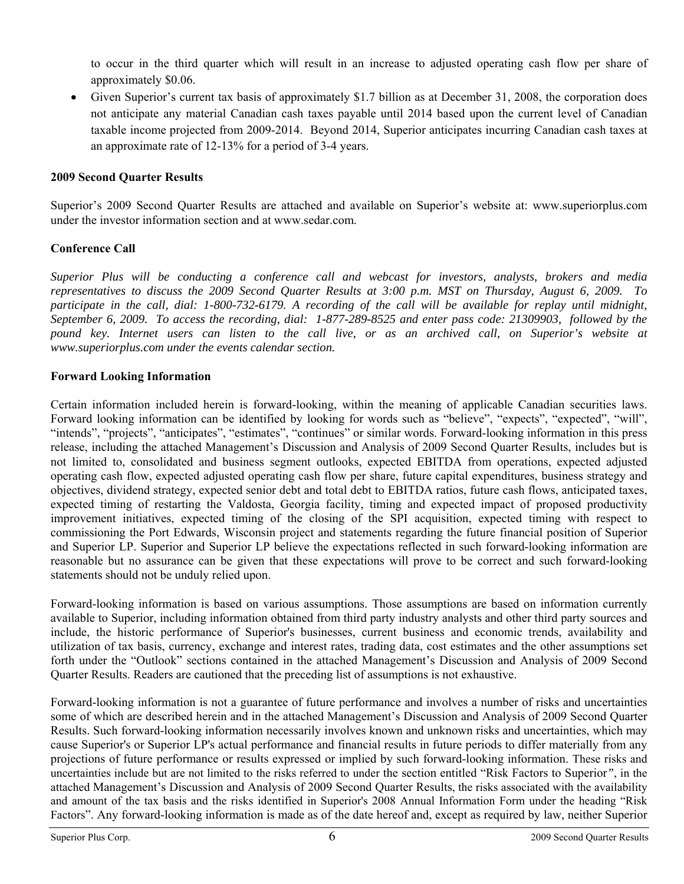to occur in the third quarter which will result in an increase to adjusted operating cash flow per share of approximately $0.06.

- Given Superior's current tax basis of approximately $1.7 billion as at December 31, 2008, the corporation does not anticipate any material Canadian cash taxes payable until 2014 based upon the current level of Canadian taxable income projected from 2009-2014. Beyond 2014, Superior anticipates incurring Canadian cash taxes at an approximate rate of 12-13% for a period of 3-4 years.

**2009 Second Quarter Results**

Superior's 2009 Second Quarter Results are attached and available on Superior's website at: www.superiorplus.com under the investor information section and at www.sedar.com.

**Conference Call**

*Superior Plus will be conducting a conference call and webcast for investors, analysts, brokers and media representatives to discuss the 2009 Second Quarter Results at 3:00 p.m. MST on Thursday, August 6, 2009. To participate in the call, dial: 1-800-732-6179. A recording of the call will be available for replay until midnight, September 6, 2009. To access the recording, dial: 1-877-289-8525 and enter pass code: 21309903, followed by the pound key. Internet users can listen to the call live, or as an archived call, on Superior's website at www.superiorplus.com under the events calendar section.*

**Forward Looking Information**

Certain information included herein is forward-looking, within the meaning of applicable Canadian securities laws. Forward looking information can be identified by looking for words such as "believe", "expects", "expected", "will", "intends", "projects", "anticipates", "estimates", "continues" or similar words. Forward-looking information in this press release, including the attached Management's Discussion and Analysis of 2009 Second Quarter Results, includes but is not limited to, consolidated and business segment outlooks, expected EBITDA from operations, expected adjusted operating cash flow, expected adjusted operating cash flow per share, future capital expenditures, business strategy and objectives, dividend strategy, expected senior debt and total debt to EBITDA ratios, future cash flows, anticipated taxes, expected timing of restarting the Valdosta, Georgia facility, timing and expected impact of proposed productivity improvement initiatives, expected timing of the closing of the SPI acquisition, expected timing with respect to commissioning the Port Edwards, Wisconsin project and statements regarding the future financial position of Superior and Superior LP. Superior and Superior LP believe the expectations reflected in such forward-looking information are reasonable but no assurance can be given that these expectations will prove to be correct and such forward-looking statements should not be unduly relied upon.

Forward-looking information is based on various assumptions. Those assumptions are based on information currently available to Superior, including information obtained from third party industry analysts and other third party sources and include, the historic performance of Superior's businesses, current business and economic trends, availability and utilization of tax basis, currency, exchange and interest rates, trading data, cost estimates and the other assumptions set forth under the "Outlook" sections contained in the attached Management's Discussion and Analysis of 2009 Second Quarter Results. Readers are cautioned that the preceding list of assumptions is not exhaustive.

Forward-looking information is not a guarantee of future performance and involves a number of risks and uncertainties some of which are described herein and in the attached Management's Discussion and Analysis of 2009 Second Quarter Results. Such forward-looking information necessarily involves known and unknown risks and uncertainties, which may cause Superior's or Superior LP's actual performance and financial results in future periods to differ materially from any projections of future performance or results expressed or implied by such forward-looking information. These risks and uncertainties include but are not limited to the risks referred to under the section entitled "Risk Factors to Superior", in the attached Management's Discussion and Analysis of 2009 Second Quarter Results, the risks associated with the availability and amount of the tax basis and the risks identified in Superior's 2008 Annual Information Form under the heading "Risk Factors". Any forward-looking information is made as of the date hereof and, except as required by law, neither Superior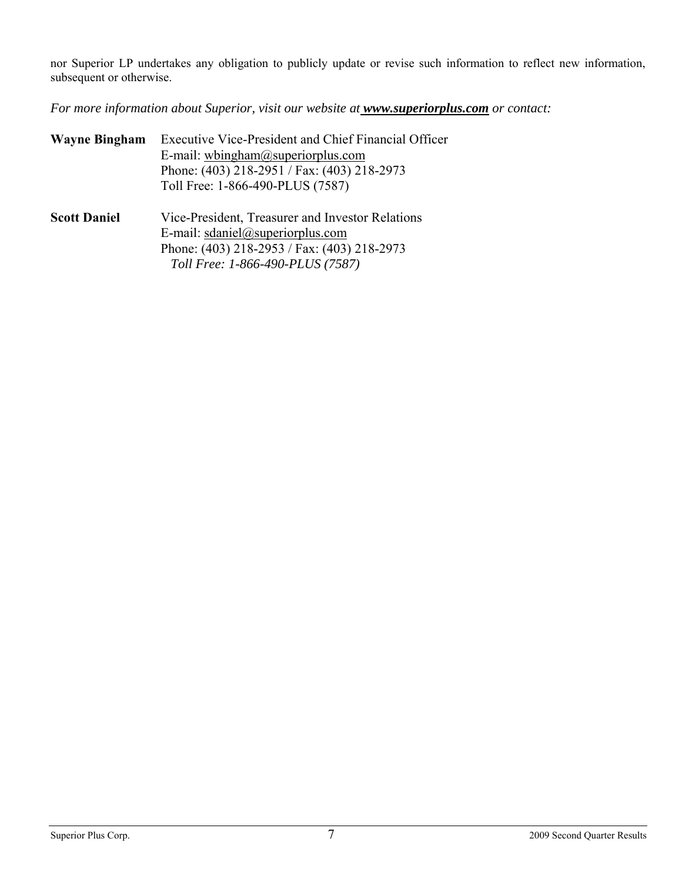nor Superior LP undertakes any obligation to publicly update or revise such information to reflect new information, subsequent or otherwise.

*For more information about Superior, visit our website at* ***www.superiorplus.com*** *or contact:*

**Wayne Bingham** Executive Vice-President and Chief Financial Officer
E-mail: wbingham@superiorplus.com
Phone: (403) 218-2951 / Fax: (403) 218-2973
Toll Free: 1-866-490-PLUS (7587)

**Scott Daniel** Vice-President, Treasurer and Investor Relations
E-mail: sdaniel@superiorplus.com
Phone: (403) 218-2953 / Fax: (403) 218-2973
*Toll Free: 1-866-490-PLUS (7587)*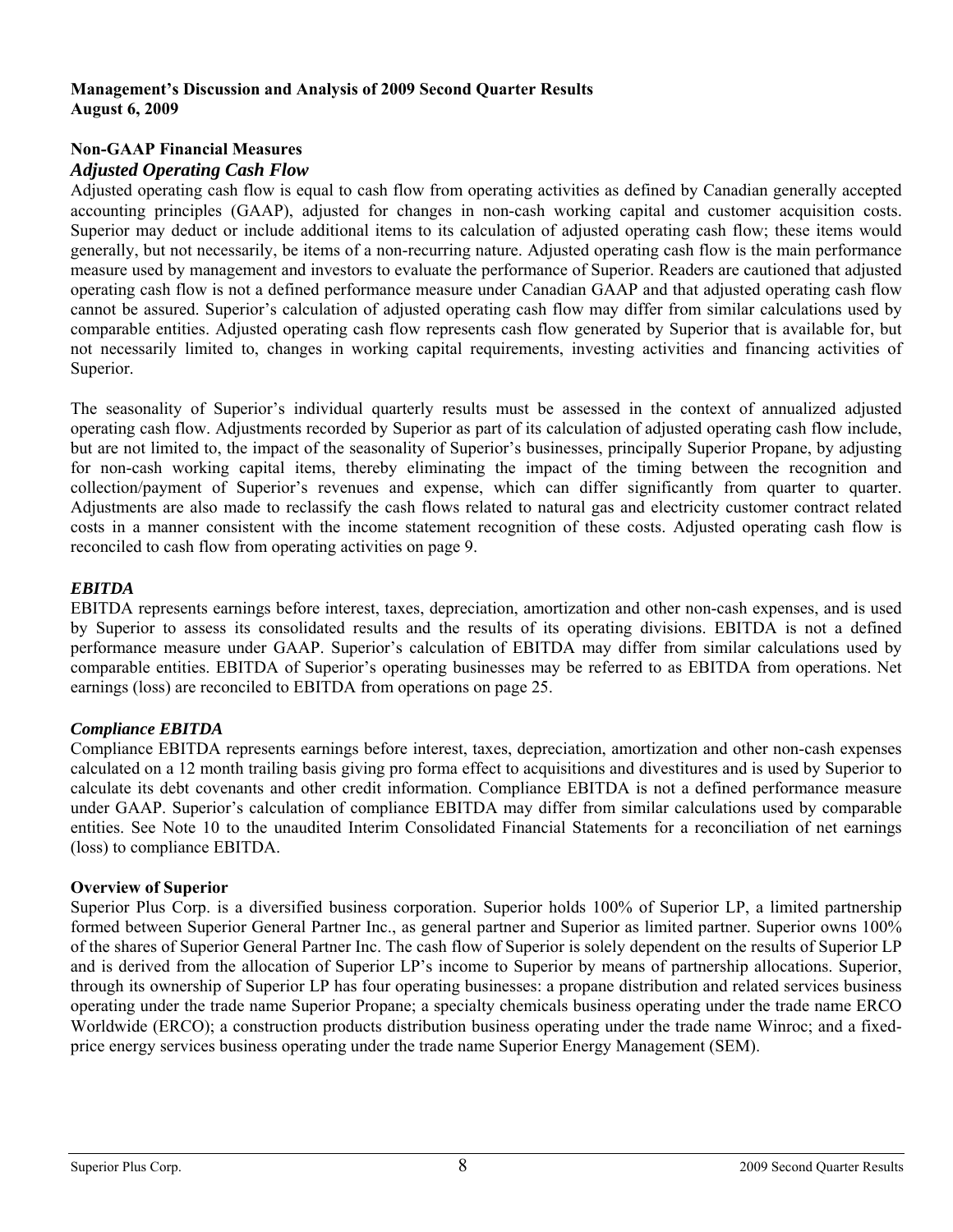**Management's Discussion and Analysis of 2009 Second Quarter Results**
**August 6, 2009**

## Non-GAAP Financial Measures

### *Adjusted Operating Cash Flow*

Adjusted operating cash flow is equal to cash flow from operating activities as defined by Canadian generally accepted accounting principles (GAAP), adjusted for changes in non-cash working capital and customer acquisition costs. Superior may deduct or include additional items to its calculation of adjusted operating cash flow; these items would generally, but not necessarily, be items of a non-recurring nature. Adjusted operating cash flow is the main performance measure used by management and investors to evaluate the performance of Superior. Readers are cautioned that adjusted operating cash flow is not a defined performance measure under Canadian GAAP and that adjusted operating cash flow cannot be assured. Superior's calculation of adjusted operating cash flow may differ from similar calculations used by comparable entities. Adjusted operating cash flow represents cash flow generated by Superior that is available for, but not necessarily limited to, changes in working capital requirements, investing activities and financing activities of Superior.

The seasonality of Superior's individual quarterly results must be assessed in the context of annualized adjusted operating cash flow. Adjustments recorded by Superior as part of its calculation of adjusted operating cash flow include, but are not limited to, the impact of the seasonality of Superior's businesses, principally Superior Propane, by adjusting for non-cash working capital items, thereby eliminating the impact of the timing between the recognition and collection/payment of Superior's revenues and expense, which can differ significantly from quarter to quarter. Adjustments are also made to reclassify the cash flows related to natural gas and electricity customer contract related costs in a manner consistent with the income statement recognition of these costs. Adjusted operating cash flow is reconciled to cash flow from operating activities on page 9.

### *EBITDA*

EBITDA represents earnings before interest, taxes, depreciation, amortization and other non-cash expenses, and is used by Superior to assess its consolidated results and the results of its operating divisions. EBITDA is not a defined performance measure under GAAP. Superior's calculation of EBITDA may differ from similar calculations used by comparable entities. EBITDA of Superior's operating businesses may be referred to as EBITDA from operations. Net earnings (loss) are reconciled to EBITDA from operations on page 25.

### *Compliance EBITDA*

Compliance EBITDA represents earnings before interest, taxes, depreciation, amortization and other non-cash expenses calculated on a 12 month trailing basis giving pro forma effect to acquisitions and divestitures and is used by Superior to calculate its debt covenants and other credit information. Compliance EBITDA is not a defined performance measure under GAAP. Superior's calculation of compliance EBITDA may differ from similar calculations used by comparable entities. See Note 10 to the unaudited Interim Consolidated Financial Statements for a reconciliation of net earnings (loss) to compliance EBITDA.

## Overview of Superior

Superior Plus Corp. is a diversified business corporation. Superior holds 100% of Superior LP, a limited partnership formed between Superior General Partner Inc., as general partner and Superior as limited partner. Superior owns 100% of the shares of Superior General Partner Inc. The cash flow of Superior is solely dependent on the results of Superior LP and is derived from the allocation of Superior LP's income to Superior by means of partnership allocations. Superior, through its ownership of Superior LP has four operating businesses: a propane distribution and related services business operating under the trade name Superior Propane; a specialty chemicals business operating under the trade name ERCO Worldwide (ERCO); a construction products distribution business operating under the trade name Winroc; and a fixed-price energy services business operating under the trade name Superior Energy Management (SEM).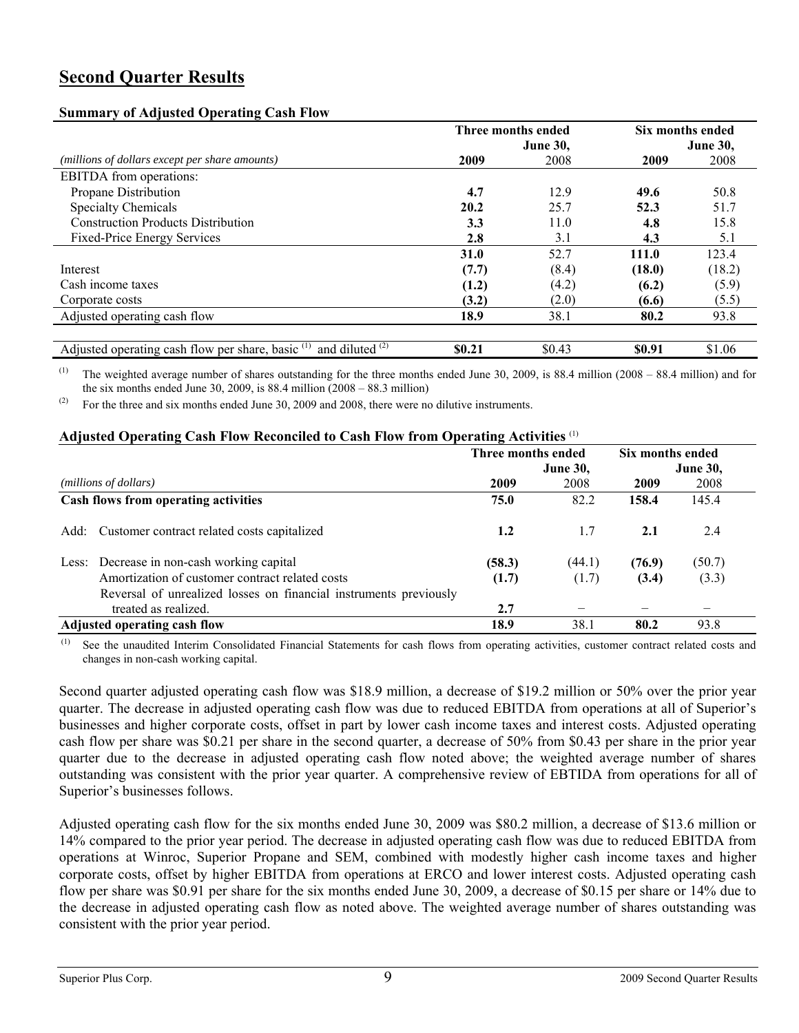# Second Quarter Results

### Summary of Adjusted Operating Cash Flow

| *(millions of dollars except per share amounts)* | Three months ended June 30, 2009 | 2008 | Six months ended June 30, 2009 | 2008 |
|---|---|---|---|---|
| EBITDA from operations: | | | | |
| Propane Distribution | **4.7** | 12.9 | **49.6** | 50.8 |
| Specialty Chemicals | **20.2** | 25.7 | **52.3** | 51.7 |
| Construction Products Distribution | **3.3** | 11.0 | **4.8** | 15.8 |
| Fixed-Price Energy Services | **2.8** | 3.1 | **4.3** | 5.1 |
| | **31.0** | 52.7 | **111.0** | 123.4 |
| Interest | **(7.7)** | (8.4) | **(18.0)** | (18.2) |
| Cash income taxes | **(1.2)** | (4.2) | **(6.2)** | (5.9) |
| Corporate costs | **(3.2)** | (2.0) | **(6.6)** | (5.5) |
| Adjusted operating cash flow | **18.9** | 38.1 | **80.2** | 93.8 |
| | | | | |
| Adjusted operating cash flow per share, basic [(1)] and diluted [(2)] | **$0.21** | $0.43 | **$0.91** | $1.06 |

(1) The weighted average number of shares outstanding for the three months ended June 30, 2009, is 88.4 million (2008 – 88.4 million) and for the six months ended June 30, 2009, is 88.4 million (2008 – 88.3 million)

(2) For the three and six months ended June 30, 2009 and 2008, there were no dilutive instruments.

### Adjusted Operating Cash Flow Reconciled to Cash Flow from Operating Activities [(1)]

| *(millions of dollars)* | Three months ended June 30, 2009 | 2008 | Six months ended June 30, 2009 | 2008 |
|---|---|---|---|---|
| **Cash flows from operating activities** | **75.0** | 82.2 | **158.4** | 145.4 |
| Add: Customer contract related costs capitalized | **1.2** | 1.7 | **2.1** | 2.4 |
| Less: Decrease in non-cash working capital | **(58.3)** | (44.1) | **(76.9)** | (50.7) |
| Amortization of customer contract related costs | **(1.7)** | (1.7) | **(3.4)** | (3.3) |
| Reversal of unrealized losses on financial instruments previously treated as realized. | **2.7** | – | – | – |
| **Adjusted operating cash flow** | **18.9** | 38.1 | **80.2** | 93.8 |

(1) See the unaudited Interim Consolidated Financial Statements for cash flows from operating activities, customer contract related costs and changes in non-cash working capital.

Second quarter adjusted operating cash flow was $18.9 million, a decrease of $19.2 million or 50% over the prior year quarter. The decrease in adjusted operating cash flow was due to reduced EBITDA from operations at all of Superior's businesses and higher corporate costs, offset in part by lower cash income taxes and interest costs. Adjusted operating cash flow per share was $0.21 per share in the second quarter, a decrease of 50% from $0.43 per share in the prior year quarter due to the decrease in adjusted operating cash flow noted above; the weighted average number of shares outstanding was consistent with the prior year quarter. A comprehensive review of EBTIDA from operations for all of Superior's businesses follows.

Adjusted operating cash flow for the six months ended June 30, 2009 was $80.2 million, a decrease of $13.6 million or 14% compared to the prior year period. The decrease in adjusted operating cash flow was due to reduced EBITDA from operations at Winroc, Superior Propane and SEM, combined with modestly higher cash income taxes and higher corporate costs, offset by higher EBITDA from operations at ERCO and lower interest costs. Adjusted operating cash flow per share was $0.91 per share for the six months ended June 30, 2009, a decrease of $0.15 per share or 14% due to the decrease in adjusted operating cash flow as noted above. The weighted average number of shares outstanding was consistent with the prior year period.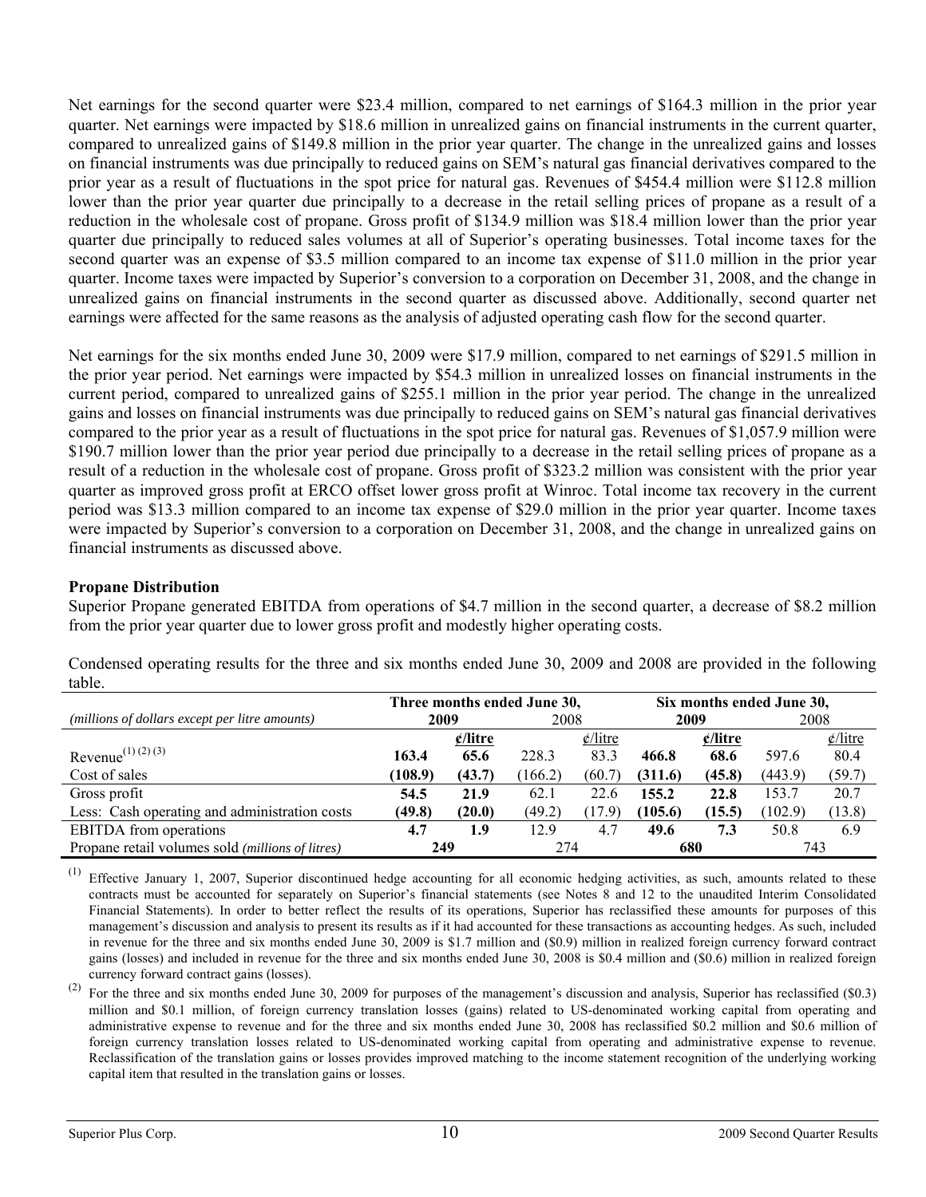Net earnings for the second quarter were $23.4 million, compared to net earnings of $164.3 million in the prior year quarter. Net earnings were impacted by $18.6 million in unrealized gains on financial instruments in the current quarter, compared to unrealized gains of $149.8 million in the prior year quarter. The change in the unrealized gains and losses on financial instruments was due principally to reduced gains on SEM's natural gas financial derivatives compared to the prior year as a result of fluctuations in the spot price for natural gas. Revenues of $454.4 million were $112.8 million lower than the prior year quarter due principally to a decrease in the retail selling prices of propane as a result of a reduction in the wholesale cost of propane. Gross profit of $134.9 million was $18.4 million lower than the prior year quarter due principally to reduced sales volumes at all of Superior's operating businesses. Total income taxes for the second quarter was an expense of $3.5 million compared to an income tax expense of $11.0 million in the prior year quarter. Income taxes were impacted by Superior's conversion to a corporation on December 31, 2008, and the change in unrealized gains on financial instruments in the second quarter as discussed above. Additionally, second quarter net earnings were affected for the same reasons as the analysis of adjusted operating cash flow for the second quarter.

Net earnings for the six months ended June 30, 2009 were $17.9 million, compared to net earnings of $291.5 million in the prior year period. Net earnings were impacted by $54.3 million in unrealized losses on financial instruments in the current period, compared to unrealized gains of $255.1 million in the prior year period. The change in the unrealized gains and losses on financial instruments was due principally to reduced gains on SEM's natural gas financial derivatives compared to the prior year as a result of fluctuations in the spot price for natural gas. Revenues of $1,057.9 million were $190.7 million lower than the prior year period due principally to a decrease in the retail selling prices of propane as a result of a reduction in the wholesale cost of propane. Gross profit of $323.2 million was consistent with the prior year quarter as improved gross profit at ERCO offset lower gross profit at Winroc. Total income tax recovery in the current period was $13.3 million compared to an income tax expense of $29.0 million in the prior year quarter. Income taxes were impacted by Superior's conversion to a corporation on December 31, 2008, and the change in unrealized gains on financial instruments as discussed above.

**Propane Distribution**

Superior Propane generated EBITDA from operations of $4.7 million in the second quarter, a decrease of $8.2 million from the prior year quarter due to lower gross profit and modestly higher operating costs.

Condensed operating results for the three and six months ended June 30, 2009 and 2008 are provided in the following table.

| | Three months ended June 30, | | | | Six months ended June 30, | | | |
|---|---|---|---|---|---|---|---|---|
| *(millions of dollars except per litre amounts)* | **2009** | | 2008 | | **2009** | | 2008 | |
| | | **¢/litre** | | ¢/litre | | **¢/litre** | | ¢/litre |
| Revenue[(1) (2) (3)] | **163.4** | **65.6** | 228.3 | 83.3 | **466.8** | **68.6** | 597.6 | 80.4 |
| Cost of sales | **(108.9)** | **(43.7)** | (166.2) | (60.7) | **(311.6)** | **(45.8)** | (443.9) | (59.7) |
| Gross profit | **54.5** | **21.9** | 62.1 | 22.6 | **155.2** | **22.8** | 153.7 | 20.7 |
| Less: Cash operating and administration costs | **(49.8)** | **(20.0)** | (49.2) | (17.9) | **(105.6)** | **(15.5)** | (102.9) | (13.8) |
| EBITDA from operations | **4.7** | **1.9** | 12.9 | 4.7 | **49.6** | **7.3** | 50.8 | 6.9 |
| Propane retail volumes sold *(millions of litres)* | **249** | | 274 | | **680** | | 743 | |

(1) Effective January 1, 2007, Superior discontinued hedge accounting for all economic hedging activities, as such, amounts related to these contracts must be accounted for separately on Superior's financial statements (see Notes 8 and 12 to the unaudited Interim Consolidated Financial Statements). In order to better reflect the results of its operations, Superior has reclassified these amounts for purposes of this management's discussion and analysis to present its results as if it had accounted for these transactions as accounting hedges. As such, included in revenue for the three and six months ended June 30, 2009 is $1.7 million and ($0.9) million in realized foreign currency forward contract gains (losses) and included in revenue for the three and six months ended June 30, 2008 is $0.4 million and ($0.6) million in realized foreign currency forward contract gains (losses).

(2) For the three and six months ended June 30, 2009 for purposes of the management's discussion and analysis, Superior has reclassified ($0.3) million and $0.1 million, of foreign currency translation losses (gains) related to US-denominated working capital from operating and administrative expense to revenue and for the three and six months ended June 30, 2008 has reclassified $0.2 million and $0.6 million of foreign currency translation losses related to US-denominated working capital from operating and administrative expense to revenue. Reclassification of the translation gains or losses provides improved matching to the income statement recognition of the underlying working capital item that resulted in the translation gains or losses.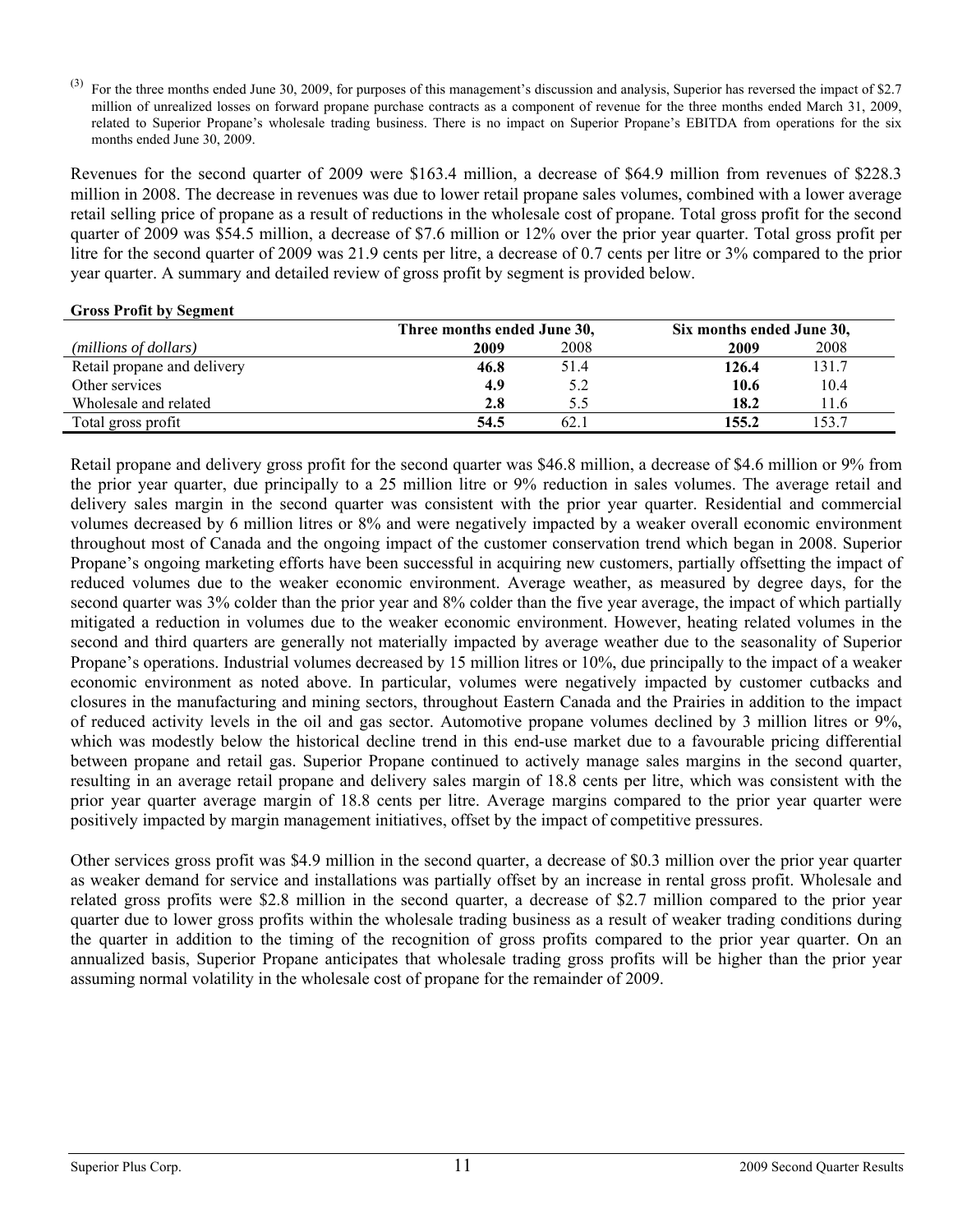[3] For the three months ended June 30, 2009, for purposes of this management's discussion and analysis, Superior has reversed the impact of $2.7 million of unrealized losses on forward propane purchase contracts as a component of revenue for the three months ended March 31, 2009, related to Superior Propane's wholesale trading business. There is no impact on Superior Propane's EBITDA from operations for the six months ended June 30, 2009.

Revenues for the second quarter of 2009 were $163.4 million, a decrease of $64.9 million from revenues of $228.3 million in 2008. The decrease in revenues was due to lower retail propane sales volumes, combined with a lower average retail selling price of propane as a result of reductions in the wholesale cost of propane. Total gross profit for the second quarter of 2009 was $54.5 million, a decrease of $7.6 million or 12% over the prior year quarter. Total gross profit per litre for the second quarter of 2009 was 21.9 cents per litre, a decrease of 0.7 cents per litre or 3% compared to the prior year quarter. A summary and detailed review of gross profit by segment is provided below.

**Gross Profit by Segment**

| | Three months ended June 30, | | Six months ended June 30, | |
|---|---|---|---|---|
| *(millions of dollars)* | **2009** | 2008 | **2009** | 2008 |
| Retail propane and delivery | **46.8** | 51.4 | **126.4** | 131.7 |
| Other services | **4.9** | 5.2 | **10.6** | 10.4 |
| Wholesale and related | **2.8** | 5.5 | **18.2** | 11.6 |
| Total gross profit | **54.5** | 62.1 | **155.2** | 153.7 |

Retail propane and delivery gross profit for the second quarter was $46.8 million, a decrease of $4.6 million or 9% from the prior year quarter, due principally to a 25 million litre or 9% reduction in sales volumes. The average retail and delivery sales margin in the second quarter was consistent with the prior year quarter. Residential and commercial volumes decreased by 6 million litres or 8% and were negatively impacted by a weaker overall economic environment throughout most of Canada and the ongoing impact of the customer conservation trend which began in 2008. Superior Propane's ongoing marketing efforts have been successful in acquiring new customers, partially offsetting the impact of reduced volumes due to the weaker economic environment. Average weather, as measured by degree days, for the second quarter was 3% colder than the prior year and 8% colder than the five year average, the impact of which partially mitigated a reduction in volumes due to the weaker economic environment. However, heating related volumes in the second and third quarters are generally not materially impacted by average weather due to the seasonality of Superior Propane's operations. Industrial volumes decreased by 15 million litres or 10%, due principally to the impact of a weaker economic environment as noted above. In particular, volumes were negatively impacted by customer cutbacks and closures in the manufacturing and mining sectors, throughout Eastern Canada and the Prairies in addition to the impact of reduced activity levels in the oil and gas sector. Automotive propane volumes declined by 3 million litres or 9%, which was modestly below the historical decline trend in this end-use market due to a favourable pricing differential between propane and retail gas. Superior Propane continued to actively manage sales margins in the second quarter, resulting in an average retail propane and delivery sales margin of 18.8 cents per litre, which was consistent with the prior year quarter average margin of 18.8 cents per litre. Average margins compared to the prior year quarter were positively impacted by margin management initiatives, offset by the impact of competitive pressures.

Other services gross profit was $4.9 million in the second quarter, a decrease of $0.3 million over the prior year quarter as weaker demand for service and installations was partially offset by an increase in rental gross profit. Wholesale and related gross profits were $2.8 million in the second quarter, a decrease of $2.7 million compared to the prior year quarter due to lower gross profits within the wholesale trading business as a result of weaker trading conditions during the quarter in addition to the timing of the recognition of gross profits compared to the prior year quarter. On an annualized basis, Superior Propane anticipates that wholesale trading gross profits will be higher than the prior year assuming normal volatility in the wholesale cost of propane for the remainder of 2009.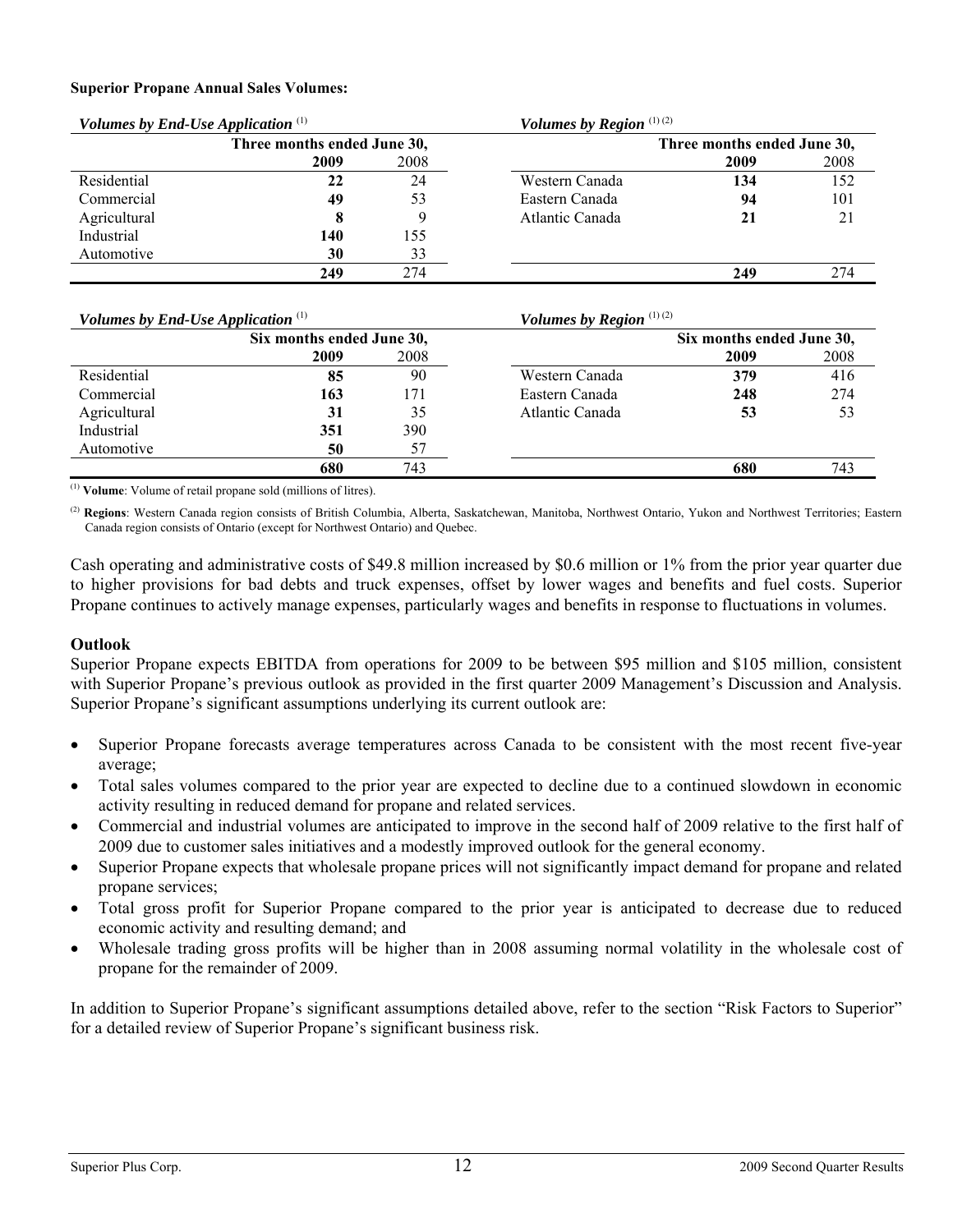**Superior Propane Annual Sales Volumes:**

| *Volumes by End-Use Application* [(1)] | | |
|---|---|---|
| | Three months ended June 30, | |
| | **2009** | 2008 |
| Residential | **22** | 24 |
| Commercial | **49** | 53 |
| Agricultural | **8** | 9 |
| Industrial | **140** | 155 |
| Automotive | **30** | 33 |
| | **249** | 274 |

| *Volumes by Region* [(1)(2)] | | |
|---|---|---|
| | Three months ended June 30, | |
| | **2009** | 2008 |
| Western Canada | **134** | 152 |
| Eastern Canada | **94** | 101 |
| Atlantic Canada | **21** | 21 |
| | **249** | 274 |

| *Volumes by End-Use Application* [(1)] | | |
|---|---|---|
| | Six months ended June 30, | |
| | **2009** | 2008 |
| Residential | **85** | 90 |
| Commercial | **163** | 171 |
| Agricultural | **31** | 35 |
| Industrial | **351** | 390 |
| Automotive | **50** | 57 |
| | **680** | 743 |

| *Volumes by Region* [(1)(2)] | | |
|---|---|---|
| | Six months ended June 30, | |
| | **2009** | 2008 |
| Western Canada | **379** | 416 |
| Eastern Canada | **248** | 274 |
| Atlantic Canada | **53** | 53 |
| | **680** | 743 |

(1) **Volume**: Volume of retail propane sold (millions of litres).

(2) **Regions**: Western Canada region consists of British Columbia, Alberta, Saskatchewan, Manitoba, Northwest Ontario, Yukon and Northwest Territories; Eastern Canada region consists of Ontario (except for Northwest Ontario) and Quebec.

Cash operating and administrative costs of $49.8 million increased by $0.6 million or 1% from the prior year quarter due to higher provisions for bad debts and truck expenses, offset by lower wages and benefits and fuel costs. Superior Propane continues to actively manage expenses, particularly wages and benefits in response to fluctuations in volumes.

### Outlook

Superior Propane expects EBITDA from operations for 2009 to be between $95 million and $105 million, consistent with Superior Propane's previous outlook as provided in the first quarter 2009 Management's Discussion and Analysis. Superior Propane's significant assumptions underlying its current outlook are:

- Superior Propane forecasts average temperatures across Canada to be consistent with the most recent five-year average;
- Total sales volumes compared to the prior year are expected to decline due to a continued slowdown in economic activity resulting in reduced demand for propane and related services.
- Commercial and industrial volumes are anticipated to improve in the second half of 2009 relative to the first half of 2009 due to customer sales initiatives and a modestly improved outlook for the general economy.
- Superior Propane expects that wholesale propane prices will not significantly impact demand for propane and related propane services;
- Total gross profit for Superior Propane compared to the prior year is anticipated to decrease due to reduced economic activity and resulting demand; and
- Wholesale trading gross profits will be higher than in 2008 assuming normal volatility in the wholesale cost of propane for the remainder of 2009.

In addition to Superior Propane's significant assumptions detailed above, refer to the section "Risk Factors to Superior" for a detailed review of Superior Propane's significant business risk.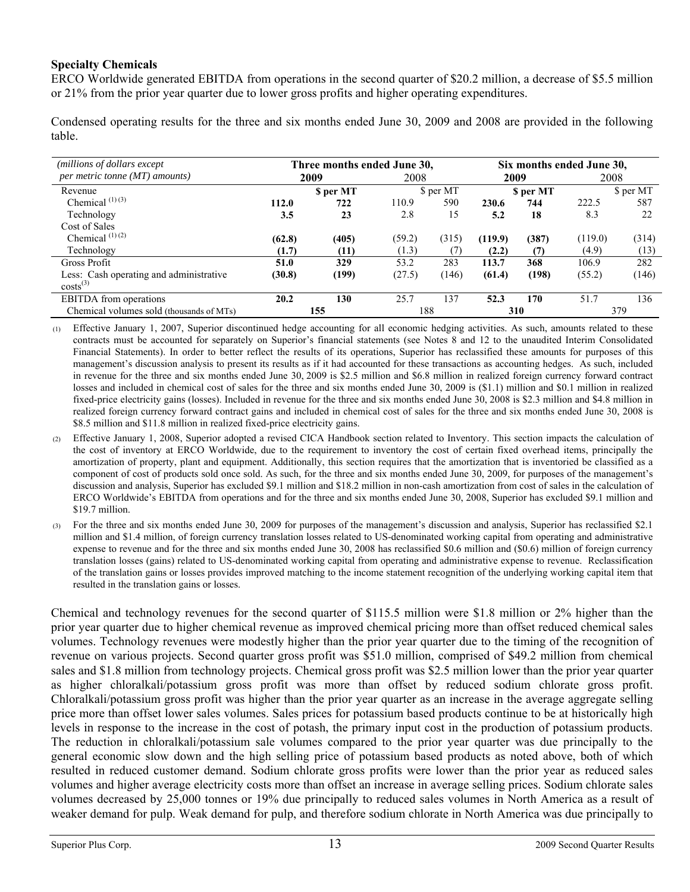### Specialty Chemicals

ERCO Worldwide generated EBITDA from operations in the second quarter of $20.2 million, a decrease of $5.5 million or 21% from the prior year quarter due to lower gross profits and higher operating expenditures.

Condensed operating results for the three and six months ended June 30, 2009 and 2008 are provided in the following table.

| *(millions of dollars except per metric tonne (MT) amounts)* | Three months ended June 30, | | | | Six months ended June 30, | | | |
|---|---|---|---|---|---|---|---|---|
| | **2009** | | 2008 | | **2009** | | 2008 | |
| Revenue | | **$ per MT** | | $ per MT | | **$ per MT** | | $ per MT |
| Chemical [(1) (3)] | **112.0** | **722** | 110.9 | 590 | **230.6** | **744** | 222.5 | 587 |
| Technology | **3.5** | **23** | 2.8 | 15 | **5.2** | **18** | 8.3 | 22 |
| Cost of Sales | | | | | | | | |
| Chemical [(1) (2)] | **(62.8)** | **(405)** | (59.2) | (315) | **(119.9)** | **(387)** | (119.0) | (314) |
| Technology | **(1.7)** | **(11)** | (1.3) | (7) | **(2.2)** | **(7)** | (4.9) | (13) |
| Gross Profit | **51.0** | **329** | 53.2 | 283 | **113.7** | **368** | 106.9 | 282 |
| Less: Cash operating and administrative costs[(3)] | **(30.8)** | **(199)** | (27.5) | (146) | **(61.4)** | **(198)** | (55.2) | (146) |
| EBITDA from operations | **20.2** | **130** | 25.7 | 137 | **52.3** | **170** | 51.7 | 136 |
| Chemical volumes sold (thousands of MTs) | **155** | | 188 | | **310** | | 379 | |

(1) Effective January 1, 2007, Superior discontinued hedge accounting for all economic hedging activities. As such, amounts related to these contracts must be accounted for separately on Superior's financial statements (see Notes 8 and 12 to the unaudited Interim Consolidated Financial Statements). In order to better reflect the results of its operations, Superior has reclassified these amounts for purposes of this management's discussion analysis to present its results as if it had accounted for these transactions as accounting hedges. As such, included in revenue for the three and six months ended June 30, 2009 is $2.5 million and $6.8 million in realized foreign currency forward contract losses and included in chemical cost of sales for the three and six months ended June 30, 2009 is ($1.1) million and $0.1 million in realized fixed-price electricity gains (losses). Included in revenue for the three and six months ended June 30, 2008 is $2.3 million and $4.8 million in realized foreign currency forward contract gains and included in chemical cost of sales for the three and six months ended June 30, 2008 is $8.5 million and $11.8 million in realized fixed-price electricity gains.

(2) Effective January 1, 2008, Superior adopted a revised CICA Handbook section related to Inventory. This section impacts the calculation of the cost of inventory at ERCO Worldwide, due to the requirement to inventory the cost of certain fixed overhead items, principally the amortization of property, plant and equipment. Additionally, this section requires that the amortization that is inventoried be classified as a component of cost of products sold once sold. As such, for the three and six months ended June 30, 2009, for purposes of the management's discussion and analysis, Superior has excluded $9.1 million and $18.2 million in non-cash amortization from cost of sales in the calculation of ERCO Worldwide's EBITDA from operations and for the three and six months ended June 30, 2008, Superior has excluded $9.1 million and $19.7 million.

(3) For the three and six months ended June 30, 2009 for purposes of the management's discussion and analysis, Superior has reclassified $2.1 million and $1.4 million, of foreign currency translation losses related to US-denominated working capital from operating and administrative expense to revenue and for the three and six months ended June 30, 2008 has reclassified $0.6 million and ($0.6) million of foreign currency translation losses (gains) related to US-denominated working capital from operating and administrative expense to revenue. Reclassification of the translation gains or losses provides improved matching to the income statement recognition of the underlying working capital item that resulted in the translation gains or losses.

Chemical and technology revenues for the second quarter of $115.5 million were $1.8 million or 2% higher than the prior year quarter due to higher chemical revenue as improved chemical pricing more than offset reduced chemical sales volumes. Technology revenues were modestly higher than the prior year quarter due to the timing of the recognition of revenue on various projects. Second quarter gross profit was $51.0 million, comprised of $49.2 million from chemical sales and $1.8 million from technology projects. Chemical gross profit was $2.5 million lower than the prior year quarter as higher chloralkali/potassium gross profit was more than offset by reduced sodium chlorate gross profit. Chloralkali/potassium gross profit was higher than the prior year quarter as an increase in the average aggregate selling price more than offset lower sales volumes. Sales prices for potassium based products continue to be at historically high levels in response to the increase in the cost of potash, the primary input cost in the production of potassium products. The reduction in chloralkali/potassium sale volumes compared to the prior year quarter was due principally to the general economic slow down and the high selling price of potassium based products as noted above, both of which resulted in reduced customer demand. Sodium chlorate gross profits were lower than the prior year as reduced sales volumes and higher average electricity costs more than offset an increase in average selling prices. Sodium chlorate sales volumes decreased by 25,000 tonnes or 19% due principally to reduced sales volumes in North America as a result of weaker demand for pulp. Weak demand for pulp, and therefore sodium chlorate in North America was due principally to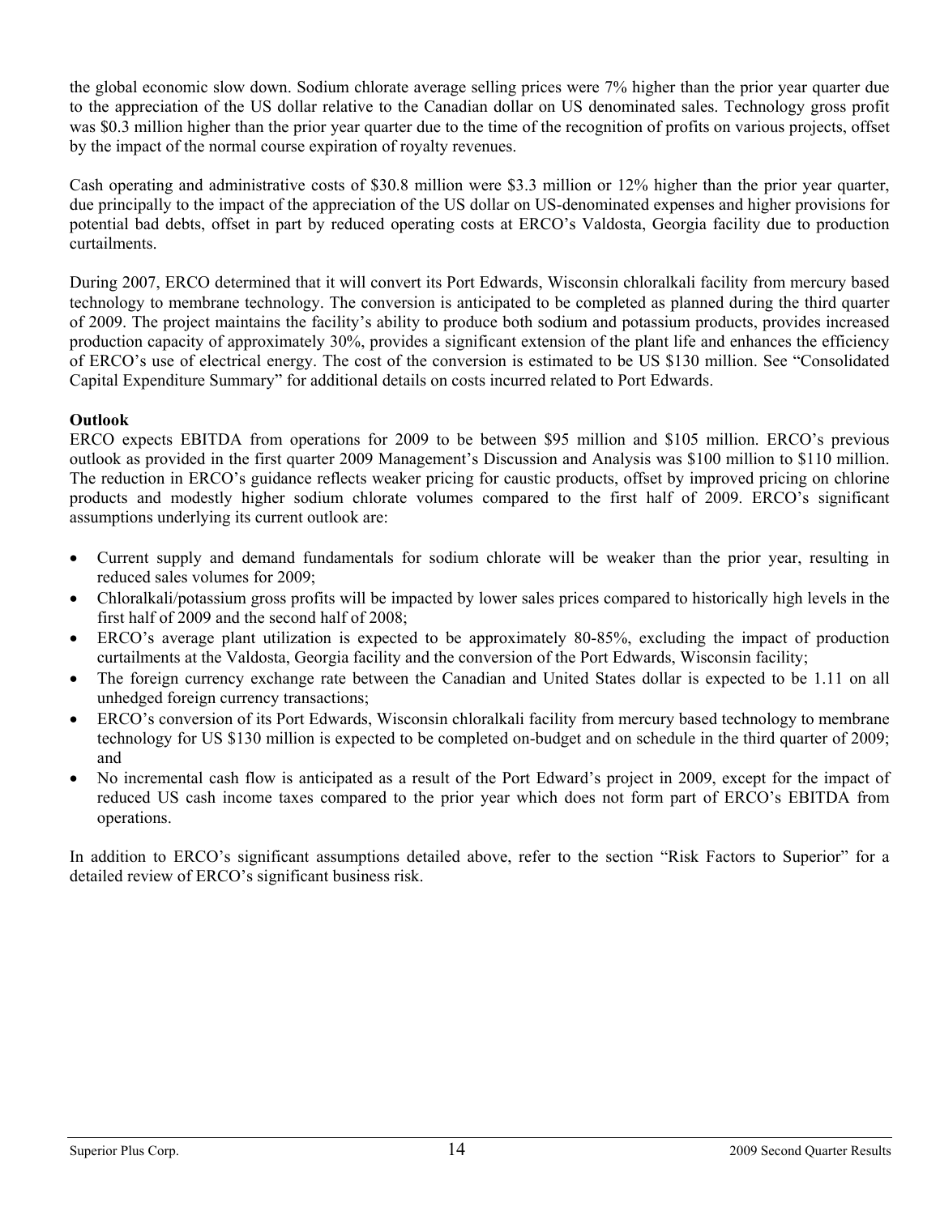the global economic slow down. Sodium chlorate average selling prices were 7% higher than the prior year quarter due to the appreciation of the US dollar relative to the Canadian dollar on US denominated sales. Technology gross profit was $0.3 million higher than the prior year quarter due to the time of the recognition of profits on various projects, offset by the impact of the normal course expiration of royalty revenues.

Cash operating and administrative costs of $30.8 million were $3.3 million or 12% higher than the prior year quarter, due principally to the impact of the appreciation of the US dollar on US-denominated expenses and higher provisions for potential bad debts, offset in part by reduced operating costs at ERCO's Valdosta, Georgia facility due to production curtailments.

During 2007, ERCO determined that it will convert its Port Edwards, Wisconsin chloralkali facility from mercury based technology to membrane technology. The conversion is anticipated to be completed as planned during the third quarter of 2009. The project maintains the facility's ability to produce both sodium and potassium products, provides increased production capacity of approximately 30%, provides a significant extension of the plant life and enhances the efficiency of ERCO's use of electrical energy. The cost of the conversion is estimated to be US $130 million. See "Consolidated Capital Expenditure Summary" for additional details on costs incurred related to Port Edwards.

**Outlook**

ERCO expects EBITDA from operations for 2009 to be between $95 million and $105 million. ERCO's previous outlook as provided in the first quarter 2009 Management's Discussion and Analysis was $100 million to $110 million. The reduction in ERCO's guidance reflects weaker pricing for caustic products, offset by improved pricing on chlorine products and modestly higher sodium chlorate volumes compared to the first half of 2009. ERCO's significant assumptions underlying its current outlook are:

- Current supply and demand fundamentals for sodium chlorate will be weaker than the prior year, resulting in reduced sales volumes for 2009;
- Chloralkali/potassium gross profits will be impacted by lower sales prices compared to historically high levels in the first half of 2009 and the second half of 2008;
- ERCO's average plant utilization is expected to be approximately 80-85%, excluding the impact of production curtailments at the Valdosta, Georgia facility and the conversion of the Port Edwards, Wisconsin facility;
- The foreign currency exchange rate between the Canadian and United States dollar is expected to be 1.11 on all unhedged foreign currency transactions;
- ERCO's conversion of its Port Edwards, Wisconsin chloralkali facility from mercury based technology to membrane technology for US $130 million is expected to be completed on-budget and on schedule in the third quarter of 2009; and
- No incremental cash flow is anticipated as a result of the Port Edward's project in 2009, except for the impact of reduced US cash income taxes compared to the prior year which does not form part of ERCO's EBITDA from operations.

In addition to ERCO's significant assumptions detailed above, refer to the section "Risk Factors to Superior" for a detailed review of ERCO's significant business risk.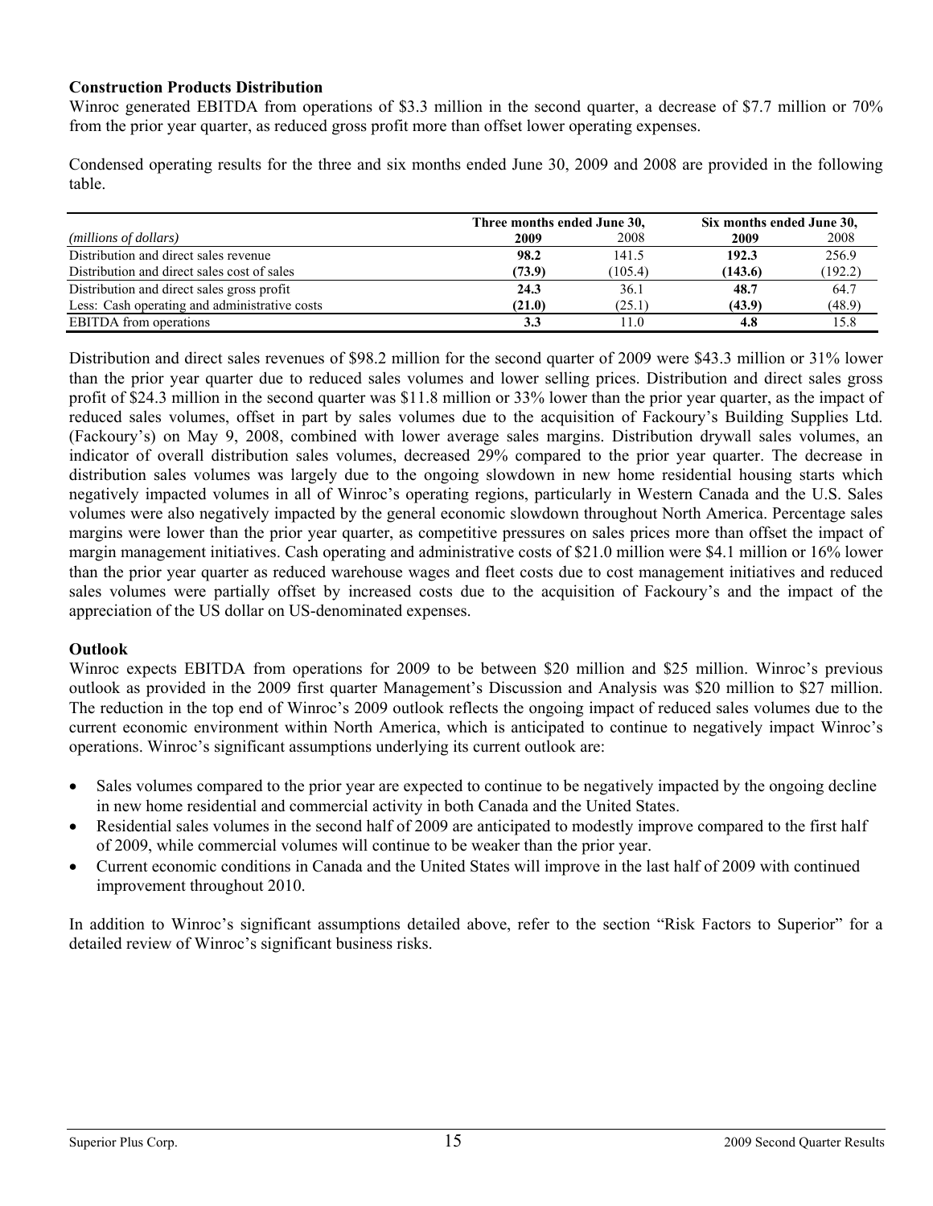### Construction Products Distribution

Winroc generated EBITDA from operations of $3.3 million in the second quarter, a decrease of $7.7 million or 70% from the prior year quarter, as reduced gross profit more than offset lower operating expenses.

Condensed operating results for the three and six months ended June 30, 2009 and 2008 are provided in the following table.

| | Three months ended June 30, | | Six months ended June 30, | |
|---|---|---|---|---|
| *(millions of dollars)* | **2009** | 2008 | **2009** | 2008 |
| Distribution and direct sales revenue | **98.2** | 141.5 | **192.3** | 256.9 |
| Distribution and direct sales cost of sales | **(73.9)** | (105.4) | **(143.6)** | (192.2) |
| Distribution and direct sales gross profit | **24.3** | 36.1 | **48.7** | 64.7 |
| Less: Cash operating and administrative costs | **(21.0)** | (25.1) | **(43.9)** | (48.9) |
| EBITDA from operations | **3.3** | 11.0 | **4.8** | 15.8 |

Distribution and direct sales revenues of $98.2 million for the second quarter of 2009 were $43.3 million or 31% lower than the prior year quarter due to reduced sales volumes and lower selling prices. Distribution and direct sales gross profit of $24.3 million in the second quarter was $11.8 million or 33% lower than the prior year quarter, as the impact of reduced sales volumes, offset in part by sales volumes due to the acquisition of Fackoury's Building Supplies Ltd. (Fackoury's) on May 9, 2008, combined with lower average sales margins. Distribution drywall sales volumes, an indicator of overall distribution sales volumes, decreased 29% compared to the prior year quarter. The decrease in distribution sales volumes was largely due to the ongoing slowdown in new home residential housing starts which negatively impacted volumes in all of Winroc's operating regions, particularly in Western Canada and the U.S. Sales volumes were also negatively impacted by the general economic slowdown throughout North America. Percentage sales margins were lower than the prior year quarter, as competitive pressures on sales prices more than offset the impact of margin management initiatives. Cash operating and administrative costs of $21.0 million were $4.1 million or 16% lower than the prior year quarter as reduced warehouse wages and fleet costs due to cost management initiatives and reduced sales volumes were partially offset by increased costs due to the acquisition of Fackoury's and the impact of the appreciation of the US dollar on US-denominated expenses.

### Outlook

Winroc expects EBITDA from operations for 2009 to be between $20 million and $25 million. Winroc's previous outlook as provided in the 2009 first quarter Management's Discussion and Analysis was $20 million to $27 million. The reduction in the top end of Winroc's 2009 outlook reflects the ongoing impact of reduced sales volumes due to the current economic environment within North America, which is anticipated to continue to negatively impact Winroc's operations. Winroc's significant assumptions underlying its current outlook are:

- Sales volumes compared to the prior year are expected to continue to be negatively impacted by the ongoing decline in new home residential and commercial activity in both Canada and the United States.
- Residential sales volumes in the second half of 2009 are anticipated to modestly improve compared to the first half of 2009, while commercial volumes will continue to be weaker than the prior year.
- Current economic conditions in Canada and the United States will improve in the last half of 2009 with continued improvement throughout 2010.

In addition to Winroc's significant assumptions detailed above, refer to the section "Risk Factors to Superior" for a detailed review of Winroc's significant business risks.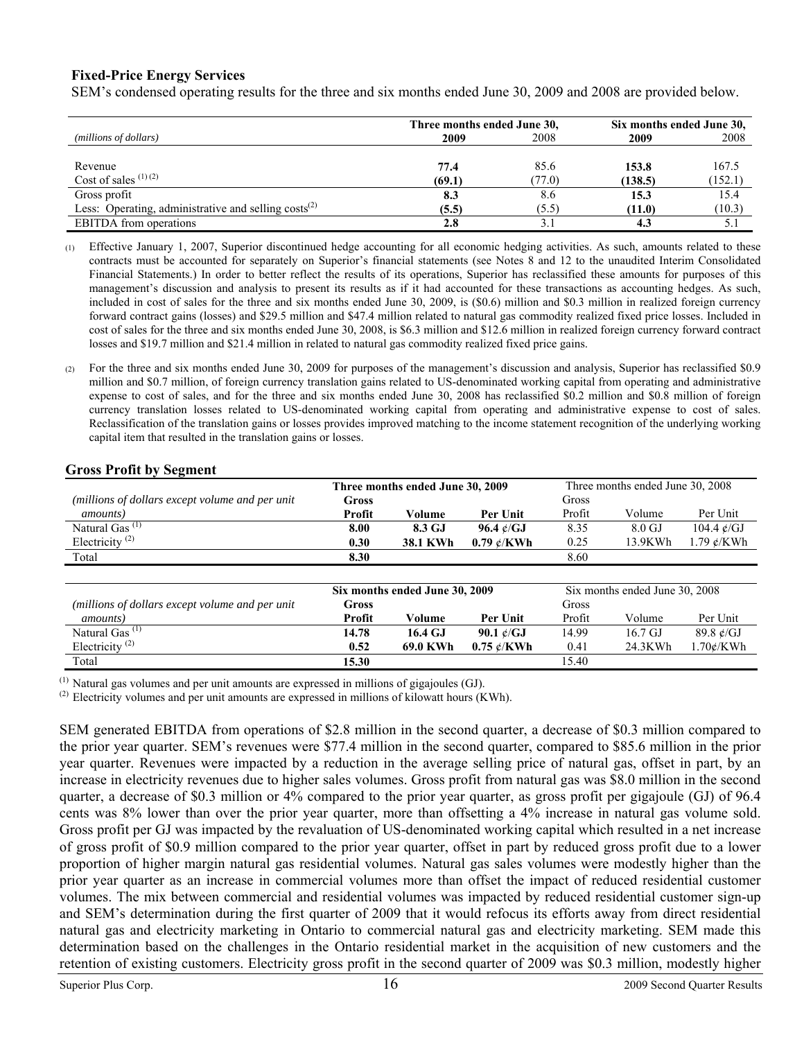### Fixed-Price Energy Services

SEM's condensed operating results for the three and six months ended June 30, 2009 and 2008 are provided below.

| *(millions of dollars)* | Three months ended June 30, | | Six months ended June 30, | |
|---|---|---|---|---|
| | **2009** | 2008 | **2009** | 2008 |
| Revenue | **77.4** | 85.6 | **153.8** | 167.5 |
| Cost of sales [(1) (2)] | **(69.1)** | (77.0) | **(138.5)** | (152.1) |
| Gross profit | **8.3** | 8.6 | **15.3** | 15.4 |
| Less: Operating, administrative and selling costs[(2)] | **(5.5)** | (5.5) | **(11.0)** | (10.3) |
| EBITDA from operations | **2.8** | 3.1 | **4.3** | 5.1 |

(1) Effective January 1, 2007, Superior discontinued hedge accounting for all economic hedging activities. As such, amounts related to these contracts must be accounted for separately on Superior's financial statements (see Notes 8 and 12 to the unaudited Interim Consolidated Financial Statements.) In order to better reflect the results of its operations, Superior has reclassified these amounts for purposes of this management's discussion and analysis to present its results as if it had accounted for these transactions as accounting hedges. As such, included in cost of sales for the three and six months ended June 30, 2009, is ($0.6) million and $0.3 million in realized foreign currency forward contract gains (losses) and $29.5 million and $47.4 million related to natural gas commodity realized fixed price losses. Included in cost of sales for the three and six months ended June 30, 2008, is $6.3 million and $12.6 million in realized foreign currency forward contract losses and $19.7 million and $21.4 million in related to natural gas commodity realized fixed price gains.

(2) For the three and six months ended June 30, 2009 for purposes of the management's discussion and analysis, Superior has reclassified $0.9 million and $0.7 million, of foreign currency translation gains related to US-denominated working capital from operating and administrative expense to cost of sales, and for the three and six months ended June 30, 2008 has reclassified $0.2 million and $0.8 million of foreign currency translation losses related to US-denominated working capital from operating and administrative expense to cost of sales. Reclassification of the translation gains or losses provides improved matching to the income statement recognition of the underlying working capital item that resulted in the translation gains or losses.

### Gross Profit by Segment

| *(millions of dollars except volume and per unit amounts)* | Three months ended June 30, 2009 | | | Three months ended June 30, 2008 | | |
|---|---|---|---|---|---|---|
| | **Gross Profit** | **Volume** | **Per Unit** | Gross Profit | Volume | Per Unit |
| Natural Gas [(1)] | **8.00** | **8.3 GJ** | **96.4 ¢/GJ** | 8.35 | 8.0 GJ | 104.4 ¢/GJ |
| Electricity [(2)] | **0.30** | **38.1 KWh** | **0.79 ¢/KWh** | 0.25 | 13.9KWh | 1.79 ¢/KWh |
| Total | **8.30** | | | 8.60 | | |

| *(millions of dollars except volume and per unit amounts)* | Six months ended June 30, 2009 | | | Six months ended June 30, 2008 | | |
|---|---|---|---|---|---|---|
| | **Gross Profit** | **Volume** | **Per Unit** | Gross Profit | Volume | Per Unit |
| Natural Gas [(1)] | **14.78** | **16.4 GJ** | **90.1 ¢/GJ** | 14.99 | 16.7 GJ | 89.8 ¢/GJ |
| Electricity [(2)] | **0.52** | **69.0 KWh** | **0.75 ¢/KWh** | 0.41 | 24.3KWh | 1.70¢/KWh |
| Total | **15.30** | | | 15.40 | | |

(1) Natural gas volumes and per unit amounts are expressed in millions of gigajoules (GJ).
(2) Electricity volumes and per unit amounts are expressed in millions of kilowatt hours (KWh).

SEM generated EBITDA from operations of $2.8 million in the second quarter, a decrease of $0.3 million compared to the prior year quarter. SEM's revenues were $77.4 million in the second quarter, compared to $85.6 million in the prior year quarter. Revenues were impacted by a reduction in the average selling price of natural gas, offset in part, by an increase in electricity revenues due to higher sales volumes. Gross profit from natural gas was $8.0 million in the second quarter, a decrease of $0.3 million or 4% compared to the prior year quarter, as gross profit per gigajoule (GJ) of 96.4 cents was 8% lower than over the prior year quarter, more than offsetting a 4% increase in natural gas volume sold. Gross profit per GJ was impacted by the revaluation of US-denominated working capital which resulted in a net increase of gross profit of $0.9 million compared to the prior year quarter, offset in part by reduced gross profit due to a lower proportion of higher margin natural gas residential volumes. Natural gas sales volumes were modestly higher than the prior year quarter as an increase in commercial volumes more than offset the impact of reduced residential customer volumes. The mix between commercial and residential volumes was impacted by reduced residential customer sign-up and SEM's determination during the first quarter of 2009 that it would refocus its efforts away from direct residential natural gas and electricity marketing in Ontario to commercial natural gas and electricity marketing. SEM made this determination based on the challenges in the Ontario residential market in the acquisition of new customers and the retention of existing customers. Electricity gross profit in the second quarter of 2009 was $0.3 million, modestly higher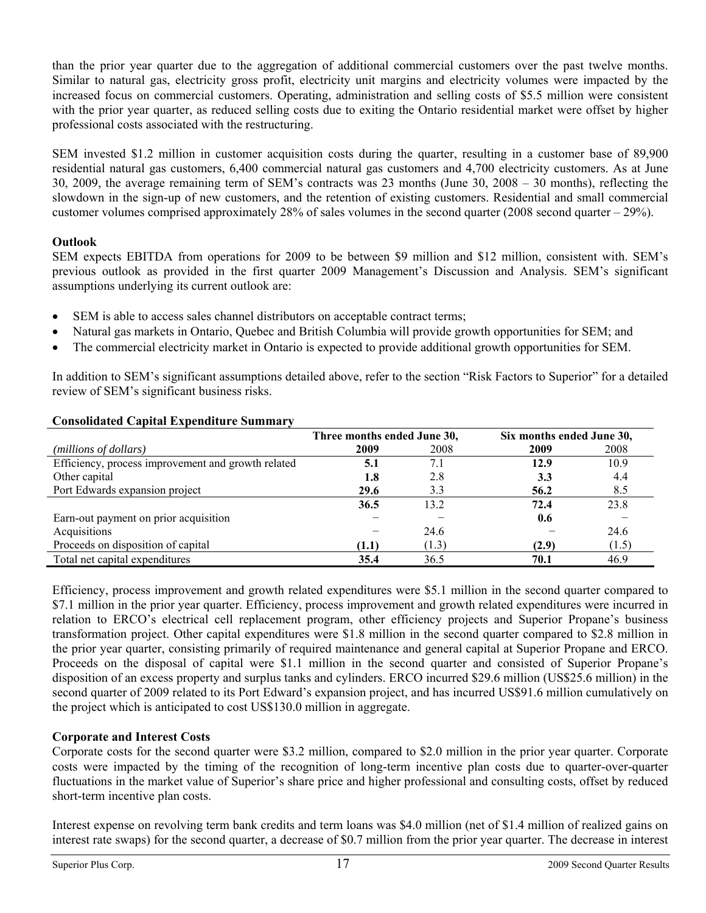than the prior year quarter due to the aggregation of additional commercial customers over the past twelve months. Similar to natural gas, electricity gross profit, electricity unit margins and electricity volumes were impacted by the increased focus on commercial customers. Operating, administration and selling costs of $5.5 million were consistent with the prior year quarter, as reduced selling costs due to exiting the Ontario residential market were offset by higher professional costs associated with the restructuring.

SEM invested $1.2 million in customer acquisition costs during the quarter, resulting in a customer base of 89,900 residential natural gas customers, 6,400 commercial natural gas customers and 4,700 electricity customers. As at June 30, 2009, the average remaining term of SEM's contracts was 23 months (June 30, 2008 – 30 months), reflecting the slowdown in the sign-up of new customers, and the retention of existing customers. Residential and small commercial customer volumes comprised approximately 28% of sales volumes in the second quarter (2008 second quarter – 29%).

**Outlook**

SEM expects EBITDA from operations for 2009 to be between $9 million and $12 million, consistent with. SEM's previous outlook as provided in the first quarter 2009 Management's Discussion and Analysis. SEM's significant assumptions underlying its current outlook are:

- SEM is able to access sales channel distributors on acceptable contract terms;
- Natural gas markets in Ontario, Quebec and British Columbia will provide growth opportunities for SEM; and
- The commercial electricity market in Ontario is expected to provide additional growth opportunities for SEM.

In addition to SEM's significant assumptions detailed above, refer to the section "Risk Factors to Superior" for a detailed review of SEM's significant business risks.

**Consolidated Capital Expenditure Summary**

| | Three months ended June 30, | | Six months ended June 30, | |
|---|---|---|---|---|
| *(millions of dollars)* | **2009** | 2008 | **2009** | 2008 |
| Efficiency, process improvement and growth related | **5.1** | 7.1 | **12.9** | 10.9 |
| Other capital | **1.8** | 2.8 | **3.3** | 4.4 |
| Port Edwards expansion project | **29.6** | 3.3 | **56.2** | 8.5 |
| | **36.5** | 13.2 | **72.4** | 23.8 |
| Earn-out payment on prior acquisition | − | − | **0.6** | − |
| Acquisitions | − | 24.6 | − | 24.6 |
| Proceeds on disposition of capital | **(1.1)** | (1.3) | **(2.9)** | (1.5) |
| Total net capital expenditures | **35.4** | 36.5 | **70.1** | 46.9 |

Efficiency, process improvement and growth related expenditures were $5.1 million in the second quarter compared to $7.1 million in the prior year quarter. Efficiency, process improvement and growth related expenditures were incurred in relation to ERCO's electrical cell replacement program, other efficiency projects and Superior Propane's business transformation project. Other capital expenditures were $1.8 million in the second quarter compared to $2.8 million in the prior year quarter, consisting primarily of required maintenance and general capital at Superior Propane and ERCO. Proceeds on the disposal of capital were $1.1 million in the second quarter and consisted of Superior Propane's disposition of an excess property and surplus tanks and cylinders. ERCO incurred $29.6 million (US$25.6 million) in the second quarter of 2009 related to its Port Edward's expansion project, and has incurred US$91.6 million cumulatively on the project which is anticipated to cost US$130.0 million in aggregate.

**Corporate and Interest Costs**

Corporate costs for the second quarter were $3.2 million, compared to $2.0 million in the prior year quarter. Corporate costs were impacted by the timing of the recognition of long-term incentive plan costs due to quarter-over-quarter fluctuations in the market value of Superior's share price and higher professional and consulting costs, offset by reduced short-term incentive plan costs.

Interest expense on revolving term bank credits and term loans was $4.0 million (net of $1.4 million of realized gains on interest rate swaps) for the second quarter, a decrease of $0.7 million from the prior year quarter. The decrease in interest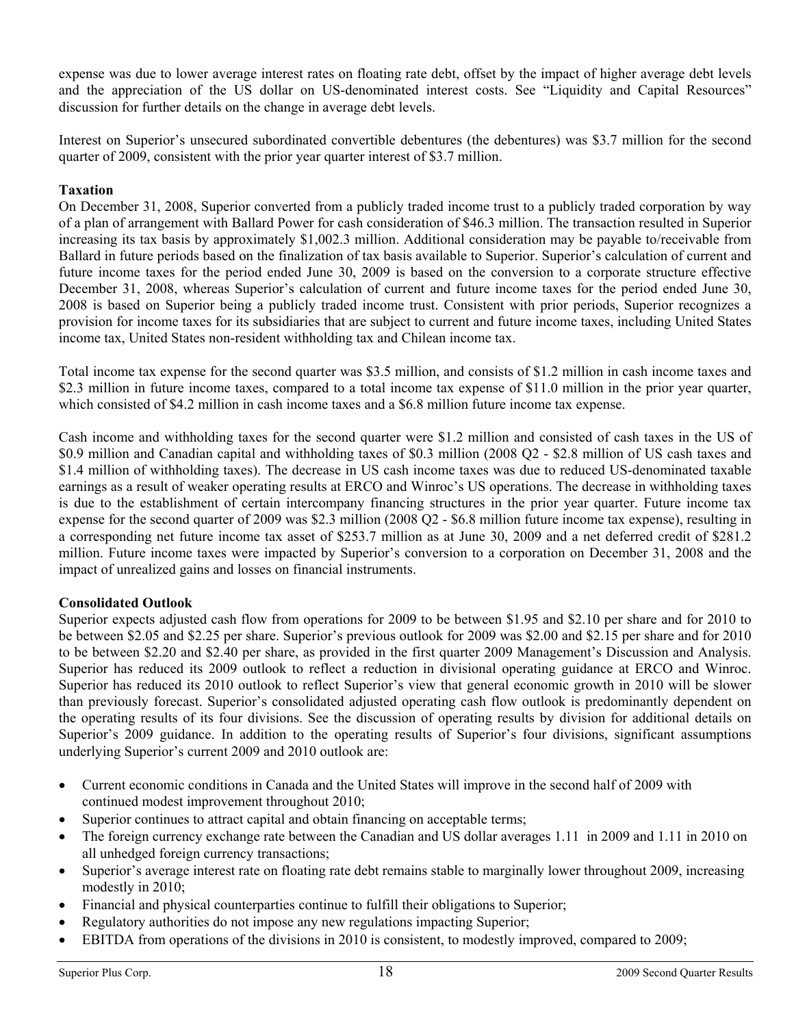expense was due to lower average interest rates on floating rate debt, offset by the impact of higher average debt levels and the appreciation of the US dollar on US-denominated interest costs. See "Liquidity and Capital Resources" discussion for further details on the change in average debt levels.

Interest on Superior's unsecured subordinated convertible debentures (the debentures) was $3.7 million for the second quarter of 2009, consistent with the prior year quarter interest of $3.7 million.

**Taxation**

On December 31, 2008, Superior converted from a publicly traded income trust to a publicly traded corporation by way of a plan of arrangement with Ballard Power for cash consideration of $46.3 million. The transaction resulted in Superior increasing its tax basis by approximately $1,002.3 million. Additional consideration may be payable to/receivable from Ballard in future periods based on the finalization of tax basis available to Superior. Superior's calculation of current and future income taxes for the period ended June 30, 2009 is based on the conversion to a corporate structure effective December 31, 2008, whereas Superior's calculation of current and future income taxes for the period ended June 30, 2008 is based on Superior being a publicly traded income trust. Consistent with prior periods, Superior recognizes a provision for income taxes for its subsidiaries that are subject to current and future income taxes, including United States income tax, United States non-resident withholding tax and Chilean income tax.

Total income tax expense for the second quarter was $3.5 million, and consists of $1.2 million in cash income taxes and $2.3 million in future income taxes, compared to a total income tax expense of $11.0 million in the prior year quarter, which consisted of $4.2 million in cash income taxes and a $6.8 million future income tax expense.

Cash income and withholding taxes for the second quarter were $1.2 million and consisted of cash taxes in the US of $0.9 million and Canadian capital and withholding taxes of $0.3 million (2008 Q2 - $2.8 million of US cash taxes and $1.4 million of withholding taxes). The decrease in US cash income taxes was due to reduced US-denominated taxable earnings as a result of weaker operating results at ERCO and Winroc's US operations. The decrease in withholding taxes is due to the establishment of certain intercompany financing structures in the prior year quarter. Future income tax expense for the second quarter of 2009 was $2.3 million (2008 Q2 - $6.8 million future income tax expense), resulting in a corresponding net future income tax asset of $253.7 million as at June 30, 2009 and a net deferred credit of $281.2 million. Future income taxes were impacted by Superior's conversion to a corporation on December 31, 2008 and the impact of unrealized gains and losses on financial instruments.

**Consolidated Outlook**

Superior expects adjusted cash flow from operations for 2009 to be between $1.95 and $2.10 per share and for 2010 to be between $2.05 and $2.25 per share. Superior's previous outlook for 2009 was $2.00 and $2.15 per share and for 2010 to be between $2.20 and $2.40 per share, as provided in the first quarter 2009 Management's Discussion and Analysis. Superior has reduced its 2009 outlook to reflect a reduction in divisional operating guidance at ERCO and Winroc. Superior has reduced its 2010 outlook to reflect Superior's view that general economic growth in 2010 will be slower than previously forecast. Superior's consolidated adjusted operating cash flow outlook is predominantly dependent on the operating results of its four divisions. See the discussion of operating results by division for additional details on Superior's 2009 guidance. In addition to the operating results of Superior's four divisions, significant assumptions underlying Superior's current 2009 and 2010 outlook are:

- Current economic conditions in Canada and the United States will improve in the second half of 2009 with continued modest improvement throughout 2010;
- Superior continues to attract capital and obtain financing on acceptable terms;
- The foreign currency exchange rate between the Canadian and US dollar averages 1.11 in 2009 and 1.11 in 2010 on all unhedged foreign currency transactions;
- Superior's average interest rate on floating rate debt remains stable to marginally lower throughout 2009, increasing modestly in 2010;
- Financial and physical counterparties continue to fulfill their obligations to Superior;
- Regulatory authorities do not impose any new regulations impacting Superior;
- EBITDA from operations of the divisions in 2010 is consistent, to modestly improved, compared to 2009;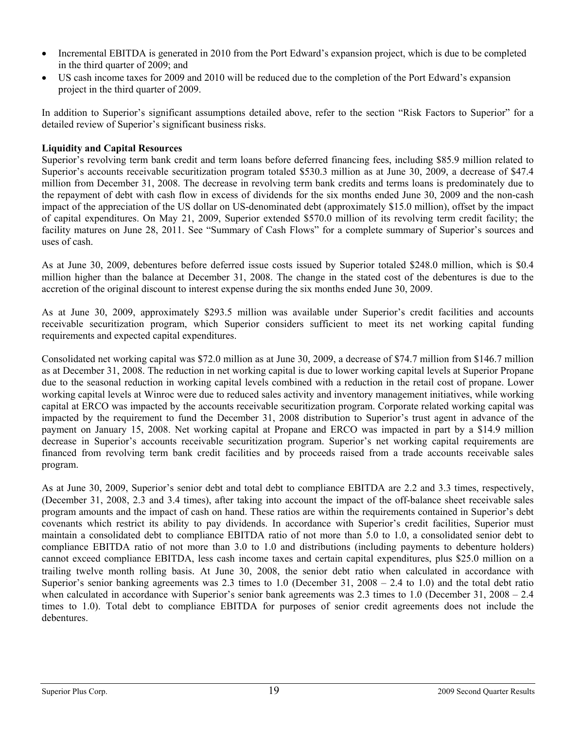- Incremental EBITDA is generated in 2010 from the Port Edward's expansion project, which is due to be completed in the third quarter of 2009; and
- US cash income taxes for 2009 and 2010 will be reduced due to the completion of the Port Edward's expansion project in the third quarter of 2009.

In addition to Superior's significant assumptions detailed above, refer to the section "Risk Factors to Superior" for a detailed review of Superior's significant business risks.

**Liquidity and Capital Resources**

Superior's revolving term bank credit and term loans before deferred financing fees, including $85.9 million related to Superior's accounts receivable securitization program totaled $530.3 million as at June 30, 2009, a decrease of $47.4 million from December 31, 2008. The decrease in revolving term bank credits and terms loans is predominately due to the repayment of debt with cash flow in excess of dividends for the six months ended June 30, 2009 and the non-cash impact of the appreciation of the US dollar on US-denominated debt (approximately $15.0 million), offset by the impact of capital expenditures. On May 21, 2009, Superior extended $570.0 million of its revolving term credit facility; the facility matures on June 28, 2011. See "Summary of Cash Flows" for a complete summary of Superior's sources and uses of cash.

As at June 30, 2009, debentures before deferred issue costs issued by Superior totaled $248.0 million, which is $0.4 million higher than the balance at December 31, 2008. The change in the stated cost of the debentures is due to the accretion of the original discount to interest expense during the six months ended June 30, 2009.

As at June 30, 2009, approximately $293.5 million was available under Superior's credit facilities and accounts receivable securitization program, which Superior considers sufficient to meet its net working capital funding requirements and expected capital expenditures.

Consolidated net working capital was $72.0 million as at June 30, 2009, a decrease of $74.7 million from $146.7 million as at December 31, 2008. The reduction in net working capital is due to lower working capital levels at Superior Propane due to the seasonal reduction in working capital levels combined with a reduction in the retail cost of propane. Lower working capital levels at Winroc were due to reduced sales activity and inventory management initiatives, while working capital at ERCO was impacted by the accounts receivable securitization program. Corporate related working capital was impacted by the requirement to fund the December 31, 2008 distribution to Superior's trust agent in advance of the payment on January 15, 2008. Net working capital at Propane and ERCO was impacted in part by a $14.9 million decrease in Superior's accounts receivable securitization program. Superior's net working capital requirements are financed from revolving term bank credit facilities and by proceeds raised from a trade accounts receivable sales program.

As at June 30, 2009, Superior's senior debt and total debt to compliance EBITDA are 2.2 and 3.3 times, respectively, (December 31, 2008, 2.3 and 3.4 times), after taking into account the impact of the off-balance sheet receivable sales program amounts and the impact of cash on hand. These ratios are within the requirements contained in Superior's debt covenants which restrict its ability to pay dividends. In accordance with Superior's credit facilities, Superior must maintain a consolidated debt to compliance EBITDA ratio of not more than 5.0 to 1.0, a consolidated senior debt to compliance EBITDA ratio of not more than 3.0 to 1.0 and distributions (including payments to debenture holders) cannot exceed compliance EBITDA, less cash income taxes and certain capital expenditures, plus $25.0 million on a trailing twelve month rolling basis. At June 30, 2008, the senior debt ratio when calculated in accordance with Superior's senior banking agreements was 2.3 times to 1.0 (December 31, 2008 – 2.4 to 1.0) and the total debt ratio when calculated in accordance with Superior's senior bank agreements was 2.3 times to 1.0 (December 31, 2008 – 2.4 times to 1.0). Total debt to compliance EBITDA for purposes of senior credit agreements does not include the debentures.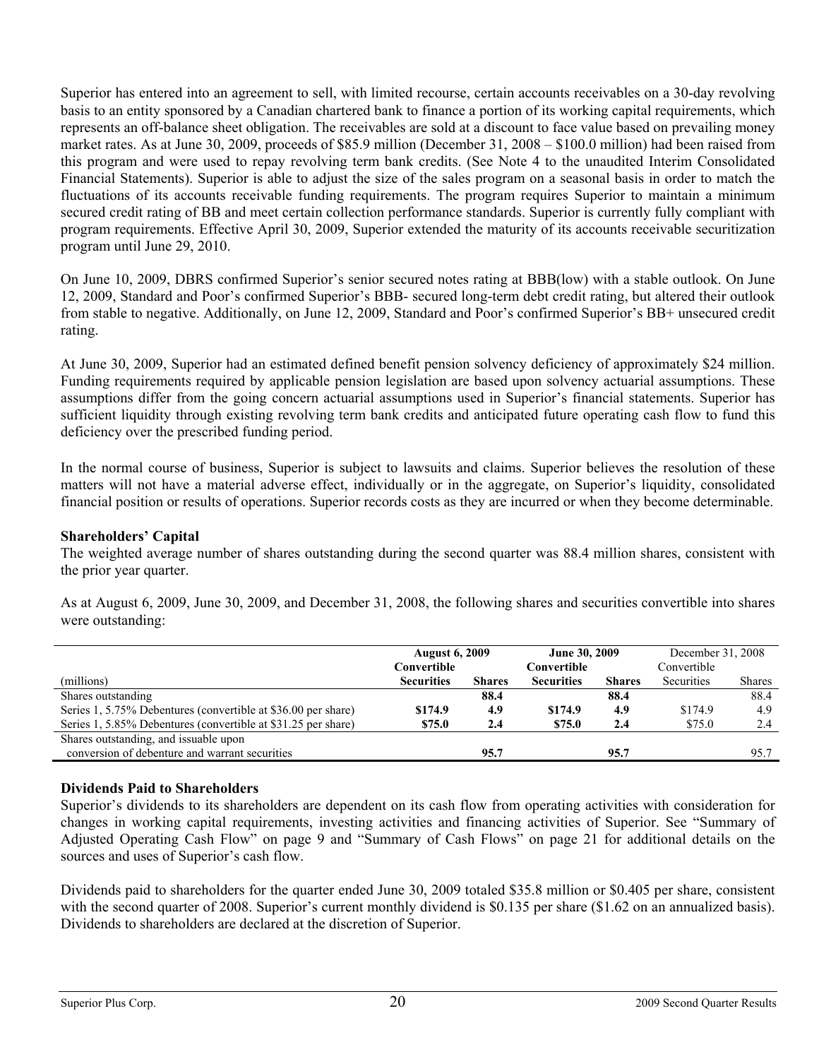Superior has entered into an agreement to sell, with limited recourse, certain accounts receivables on a 30-day revolving basis to an entity sponsored by a Canadian chartered bank to finance a portion of its working capital requirements, which represents an off-balance sheet obligation. The receivables are sold at a discount to face value based on prevailing money market rates. As at June 30, 2009, proceeds of $85.9 million (December 31, 2008 – $100.0 million) had been raised from this program and were used to repay revolving term bank credits. (See Note 4 to the unaudited Interim Consolidated Financial Statements). Superior is able to adjust the size of the sales program on a seasonal basis in order to match the fluctuations of its accounts receivable funding requirements. The program requires Superior to maintain a minimum secured credit rating of BB and meet certain collection performance standards. Superior is currently fully compliant with program requirements. Effective April 30, 2009, Superior extended the maturity of its accounts receivable securitization program until June 29, 2010.

On June 10, 2009, DBRS confirmed Superior's senior secured notes rating at BBB(low) with a stable outlook. On June 12, 2009, Standard and Poor's confirmed Superior's BBB- secured long-term debt credit rating, but altered their outlook from stable to negative. Additionally, on June 12, 2009, Standard and Poor's confirmed Superior's BB+ unsecured credit rating.

At June 30, 2009, Superior had an estimated defined benefit pension solvency deficiency of approximately $24 million. Funding requirements required by applicable pension legislation are based upon solvency actuarial assumptions. These assumptions differ from the going concern actuarial assumptions used in Superior's financial statements. Superior has sufficient liquidity through existing revolving term bank credits and anticipated future operating cash flow to fund this deficiency over the prescribed funding period.

In the normal course of business, Superior is subject to lawsuits and claims. Superior believes the resolution of these matters will not have a material adverse effect, individually or in the aggregate, on Superior's liquidity, consolidated financial position or results of operations. Superior records costs as they are incurred or when they become determinable.

## Shareholders' Capital

The weighted average number of shares outstanding during the second quarter was 88.4 million shares, consistent with the prior year quarter.

As at August 6, 2009, June 30, 2009, and December 31, 2008, the following shares and securities convertible into shares were outstanding:

| | **August 6, 2009** | | **June 30, 2009** | | December 31, 2008 | |
|---|---|---|---|---|---|---|
| (millions) | **Convertible Securities** | **Shares** | **Convertible Securities** | **Shares** | Convertible Securities | Shares |
| Shares outstanding | | **88.4** | | **88.4** | | 88.4 |
| Series 1, 5.75% Debentures (convertible at $36.00 per share) | **$174.9** | **4.9** | **$174.9** | **4.9** | $174.9 | 4.9 |
| Series 1, 5.85% Debentures (convertible at $31.25 per share) | **$75.0** | **2.4** | **$75.0** | **2.4** | $75.0 | 2.4 |
| Shares outstanding, and issuable upon conversion of debenture and warrant securities | | **95.7** | | **95.7** | | 95.7 |

## Dividends Paid to Shareholders

Superior's dividends to its shareholders are dependent on its cash flow from operating activities with consideration for changes in working capital requirements, investing activities and financing activities of Superior. See "Summary of Adjusted Operating Cash Flow" on page 9 and "Summary of Cash Flows" on page 21 for additional details on the sources and uses of Superior's cash flow.

Dividends paid to shareholders for the quarter ended June 30, 2009 totaled $35.8 million or $0.405 per share, consistent with the second quarter of 2008. Superior's current monthly dividend is $0.135 per share ($1.62 on an annualized basis). Dividends to shareholders are declared at the discretion of Superior.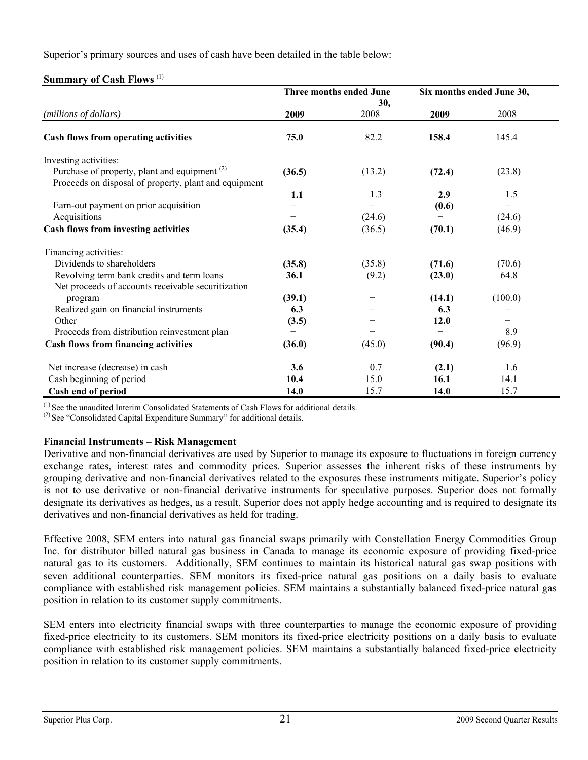Superior's primary sources and uses of cash have been detailed in the table below:

**Summary of Cash Flows** [(1)]

| | Three months ended June 30, | | Six months ended June 30, | |
|---|---|---|---|---|
| *(millions of dollars)* | **2009** | 2008 | **2009** | 2008 |
| **Cash flows from operating activities** | **75.0** | 82.2 | **158.4** | 145.4 |
| Investing activities: | | | | |
| Purchase of property, plant and equipment [(2)] | **(36.5)** | (13.2) | **(72.4)** | (23.8) |
| Proceeds on disposal of property, plant and equipment | **1.1** | 1.3 | **2.9** | 1.5 |
| Earn-out payment on prior acquisition | – | – | **(0.6)** | – |
| Acquisitions | – | (24.6) | – | (24.6) |
| **Cash flows from investing activities** | **(35.4)** | (36.5) | **(70.1)** | (46.9) |
| Financing activities: | | | | |
| Dividends to shareholders | **(35.8)** | (35.8) | **(71.6)** | (70.6) |
| Revolving term bank credits and term loans | **36.1** | (9.2) | **(23.0)** | 64.8 |
| Net proceeds of accounts receivable securitization program | **(39.1)** | – | **(14.1)** | (100.0) |
| Realized gain on financial instruments | **6.3** | – | **6.3** | – |
| Other | **(3.5)** | – | **12.0** | – |
| Proceeds from distribution reinvestment plan | – | – | – | 8.9 |
| **Cash flows from financing activities** | **(36.0)** | (45.0) | **(90.4)** | (96.9) |
| Net increase (decrease) in cash | **3.6** | 0.7 | **(2.1)** | 1.6 |
| Cash beginning of period | **10.4** | 15.0 | **16.1** | 14.1 |
| **Cash end of period** | **14.0** | 15.7 | **14.0** | 15.7 |

[(1)] See the unaudited Interim Consolidated Statements of Cash Flows for additional details.
[(2)] See "Consolidated Capital Expenditure Summary" for additional details.

**Financial Instruments – Risk Management**

Derivative and non-financial derivatives are used by Superior to manage its exposure to fluctuations in foreign currency exchange rates, interest rates and commodity prices. Superior assesses the inherent risks of these instruments by grouping derivative and non-financial derivatives related to the exposures these instruments mitigate. Superior's policy is not to use derivative or non-financial derivative instruments for speculative purposes. Superior does not formally designate its derivatives as hedges, as a result, Superior does not apply hedge accounting and is required to designate its derivatives and non-financial derivatives as held for trading.

Effective 2008, SEM enters into natural gas financial swaps primarily with Constellation Energy Commodities Group Inc. for distributor billed natural gas business in Canada to manage its economic exposure of providing fixed-price natural gas to its customers. Additionally, SEM continues to maintain its historical natural gas swap positions with seven additional counterparties. SEM monitors its fixed-price natural gas positions on a daily basis to evaluate compliance with established risk management policies. SEM maintains a substantially balanced fixed-price natural gas position in relation to its customer supply commitments.

SEM enters into electricity financial swaps with three counterparties to manage the economic exposure of providing fixed-price electricity to its customers. SEM monitors its fixed-price electricity positions on a daily basis to evaluate compliance with established risk management policies. SEM maintains a substantially balanced fixed-price electricity position in relation to its customer supply commitments.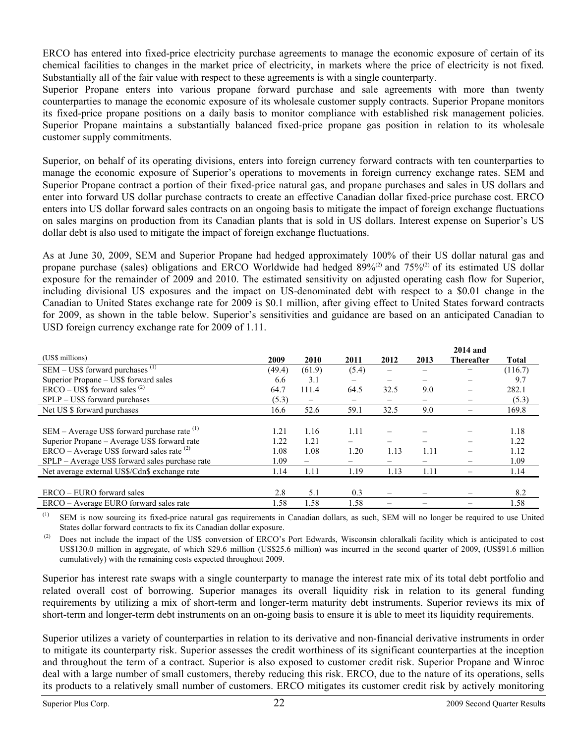ERCO has entered into fixed-price electricity purchase agreements to manage the economic exposure of certain of its chemical facilities to changes in the market price of electricity, in markets where the price of electricity is not fixed. Substantially all of the fair value with respect to these agreements is with a single counterparty.

Superior Propane enters into various propane forward purchase and sale agreements with more than twenty counterparties to manage the economic exposure of its wholesale customer supply contracts. Superior Propane monitors its fixed-price propane positions on a daily basis to monitor compliance with established risk management policies. Superior Propane maintains a substantially balanced fixed-price propane gas position in relation to its wholesale customer supply commitments.

Superior, on behalf of its operating divisions, enters into foreign currency forward contracts with ten counterparties to manage the economic exposure of Superior's operations to movements in foreign currency exchange rates. SEM and Superior Propane contract a portion of their fixed-price natural gas, and propane purchases and sales in US dollars and enter into forward US dollar purchase contracts to create an effective Canadian dollar fixed-price purchase cost. ERCO enters into US dollar forward sales contracts on an ongoing basis to mitigate the impact of foreign exchange fluctuations on sales margins on production from its Canadian plants that is sold in US dollars. Interest expense on Superior's US dollar debt is also used to mitigate the impact of foreign exchange fluctuations.

As at June 30, 2009, SEM and Superior Propane had hedged approximately 100% of their US dollar natural gas and propane purchase (sales) obligations and ERCO Worldwide had hedged 89%[(2)] and 75%[(2)] of its estimated US dollar exposure for the remainder of 2009 and 2010. The estimated sensitivity on adjusted operating cash flow for Superior, including divisional US exposures and the impact on US-denominated debt with respect to a $0.01 change in the Canadian to United States exchange rate for 2009 is $0.1 million, after giving effect to United States forward contracts for 2009, as shown in the table below. Superior's sensitivities and guidance are based on an anticipated Canadian to USD foreign currency exchange rate for 2009 of 1.11.

| (US$ millions) | 2009 | 2010 | 2011 | 2012 | 2013 | 2014 and Thereafter | Total |
|---|---|---|---|---|---|---|---|
| SEM – US$ forward purchases [(1)] | (49.4) | (61.9) | (5.4) | – | – | – | (116.7) |
| Superior Propane – US$ forward sales | 6.6 | 3.1 | – | – | – | – | 9.7 |
| ERCO – US$ forward sales [(2)] | 64.7 | 111.4 | 64.5 | 32.5 | 9.0 | – | 282.1 |
| SPLP – US$ forward purchases | (5.3) | – | – | – | – | – | (5.3) |
| Net US $ forward purchases | 16.6 | 52.6 | 59.1 | 32.5 | 9.0 | – | 169.8 |
| | | | | | | | |
| SEM – Average US$ forward purchase rate [(1)] | 1.21 | 1.16 | 1.11 | – | – | – | 1.18 |
| Superior Propane – Average US$ forward rate | 1.22 | 1.21 | – | – | – | – | 1.22 |
| ERCO – Average US$ forward sales rate [(2)] | 1.08 | 1.08 | 1.20 | 1.13 | 1.11 | – | 1.12 |
| SPLP – Average US$ forward sales purchase rate | 1.09 | – | – | – | – | – | 1.09 |
| Net average external US$/Cdn$ exchange rate | 1.14 | 1.11 | 1.19 | 1.13 | 1.11 | – | 1.14 |
| | | | | | | | |
| ERCO – EURO forward sales | 2.8 | 5.1 | 0.3 | – | – | – | 8.2 |
| ERCO – Average EURO forward sales rate | 1.58 | 1.58 | 1.58 | – | – | – | 1.58 |

(1) SEM is now sourcing its fixed-price natural gas requirements in Canadian dollars, as such, SEM will no longer be required to use United States dollar forward contracts to fix its Canadian dollar exposure.

(2) Does not include the impact of the US$ conversion of ERCO's Port Edwards, Wisconsin chloralkali facility which is anticipated to cost US$130.0 million in aggregate, of which $29.6 million (US$25.6 million) was incurred in the second quarter of 2009, (US$91.6 million cumulatively) with the remaining costs expected throughout 2009.

Superior has interest rate swaps with a single counterparty to manage the interest rate mix of its total debt portfolio and related overall cost of borrowing. Superior manages its overall liquidity risk in relation to its general funding requirements by utilizing a mix of short-term and longer-term maturity debt instruments. Superior reviews its mix of short-term and longer-term debt instruments on an on-going basis to ensure it is able to meet its liquidity requirements.

Superior utilizes a variety of counterparties in relation to its derivative and non-financial derivative instruments in order to mitigate its counterparty risk. Superior assesses the credit worthiness of its significant counterparties at the inception and throughout the term of a contract. Superior is also exposed to customer credit risk. Superior Propane and Winroc deal with a large number of small customers, thereby reducing this risk. ERCO, due to the nature of its operations, sells its products to a relatively small number of customers. ERCO mitigates its customer credit risk by actively monitoring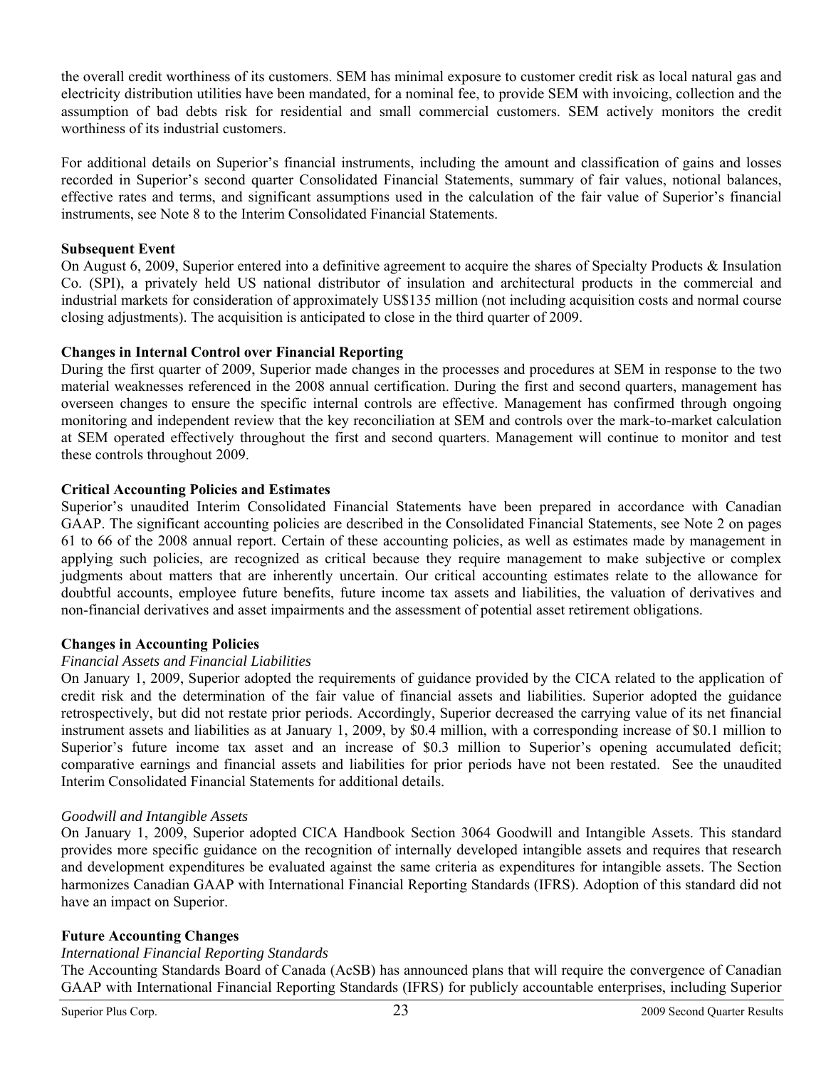the overall credit worthiness of its customers. SEM has minimal exposure to customer credit risk as local natural gas and electricity distribution utilities have been mandated, for a nominal fee, to provide SEM with invoicing, collection and the assumption of bad debts risk for residential and small commercial customers. SEM actively monitors the credit worthiness of its industrial customers.

For additional details on Superior's financial instruments, including the amount and classification of gains and losses recorded in Superior's second quarter Consolidated Financial Statements, summary of fair values, notional balances, effective rates and terms, and significant assumptions used in the calculation of the fair value of Superior's financial instruments, see Note 8 to the Interim Consolidated Financial Statements.

**Subsequent Event**

On August 6, 2009, Superior entered into a definitive agreement to acquire the shares of Specialty Products & Insulation Co. (SPI), a privately held US national distributor of insulation and architectural products in the commercial and industrial markets for consideration of approximately US$135 million (not including acquisition costs and normal course closing adjustments). The acquisition is anticipated to close in the third quarter of 2009.

**Changes in Internal Control over Financial Reporting**

During the first quarter of 2009, Superior made changes in the processes and procedures at SEM in response to the two material weaknesses referenced in the 2008 annual certification. During the first and second quarters, management has overseen changes to ensure the specific internal controls are effective. Management has confirmed through ongoing monitoring and independent review that the key reconciliation at SEM and controls over the mark-to-market calculation at SEM operated effectively throughout the first and second quarters. Management will continue to monitor and test these controls throughout 2009.

**Critical Accounting Policies and Estimates**

Superior's unaudited Interim Consolidated Financial Statements have been prepared in accordance with Canadian GAAP. The significant accounting policies are described in the Consolidated Financial Statements, see Note 2 on pages 61 to 66 of the 2008 annual report. Certain of these accounting policies, as well as estimates made by management in applying such policies, are recognized as critical because they require management to make subjective or complex judgments about matters that are inherently uncertain. Our critical accounting estimates relate to the allowance for doubtful accounts, employee future benefits, future income tax assets and liabilities, the valuation of derivatives and non-financial derivatives and asset impairments and the assessment of potential asset retirement obligations.

**Changes in Accounting Policies**

*Financial Assets and Financial Liabilities*

On January 1, 2009, Superior adopted the requirements of guidance provided by the CICA related to the application of credit risk and the determination of the fair value of financial assets and liabilities. Superior adopted the guidance retrospectively, but did not restate prior periods. Accordingly, Superior decreased the carrying value of its net financial instrument assets and liabilities as at January 1, 2009, by $0.4 million, with a corresponding increase of $0.1 million to Superior's future income tax asset and an increase of $0.3 million to Superior's opening accumulated deficit; comparative earnings and financial assets and liabilities for prior periods have not been restated. See the unaudited Interim Consolidated Financial Statements for additional details.

*Goodwill and Intangible Assets*

On January 1, 2009, Superior adopted CICA Handbook Section 3064 Goodwill and Intangible Assets. This standard provides more specific guidance on the recognition of internally developed intangible assets and requires that research and development expenditures be evaluated against the same criteria as expenditures for intangible assets. The Section harmonizes Canadian GAAP with International Financial Reporting Standards (IFRS). Adoption of this standard did not have an impact on Superior.

**Future Accounting Changes**

*International Financial Reporting Standards*

The Accounting Standards Board of Canada (AcSB) has announced plans that will require the convergence of Canadian GAAP with International Financial Reporting Standards (IFRS) for publicly accountable enterprises, including Superior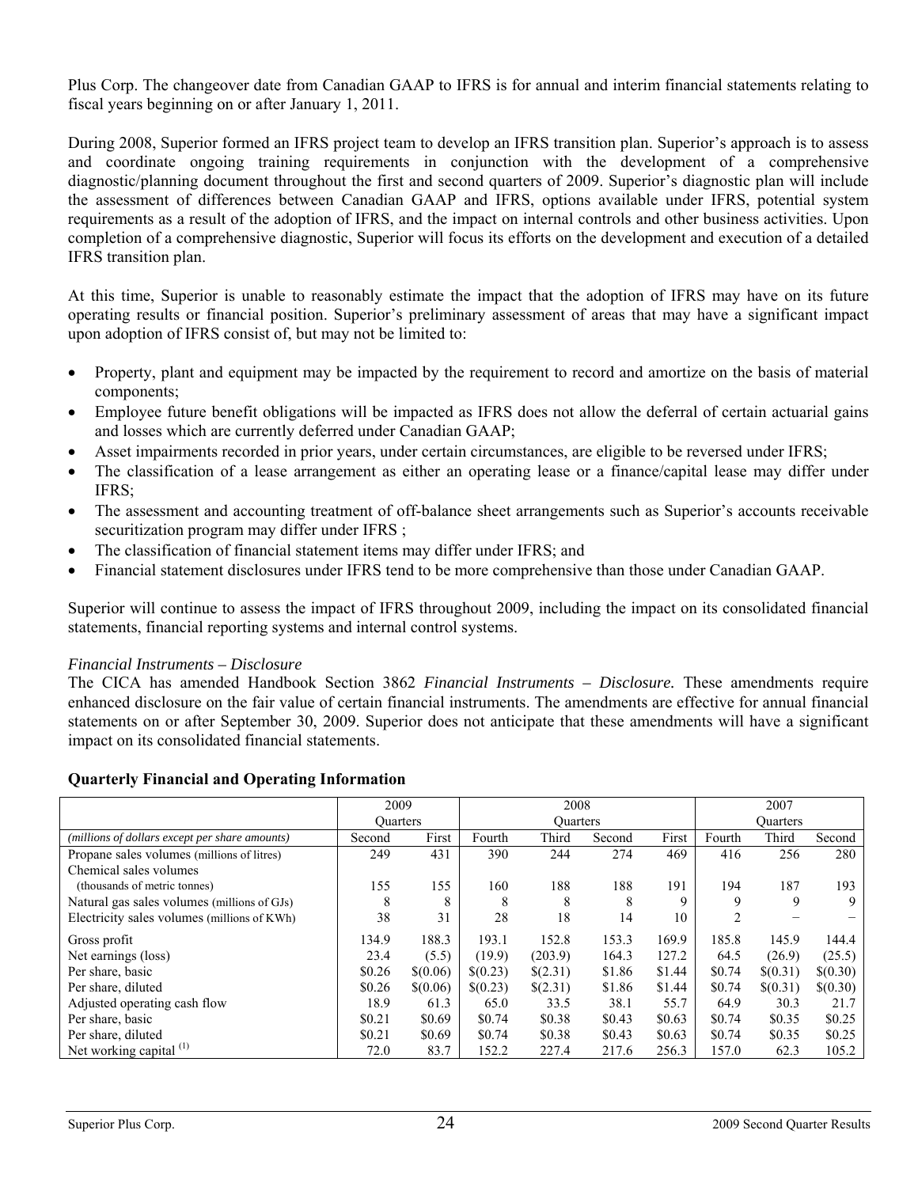Plus Corp. The changeover date from Canadian GAAP to IFRS is for annual and interim financial statements relating to fiscal years beginning on or after January 1, 2011.

During 2008, Superior formed an IFRS project team to develop an IFRS transition plan. Superior's approach is to assess and coordinate ongoing training requirements in conjunction with the development of a comprehensive diagnostic/planning document throughout the first and second quarters of 2009. Superior's diagnostic plan will include the assessment of differences between Canadian GAAP and IFRS, options available under IFRS, potential system requirements as a result of the adoption of IFRS, and the impact on internal controls and other business activities. Upon completion of a comprehensive diagnostic, Superior will focus its efforts on the development and execution of a detailed IFRS transition plan.

At this time, Superior is unable to reasonably estimate the impact that the adoption of IFRS may have on its future operating results or financial position. Superior's preliminary assessment of areas that may have a significant impact upon adoption of IFRS consist of, but may not be limited to:

- Property, plant and equipment may be impacted by the requirement to record and amortize on the basis of material components;
- Employee future benefit obligations will be impacted as IFRS does not allow the deferral of certain actuarial gains and losses which are currently deferred under Canadian GAAP;
- Asset impairments recorded in prior years, under certain circumstances, are eligible to be reversed under IFRS;
- The classification of a lease arrangement as either an operating lease or a finance/capital lease may differ under IFRS;
- The assessment and accounting treatment of off-balance sheet arrangements such as Superior's accounts receivable securitization program may differ under IFRS ;
- The classification of financial statement items may differ under IFRS; and
- Financial statement disclosures under IFRS tend to be more comprehensive than those under Canadian GAAP.

Superior will continue to assess the impact of IFRS throughout 2009, including the impact on its consolidated financial statements, financial reporting systems and internal control systems.

*Financial Instruments – Disclosure*

The CICA has amended Handbook Section 3862 *Financial Instruments – Disclosure.* These amendments require enhanced disclosure on the fair value of certain financial instruments. The amendments are effective for annual financial statements on or after September 30, 2009. Superior does not anticipate that these amendments will have a significant impact on its consolidated financial statements.

**Quarterly Financial and Operating Information**

| | 2009 Quarters | | 2008 Quarters | | | | 2007 Quarters | | |
|---|---|---|---|---|---|---|---|---|---|
| *(millions of dollars except per share amounts)* | Second | First | Fourth | Third | Second | First | Fourth | Third | Second |
| Propane sales volumes (millions of litres) | 249 | 431 | 390 | 244 | 274 | 469 | 416 | 256 | 280 |
| Chemical sales volumes (thousands of metric tonnes) | 155 | 155 | 160 | 188 | 188 | 191 | 194 | 187 | 193 |
| Natural gas sales volumes (millions of GJs) | 8 | 8 | 8 | 8 | 8 | 9 | 9 | 9 | 9 |
| Electricity sales volumes (millions of KWh) | 38 | 31 | 28 | 18 | 14 | 10 | 2 | – | – |
| Gross profit | 134.9 | 188.3 | 193.1 | 152.8 | 153.3 | 169.9 | 185.8 | 145.9 | 144.4 |
| Net earnings (loss) | 23.4 | (5.5) | (19.9) | (203.9) | 164.3 | 127.2 | 64.5 | (26.9) | (25.5) |
| Per share, basic | $0.26 | $(0.06) | $(0.23) | $(2.31) | $1.86 | $1.44 | $0.74 | $(0.31) | $(0.30) |
| Per share, diluted | $0.26 | $(0.06) | $(0.23) | $(2.31) | $1.86 | $1.44 | $0.74 | $(0.31) | $(0.30) |
| Adjusted operating cash flow | 18.9 | 61.3 | 65.0 | 33.5 | 38.1 | 55.7 | 64.9 | 30.3 | 21.7 |
| Per share, basic | $0.21 | $0.69 | $0.74 | $0.38 | $0.43 | $0.63 | $0.74 | $0.35 | $0.25 |
| Per share, diluted | $0.21 | $0.69 | $0.74 | $0.38 | $0.43 | $0.63 | $0.74 | $0.35 | $0.25 |
| Net working capital (1) | 72.0 | 83.7 | 152.2 | 227.4 | 217.6 | 256.3 | 157.0 | 62.3 | 105.2 |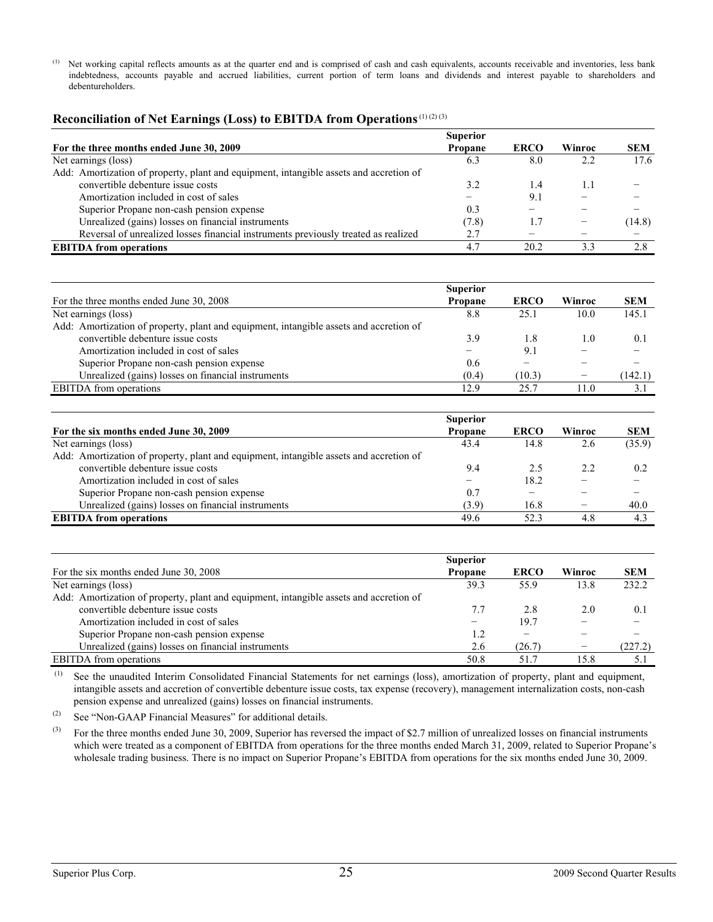(1) Net working capital reflects amounts as at the quarter end and is comprised of cash and cash equivalents, accounts receivable and inventories, less bank indebtedness, accounts payable and accrued liabilities, current portion of term loans and dividends and interest payable to shareholders and debentureholders.

## Reconciliation of Net Earnings (Loss) to EBITDA from Operations [(1) (2) (3)]

| **For the three months ended June 30, 2009** | **Superior Propane** | **ERCO** | **Winroc** | **SEM** |
|---|---|---|---|---|
| Net earnings (loss) | 6.3 | 8.0 | 2.2 | 17.6 |
| Add: Amortization of property, plant and equipment, intangible assets and accretion of convertible debenture issue costs | 3.2 | 1.4 | 1.1 | – |
| Amortization included in cost of sales | – | 9.1 | – | – |
| Superior Propane non-cash pension expense | 0.3 | – | – | – |
| Unrealized (gains) losses on financial instruments | (7.8) | 1.7 | – | (14.8) |
| Reversal of unrealized losses financial instruments previously treated as realized | 2.7 | – | – | – |
| **EBITDA from operations** | 4.7 | 20.2 | 3.3 | 2.8 |

| For the three months ended June 30, 2008 | **Superior Propane** | **ERCO** | **Winroc** | **SEM** |
|---|---|---|---|---|
| Net earnings (loss) | 8.8 | 25.1 | 10.0 | 145.1 |
| Add: Amortization of property, plant and equipment, intangible assets and accretion of convertible debenture issue costs | 3.9 | 1.8 | 1.0 | 0.1 |
| Amortization included in cost of sales | – | 9.1 | – | – |
| Superior Propane non-cash pension expense | 0.6 | – | – | – |
| Unrealized (gains) losses on financial instruments | (0.4) | (10.3) | – | (142.1) |
| EBITDA from operations | 12.9 | 25.7 | 11.0 | 3.1 |

| **For the six months ended June 30, 2009** | **Superior Propane** | **ERCO** | **Winroc** | **SEM** |
|---|---|---|---|---|
| Net earnings (loss) | 43.4 | 14.8 | 2.6 | (35.9) |
| Add: Amortization of property, plant and equipment, intangible assets and accretion of convertible debenture issue costs | 9.4 | 2.5 | 2.2 | 0.2 |
| Amortization included in cost of sales | – | 18.2 | – | – |
| Superior Propane non-cash pension expense | 0.7 | – | – | – |
| Unrealized (gains) losses on financial instruments | (3.9) | 16.8 | – | 40.0 |
| **EBITDA from operations** | 49.6 | 52.3 | 4.8 | 4.3 |

| For the six months ended June 30, 2008 | **Superior Propane** | **ERCO** | **Winroc** | **SEM** |
|---|---|---|---|---|
| Net earnings (loss) | 39.3 | 55.9 | 13.8 | 232.2 |
| Add: Amortization of property, plant and equipment, intangible assets and accretion of convertible debenture issue costs | 7.7 | 2.8 | 2.0 | 0.1 |
| Amortization included in cost of sales | – | 19.7 | – | – |
| Superior Propane non-cash pension expense | 1.2 | – | – | – |
| Unrealized (gains) losses on financial instruments | 2.6 | (26.7) | – | (227.2) |
| EBITDA from operations | 50.8 | 51.7 | 15.8 | 5.1 |

(1) See the unaudited Interim Consolidated Financial Statements for net earnings (loss), amortization of property, plant and equipment, intangible assets and accretion of convertible debenture issue costs, tax expense (recovery), management internalization costs, non-cash pension expense and unrealized (gains) losses on financial instruments.

(2) See "Non-GAAP Financial Measures" for additional details.

(3) For the three months ended June 30, 2009, Superior has reversed the impact of $2.7 million of unrealized losses on financial instruments which were treated as a component of EBITDA from operations for the three months ended March 31, 2009, related to Superior Propane's wholesale trading business. There is no impact on Superior Propane's EBITDA from operations for the six months ended June 30, 2009.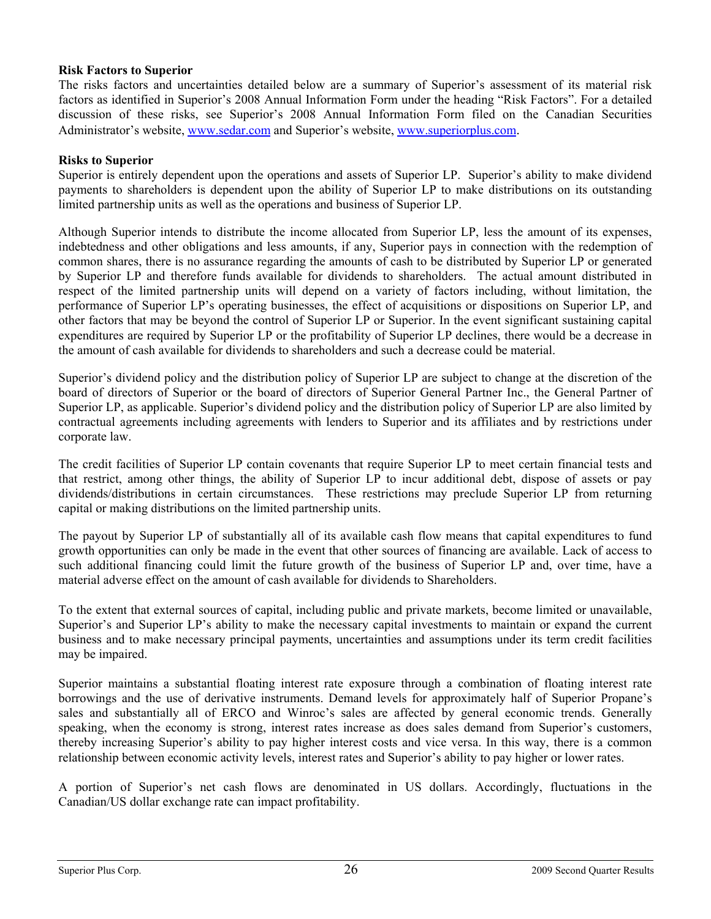**Risk Factors to Superior**

The risks factors and uncertainties detailed below are a summary of Superior's assessment of its material risk factors as identified in Superior's 2008 Annual Information Form under the heading "Risk Factors". For a detailed discussion of these risks, see Superior's 2008 Annual Information Form filed on the Canadian Securities Administrator's website, www.sedar.com and Superior's website, www.superiorplus.com.

**Risks to Superior**

Superior is entirely dependent upon the operations and assets of Superior LP. Superior's ability to make dividend payments to shareholders is dependent upon the ability of Superior LP to make distributions on its outstanding limited partnership units as well as the operations and business of Superior LP.

Although Superior intends to distribute the income allocated from Superior LP, less the amount of its expenses, indebtedness and other obligations and less amounts, if any, Superior pays in connection with the redemption of common shares, there is no assurance regarding the amounts of cash to be distributed by Superior LP or generated by Superior LP and therefore funds available for dividends to shareholders. The actual amount distributed in respect of the limited partnership units will depend on a variety of factors including, without limitation, the performance of Superior LP's operating businesses, the effect of acquisitions or dispositions on Superior LP, and other factors that may be beyond the control of Superior LP or Superior. In the event significant sustaining capital expenditures are required by Superior LP or the profitability of Superior LP declines, there would be a decrease in the amount of cash available for dividends to shareholders and such a decrease could be material.

Superior's dividend policy and the distribution policy of Superior LP are subject to change at the discretion of the board of directors of Superior or the board of directors of Superior General Partner Inc., the General Partner of Superior LP, as applicable. Superior's dividend policy and the distribution policy of Superior LP are also limited by contractual agreements including agreements with lenders to Superior and its affiliates and by restrictions under corporate law.

The credit facilities of Superior LP contain covenants that require Superior LP to meet certain financial tests and that restrict, among other things, the ability of Superior LP to incur additional debt, dispose of assets or pay dividends/distributions in certain circumstances. These restrictions may preclude Superior LP from returning capital or making distributions on the limited partnership units.

The payout by Superior LP of substantially all of its available cash flow means that capital expenditures to fund growth opportunities can only be made in the event that other sources of financing are available. Lack of access to such additional financing could limit the future growth of the business of Superior LP and, over time, have a material adverse effect on the amount of cash available for dividends to Shareholders.

To the extent that external sources of capital, including public and private markets, become limited or unavailable, Superior's and Superior LP's ability to make the necessary capital investments to maintain or expand the current business and to make necessary principal payments, uncertainties and assumptions under its term credit facilities may be impaired.

Superior maintains a substantial floating interest rate exposure through a combination of floating interest rate borrowings and the use of derivative instruments. Demand levels for approximately half of Superior Propane's sales and substantially all of ERCO and Winroc's sales are affected by general economic trends. Generally speaking, when the economy is strong, interest rates increase as does sales demand from Superior's customers, thereby increasing Superior's ability to pay higher interest costs and vice versa. In this way, there is a common relationship between economic activity levels, interest rates and Superior's ability to pay higher or lower rates.

A portion of Superior's net cash flows are denominated in US dollars. Accordingly, fluctuations in the Canadian/US dollar exchange rate can impact profitability.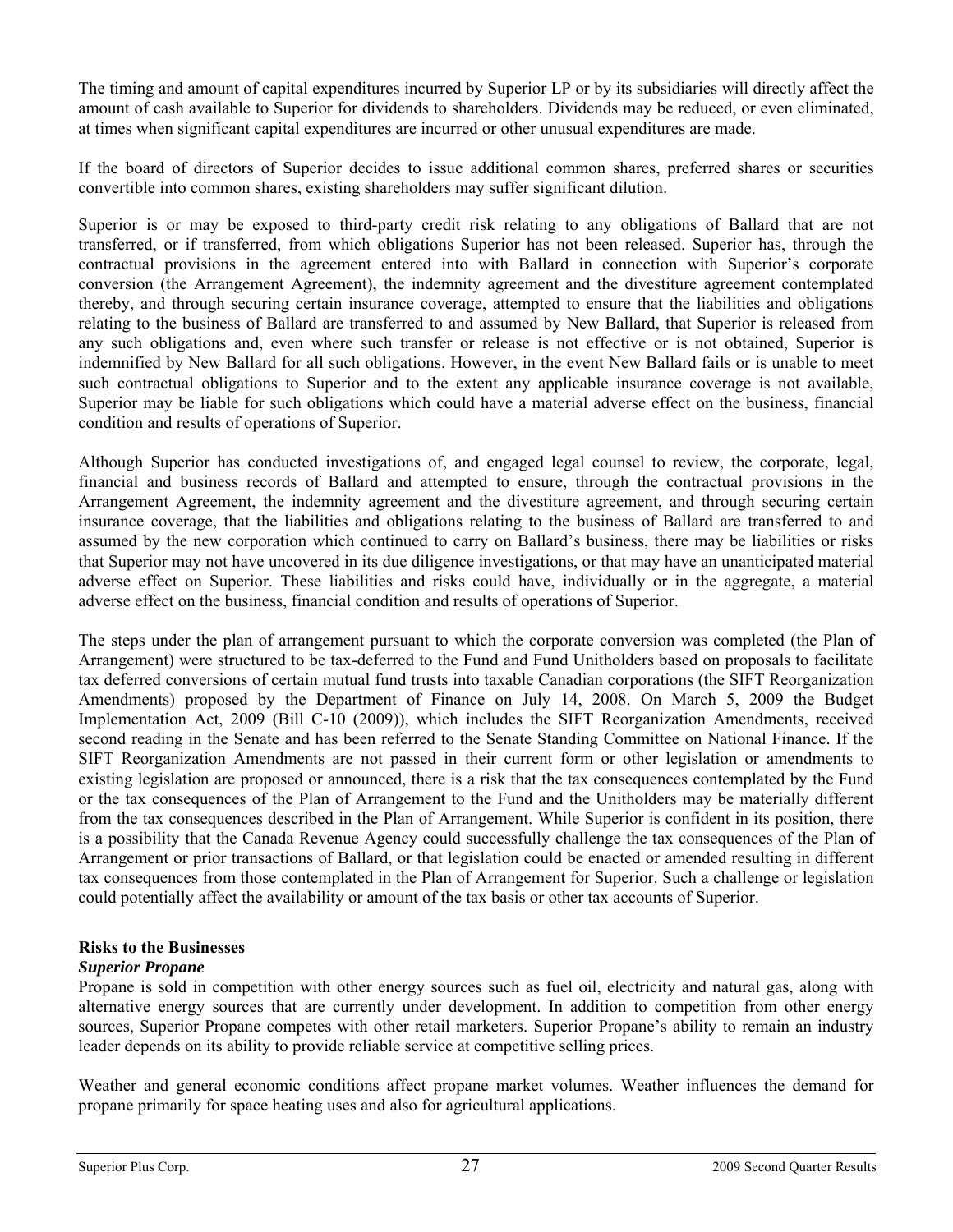The timing and amount of capital expenditures incurred by Superior LP or by its subsidiaries will directly affect the amount of cash available to Superior for dividends to shareholders. Dividends may be reduced, or even eliminated, at times when significant capital expenditures are incurred or other unusual expenditures are made.

If the board of directors of Superior decides to issue additional common shares, preferred shares or securities convertible into common shares, existing shareholders may suffer significant dilution.

Superior is or may be exposed to third-party credit risk relating to any obligations of Ballard that are not transferred, or if transferred, from which obligations Superior has not been released. Superior has, through the contractual provisions in the agreement entered into with Ballard in connection with Superior's corporate conversion (the Arrangement Agreement), the indemnity agreement and the divestiture agreement contemplated thereby, and through securing certain insurance coverage, attempted to ensure that the liabilities and obligations relating to the business of Ballard are transferred to and assumed by New Ballard, that Superior is released from any such obligations and, even where such transfer or release is not effective or is not obtained, Superior is indemnified by New Ballard for all such obligations. However, in the event New Ballard fails or is unable to meet such contractual obligations to Superior and to the extent any applicable insurance coverage is not available, Superior may be liable for such obligations which could have a material adverse effect on the business, financial condition and results of operations of Superior.

Although Superior has conducted investigations of, and engaged legal counsel to review, the corporate, legal, financial and business records of Ballard and attempted to ensure, through the contractual provisions in the Arrangement Agreement, the indemnity agreement and the divestiture agreement, and through securing certain insurance coverage, that the liabilities and obligations relating to the business of Ballard are transferred to and assumed by the new corporation which continued to carry on Ballard's business, there may be liabilities or risks that Superior may not have uncovered in its due diligence investigations, or that may have an unanticipated material adverse effect on Superior. These liabilities and risks could have, individually or in the aggregate, a material adverse effect on the business, financial condition and results of operations of Superior.

The steps under the plan of arrangement pursuant to which the corporate conversion was completed (the Plan of Arrangement) were structured to be tax-deferred to the Fund and Fund Unitholders based on proposals to facilitate tax deferred conversions of certain mutual fund trusts into taxable Canadian corporations (the SIFT Reorganization Amendments) proposed by the Department of Finance on July 14, 2008. On March 5, 2009 the Budget Implementation Act, 2009 (Bill C-10 (2009)), which includes the SIFT Reorganization Amendments, received second reading in the Senate and has been referred to the Senate Standing Committee on National Finance. If the SIFT Reorganization Amendments are not passed in their current form or other legislation or amendments to existing legislation are proposed or announced, there is a risk that the tax consequences contemplated by the Fund or the tax consequences of the Plan of Arrangement to the Fund and the Unitholders may be materially different from the tax consequences described in the Plan of Arrangement. While Superior is confident in its position, there is a possibility that the Canada Revenue Agency could successfully challenge the tax consequences of the Plan of Arrangement or prior transactions of Ballard, or that legislation could be enacted or amended resulting in different tax consequences from those contemplated in the Plan of Arrangement for Superior. Such a challenge or legislation could potentially affect the availability or amount of the tax basis or other tax accounts of Superior.

## Risks to the Businesses

### *Superior Propane*

Propane is sold in competition with other energy sources such as fuel oil, electricity and natural gas, along with alternative energy sources that are currently under development. In addition to competition from other energy sources, Superior Propane competes with other retail marketers. Superior Propane's ability to remain an industry leader depends on its ability to provide reliable service at competitive selling prices.

Weather and general economic conditions affect propane market volumes. Weather influences the demand for propane primarily for space heating uses and also for agricultural applications.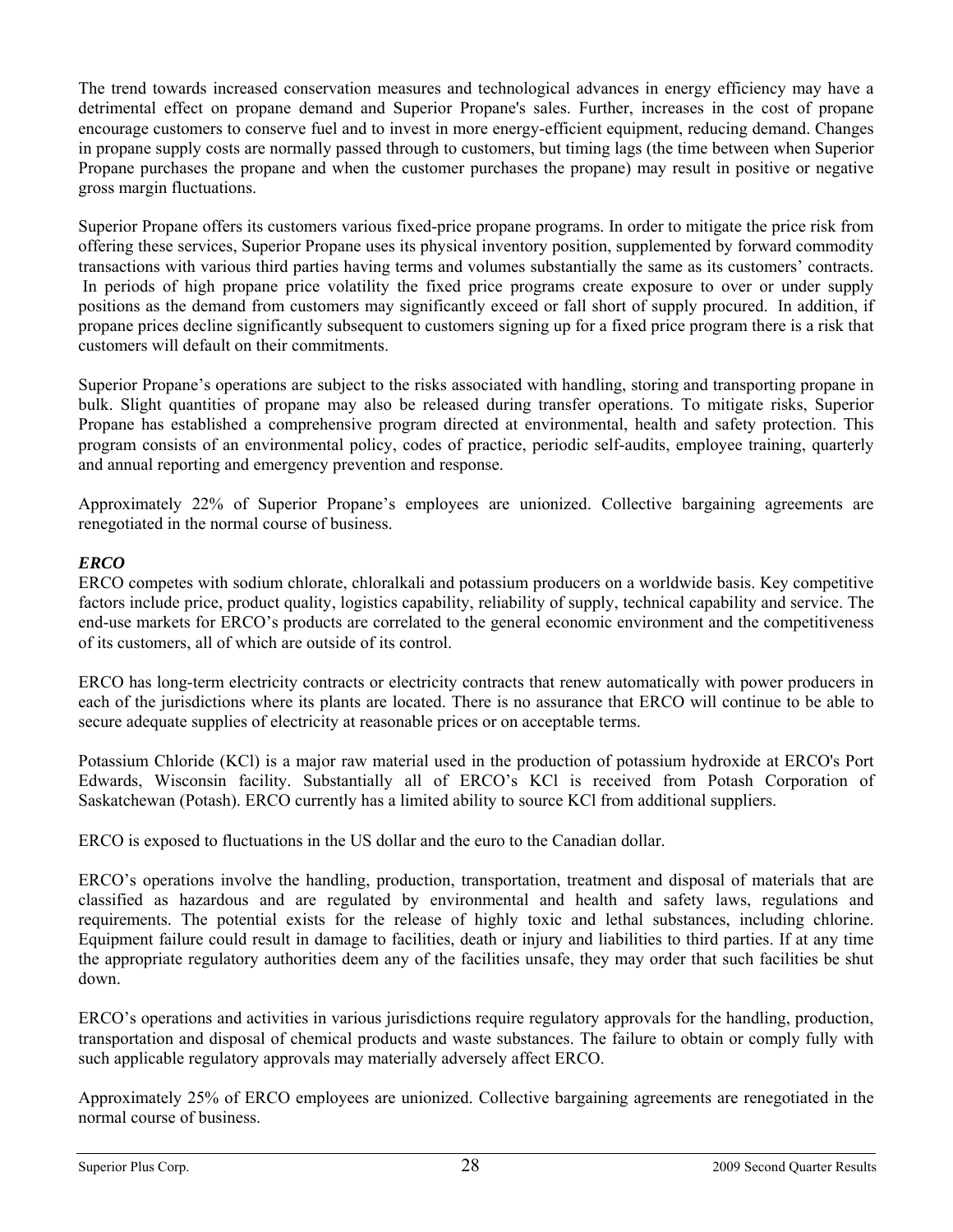The trend towards increased conservation measures and technological advances in energy efficiency may have a detrimental effect on propane demand and Superior Propane's sales. Further, increases in the cost of propane encourage customers to conserve fuel and to invest in more energy-efficient equipment, reducing demand. Changes in propane supply costs are normally passed through to customers, but timing lags (the time between when Superior Propane purchases the propane and when the customer purchases the propane) may result in positive or negative gross margin fluctuations.

Superior Propane offers its customers various fixed-price propane programs. In order to mitigate the price risk from offering these services, Superior Propane uses its physical inventory position, supplemented by forward commodity transactions with various third parties having terms and volumes substantially the same as its customers' contracts. In periods of high propane price volatility the fixed price programs create exposure to over or under supply positions as the demand from customers may significantly exceed or fall short of supply procured. In addition, if propane prices decline significantly subsequent to customers signing up for a fixed price program there is a risk that customers will default on their commitments.

Superior Propane's operations are subject to the risks associated with handling, storing and transporting propane in bulk. Slight quantities of propane may also be released during transfer operations. To mitigate risks, Superior Propane has established a comprehensive program directed at environmental, health and safety protection. This program consists of an environmental policy, codes of practice, periodic self-audits, employee training, quarterly and annual reporting and emergency prevention and response.

Approximately 22% of Superior Propane's employees are unionized. Collective bargaining agreements are renegotiated in the normal course of business.

***ERCO***

ERCO competes with sodium chlorate, chloralkali and potassium producers on a worldwide basis. Key competitive factors include price, product quality, logistics capability, reliability of supply, technical capability and service. The end-use markets for ERCO's products are correlated to the general economic environment and the competitiveness of its customers, all of which are outside of its control.

ERCO has long-term electricity contracts or electricity contracts that renew automatically with power producers in each of the jurisdictions where its plants are located. There is no assurance that ERCO will continue to be able to secure adequate supplies of electricity at reasonable prices or on acceptable terms.

Potassium Chloride (KCl) is a major raw material used in the production of potassium hydroxide at ERCO's Port Edwards, Wisconsin facility. Substantially all of ERCO's KCl is received from Potash Corporation of Saskatchewan (Potash). ERCO currently has a limited ability to source KCl from additional suppliers.

ERCO is exposed to fluctuations in the US dollar and the euro to the Canadian dollar.

ERCO's operations involve the handling, production, transportation, treatment and disposal of materials that are classified as hazardous and are regulated by environmental and health and safety laws, regulations and requirements. The potential exists for the release of highly toxic and lethal substances, including chlorine. Equipment failure could result in damage to facilities, death or injury and liabilities to third parties. If at any time the appropriate regulatory authorities deem any of the facilities unsafe, they may order that such facilities be shut down.

ERCO's operations and activities in various jurisdictions require regulatory approvals for the handling, production, transportation and disposal of chemical products and waste substances. The failure to obtain or comply fully with such applicable regulatory approvals may materially adversely affect ERCO.

Approximately 25% of ERCO employees are unionized. Collective bargaining agreements are renegotiated in the normal course of business.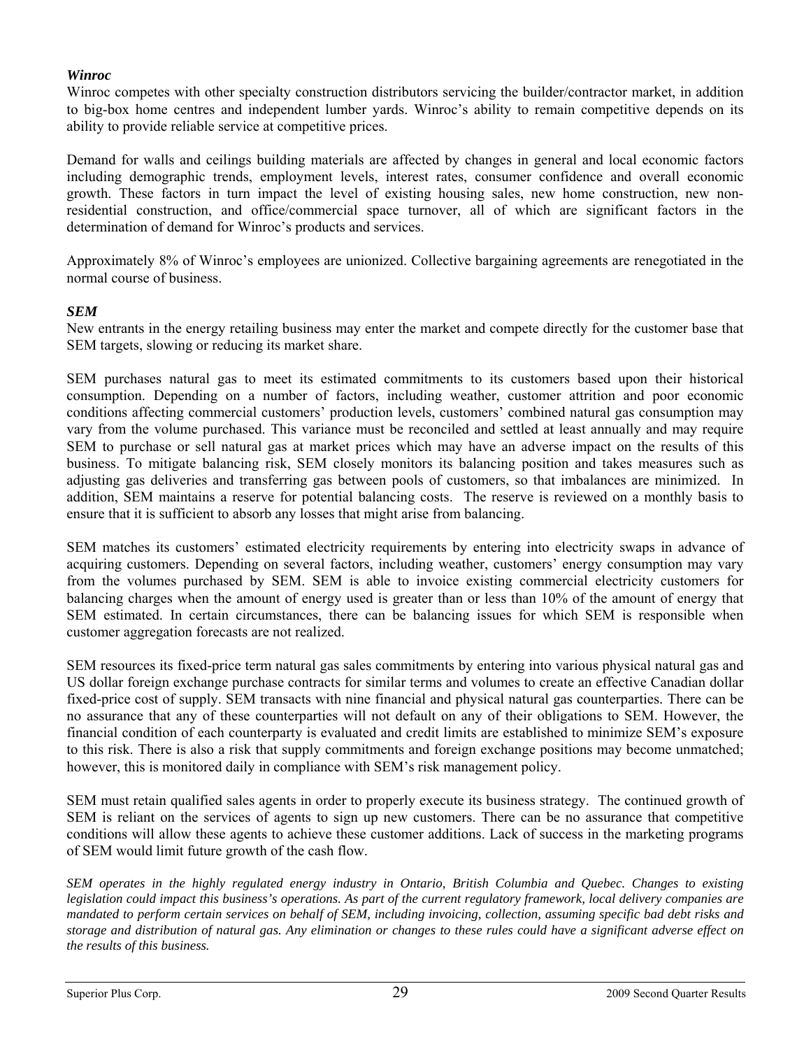### *Winroc*

Winroc competes with other specialty construction distributors servicing the builder/contractor market, in addition to big-box home centres and independent lumber yards. Winroc's ability to remain competitive depends on its ability to provide reliable service at competitive prices.

Demand for walls and ceilings building materials are affected by changes in general and local economic factors including demographic trends, employment levels, interest rates, consumer confidence and overall economic growth. These factors in turn impact the level of existing housing sales, new home construction, new non-residential construction, and office/commercial space turnover, all of which are significant factors in the determination of demand for Winroc's products and services.

Approximately 8% of Winroc's employees are unionized. Collective bargaining agreements are renegotiated in the normal course of business.

### *SEM*

New entrants in the energy retailing business may enter the market and compete directly for the customer base that SEM targets, slowing or reducing its market share.

SEM purchases natural gas to meet its estimated commitments to its customers based upon their historical consumption. Depending on a number of factors, including weather, customer attrition and poor economic conditions affecting commercial customers' production levels, customers' combined natural gas consumption may vary from the volume purchased. This variance must be reconciled and settled at least annually and may require SEM to purchase or sell natural gas at market prices which may have an adverse impact on the results of this business. To mitigate balancing risk, SEM closely monitors its balancing position and takes measures such as adjusting gas deliveries and transferring gas between pools of customers, so that imbalances are minimized. In addition, SEM maintains a reserve for potential balancing costs. The reserve is reviewed on a monthly basis to ensure that it is sufficient to absorb any losses that might arise from balancing.

SEM matches its customers' estimated electricity requirements by entering into electricity swaps in advance of acquiring customers. Depending on several factors, including weather, customers' energy consumption may vary from the volumes purchased by SEM. SEM is able to invoice existing commercial electricity customers for balancing charges when the amount of energy used is greater than or less than 10% of the amount of energy that SEM estimated. In certain circumstances, there can be balancing issues for which SEM is responsible when customer aggregation forecasts are not realized.

SEM resources its fixed-price term natural gas sales commitments by entering into various physical natural gas and US dollar foreign exchange purchase contracts for similar terms and volumes to create an effective Canadian dollar fixed-price cost of supply. SEM transacts with nine financial and physical natural gas counterparties. There can be no assurance that any of these counterparties will not default on any of their obligations to SEM. However, the financial condition of each counterparty is evaluated and credit limits are established to minimize SEM's exposure to this risk. There is also a risk that supply commitments and foreign exchange positions may become unmatched; however, this is monitored daily in compliance with SEM's risk management policy.

SEM must retain qualified sales agents in order to properly execute its business strategy. The continued growth of SEM is reliant on the services of agents to sign up new customers. There can be no assurance that competitive conditions will allow these agents to achieve these customer additions. Lack of success in the marketing programs of SEM would limit future growth of the cash flow.

*SEM operates in the highly regulated energy industry in Ontario, British Columbia and Quebec. Changes to existing legislation could impact this business's operations. As part of the current regulatory framework, local delivery companies are mandated to perform certain services on behalf of SEM, including invoicing, collection, assuming specific bad debt risks and storage and distribution of natural gas. Any elimination or changes to these rules could have a significant adverse effect on the results of this business.*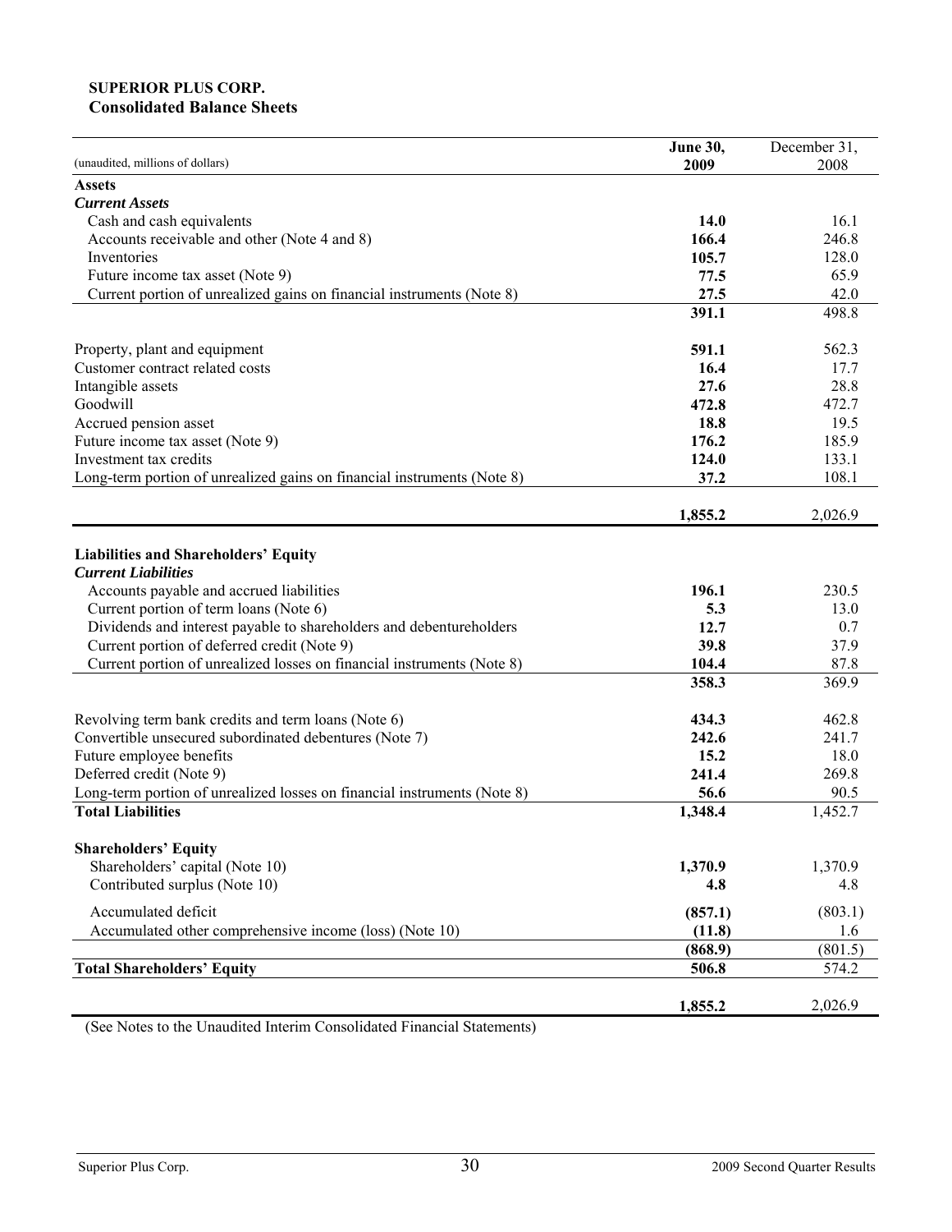**SUPERIOR PLUS CORP.**
**Consolidated Balance Sheets**

| (unaudited, millions of dollars) | **June 30, 2009** | December 31, 2008 |
|---|---|---|
| **Assets** | | |
| ***Current Assets*** | | |
| Cash and cash equivalents | **14.0** | 16.1 |
| Accounts receivable and other (Note 4 and 8) | **166.4** | 246.8 |
| Inventories | **105.7** | 128.0 |
| Future income tax asset (Note 9) | **77.5** | 65.9 |
| Current portion of unrealized gains on financial instruments (Note 8) | **27.5** | 42.0 |
| | **391.1** | 498.8 |
| Property, plant and equipment | **591.1** | 562.3 |
| Customer contract related costs | **16.4** | 17.7 |
| Intangible assets | **27.6** | 28.8 |
| Goodwill | **472.8** | 472.7 |
| Accrued pension asset | **18.8** | 19.5 |
| Future income tax asset (Note 9) | **176.2** | 185.9 |
| Investment tax credits | **124.0** | 133.1 |
| Long-term portion of unrealized gains on financial instruments (Note 8) | **37.2** | 108.1 |
| | **1,855.2** | 2,026.9 |
| **Liabilities and Shareholders' Equity** | | |
| ***Current Liabilities*** | | |
| Accounts payable and accrued liabilities | **196.1** | 230.5 |
| Current portion of term loans (Note 6) | **5.3** | 13.0 |
| Dividends and interest payable to shareholders and debentureholders | **12.7** | 0.7 |
| Current portion of deferred credit (Note 9) | **39.8** | 37.9 |
| Current portion of unrealized losses on financial instruments (Note 8) | **104.4** | 87.8 |
| | **358.3** | 369.9 |
| Revolving term bank credits and term loans (Note 6) | **434.3** | 462.8 |
| Convertible unsecured subordinated debentures (Note 7) | **242.6** | 241.7 |
| Future employee benefits | **15.2** | 18.0 |
| Deferred credit (Note 9) | **241.4** | 269.8 |
| Long-term portion of unrealized losses on financial instruments (Note 8) | **56.6** | 90.5 |
| **Total Liabilities** | **1,348.4** | 1,452.7 |
| **Shareholders' Equity** | | |
| Shareholders' capital (Note 10) | **1,370.9** | 1,370.9 |
| Contributed surplus (Note 10) | **4.8** | 4.8 |
| Accumulated deficit | **(857.1)** | (803.1) |
| Accumulated other comprehensive income (loss) (Note 10) | **(11.8)** | 1.6 |
| | **(868.9)** | (801.5) |
| **Total Shareholders' Equity** | **506.8** | 574.2 |
| | **1,855.2** | 2,026.9 |

(See Notes to the Unaudited Interim Consolidated Financial Statements)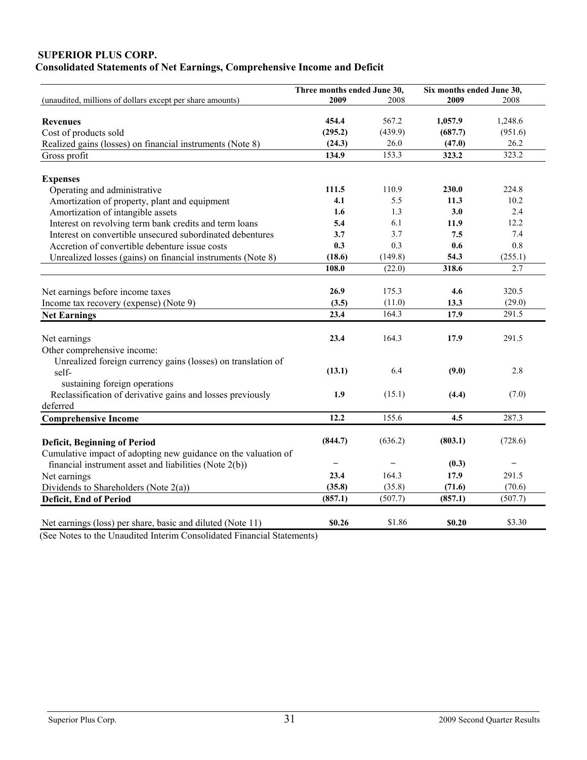**SUPERIOR PLUS CORP.**

**Consolidated Statements of Net Earnings, Comprehensive Income and Deficit**

| (unaudited, millions of dollars except per share amounts) | Three months ended June 30, | | Six months ended June 30, | |
|---|---|---|---|---|
| | **2009** | 2008 | **2009** | 2008 |
| **Revenues** | **454.4** | 567.2 | **1,057.9** | 1,248.6 |
| Cost of products sold | **(295.2)** | (439.9) | **(687.7)** | (951.6) |
| Realized gains (losses) on financial instruments (Note 8) | **(24.3)** | 26.0 | **(47.0)** | 26.2 |
| Gross profit | **134.9** | 153.3 | **323.2** | 323.2 |
| **Expenses** | | | | |
| Operating and administrative | **111.5** | 110.9 | **230.0** | 224.8 |
| Amortization of property, plant and equipment | **4.1** | 5.5 | **11.3** | 10.2 |
| Amortization of intangible assets | **1.6** | 1.3 | **3.0** | 2.4 |
| Interest on revolving term bank credits and term loans | **5.4** | 6.1 | **11.9** | 12.2 |
| Interest on convertible unsecured subordinated debentures | **3.7** | 3.7 | **7.5** | 7.4 |
| Accretion of convertible debenture issue costs | **0.3** | 0.3 | **0.6** | 0.8 |
| Unrealized losses (gains) on financial instruments (Note 8) | **(18.6)** | (149.8) | **54.3** | (255.1) |
| | **108.0** | (22.0) | **318.6** | 2.7 |
| Net earnings before income taxes | **26.9** | 175.3 | **4.6** | 320.5 |
| Income tax recovery (expense) (Note 9) | **(3.5)** | (11.0) | **13.3** | (29.0) |
| **Net Earnings** | **23.4** | 164.3 | **17.9** | 291.5 |
| Net earnings | **23.4** | 164.3 | **17.9** | 291.5 |
| Other comprehensive income: | | | | |
| Unrealized foreign currency gains (losses) on translation of self-sustaining foreign operations | **(13.1)** | 6.4 | **(9.0)** | 2.8 |
| Reclassification of derivative gains and losses previously deferred | **1.9** | (15.1) | **(4.4)** | (7.0) |
| **Comprehensive Income** | **12.2** | 155.6 | **4.5** | 287.3 |
| **Deficit, Beginning of Period** | **(844.7)** | (636.2) | **(803.1)** | (728.6) |
| Cumulative impact of adopting new guidance on the valuation of financial instrument asset and liabilities (Note 2(b)) | **–** | – | **(0.3)** | – |
| Net earnings | **23.4** | 164.3 | **17.9** | 291.5 |
| Dividends to Shareholders (Note 2(a)) | **(35.8)** | (35.8) | **(71.6)** | (70.6) |
| **Deficit, End of Period** | **(857.1)** | (507.7) | **(857.1)** | (507.7) |
| Net earnings (loss) per share, basic and diluted (Note 11) | **$0.26** | $1.86 | **$0.20** | $3.30 |

(See Notes to the Unaudited Interim Consolidated Financial Statements)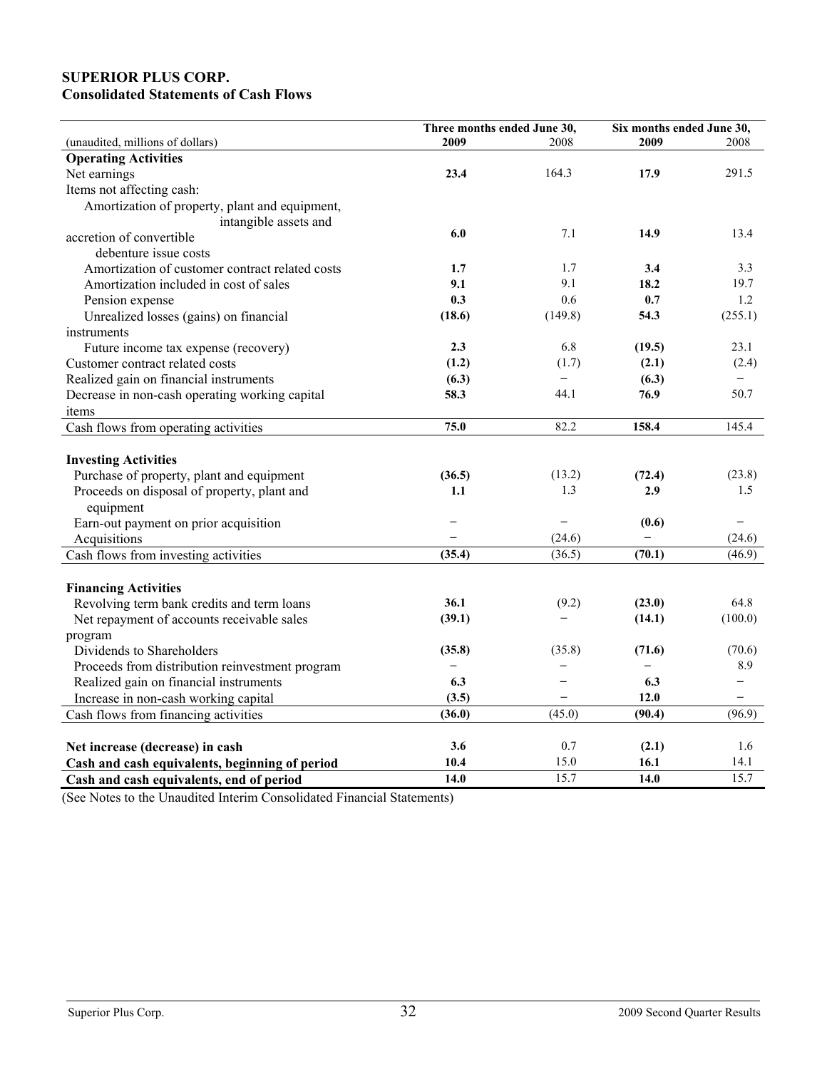**SUPERIOR PLUS CORP.**
**Consolidated Statements of Cash Flows**

| (unaudited, millions of dollars) | Three months ended June 30, 2009 | Three months ended June 30, 2008 | Six months ended June 30, 2009 | Six months ended June 30, 2008 |
|---|---|---|---|---|
| **Operating Activities** | | | | |
| Net earnings | **23.4** | 164.3 | **17.9** | 291.5 |
| Items not affecting cash: | | | | |
| Amortization of property, plant and equipment, intangible assets and accretion of convertible debenture issue costs | **6.0** | 7.1 | **14.9** | 13.4 |
| Amortization of customer contract related costs | **1.7** | 1.7 | **3.4** | 3.3 |
| Amortization included in cost of sales | **9.1** | 9.1 | **18.2** | 19.7 |
| Pension expense | **0.3** | 0.6 | **0.7** | 1.2 |
| Unrealized losses (gains) on financial instruments | **(18.6)** | (149.8) | **54.3** | (255.1) |
| Future income tax expense (recovery) | **2.3** | 6.8 | **(19.5)** | 23.1 |
| Customer contract related costs | **(1.2)** | (1.7) | **(2.1)** | (2.4) |
| Realized gain on financial instruments | **(6.3)** | – | **(6.3)** | – |
| Decrease in non-cash operating working capital items | **58.3** | 44.1 | **76.9** | 50.7 |
| Cash flows from operating activities | **75.0** | 82.2 | **158.4** | 145.4 |
| **Investing Activities** | | | | |
| Purchase of property, plant and equipment | **(36.5)** | (13.2) | **(72.4)** | (23.8) |
| Proceeds on disposal of property, plant and equipment | **1.1** | 1.3 | **2.9** | 1.5 |
| Earn-out payment on prior acquisition | – | – | **(0.6)** | – |
| Acquisitions | – | (24.6) | – | (24.6) |
| Cash flows from investing activities | **(35.4)** | (36.5) | **(70.1)** | (46.9) |
| **Financing Activities** | | | | |
| Revolving term bank credits and term loans | **36.1** | (9.2) | **(23.0)** | 64.8 |
| Net repayment of accounts receivable sales program | **(39.1)** | – | **(14.1)** | (100.0) |
| Dividends to Shareholders | **(35.8)** | (35.8) | **(71.6)** | (70.6) |
| Proceeds from distribution reinvestment program | – | – | – | 8.9 |
| Realized gain on financial instruments | **6.3** | – | **6.3** | – |
| Increase in non-cash working capital | **(3.5)** | – | **12.0** | – |
| Cash flows from financing activities | **(36.0)** | (45.0) | **(90.4)** | (96.9) |
| **Net increase (decrease) in cash** | **3.6** | 0.7 | **(2.1)** | 1.6 |
| **Cash and cash equivalents, beginning of period** | **10.4** | 15.0 | **16.1** | 14.1 |
| **Cash and cash equivalents, end of period** | **14.0** | 15.7 | **14.0** | 15.7 |

(See Notes to the Unaudited Interim Consolidated Financial Statements)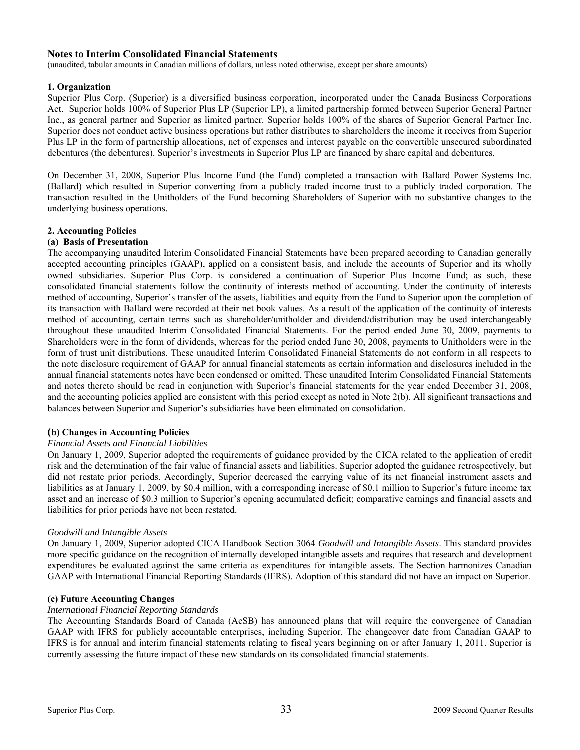## Notes to Interim Consolidated Financial Statements

(unaudited, tabular amounts in Canadian millions of dollars, unless noted otherwise, except per share amounts)

### 1. Organization

Superior Plus Corp. (Superior) is a diversified business corporation, incorporated under the Canada Business Corporations Act. Superior holds 100% of Superior Plus LP (Superior LP), a limited partnership formed between Superior General Partner Inc., as general partner and Superior as limited partner. Superior holds 100% of the shares of Superior General Partner Inc. Superior does not conduct active business operations but rather distributes to shareholders the income it receives from Superior Plus LP in the form of partnership allocations, net of expenses and interest payable on the convertible unsecured subordinated debentures (the debentures). Superior's investments in Superior Plus LP are financed by share capital and debentures.

On December 31, 2008, Superior Plus Income Fund (the Fund) completed a transaction with Ballard Power Systems Inc. (Ballard) which resulted in Superior converting from a publicly traded income trust to a publicly traded corporation. The transaction resulted in the Unitholders of the Fund becoming Shareholders of Superior with no substantive changes to the underlying business operations.

### 2. Accounting Policies

#### (a) Basis of Presentation

The accompanying unaudited Interim Consolidated Financial Statements have been prepared according to Canadian generally accepted accounting principles (GAAP), applied on a consistent basis, and include the accounts of Superior and its wholly owned subsidiaries. Superior Plus Corp. is considered a continuation of Superior Plus Income Fund; as such, these consolidated financial statements follow the continuity of interests method of accounting. Under the continuity of interests method of accounting, Superior's transfer of the assets, liabilities and equity from the Fund to Superior upon the completion of its transaction with Ballard were recorded at their net book values. As a result of the application of the continuity of interests method of accounting, certain terms such as shareholder/unitholder and dividend/distribution may be used interchangeably throughout these unaudited Interim Consolidated Financial Statements. For the period ended June 30, 2009, payments to Shareholders were in the form of dividends, whereas for the period ended June 30, 2008, payments to Unitholders were in the form of trust unit distributions. These unaudited Interim Consolidated Financial Statements do not conform in all respects to the note disclosure requirement of GAAP for annual financial statements as certain information and disclosures included in the annual financial statements notes have been condensed or omitted. These unaudited Interim Consolidated Financial Statements and notes thereto should be read in conjunction with Superior's financial statements for the year ended December 31, 2008, and the accounting policies applied are consistent with this period except as noted in Note 2(b). All significant transactions and balances between Superior and Superior's subsidiaries have been eliminated on consolidation.

#### (b) Changes in Accounting Policies

*Financial Assets and Financial Liabilities*

On January 1, 2009, Superior adopted the requirements of guidance provided by the CICA related to the application of credit risk and the determination of the fair value of financial assets and liabilities. Superior adopted the guidance retrospectively, but did not restate prior periods. Accordingly, Superior decreased the carrying value of its net financial instrument assets and liabilities as at January 1, 2009, by $0.4 million, with a corresponding increase of $0.1 million to Superior's future income tax asset and an increase of $0.3 million to Superior's opening accumulated deficit; comparative earnings and financial assets and liabilities for prior periods have not been restated.

*Goodwill and Intangible Assets*

On January 1, 2009, Superior adopted CICA Handbook Section 3064 *Goodwill and Intangible Assets*. This standard provides more specific guidance on the recognition of internally developed intangible assets and requires that research and development expenditures be evaluated against the same criteria as expenditures for intangible assets. The Section harmonizes Canadian GAAP with International Financial Reporting Standards (IFRS). Adoption of this standard did not have an impact on Superior.

#### (c) Future Accounting Changes

*International Financial Reporting Standards*

The Accounting Standards Board of Canada (AcSB) has announced plans that will require the convergence of Canadian GAAP with IFRS for publicly accountable enterprises, including Superior. The changeover date from Canadian GAAP to IFRS is for annual and interim financial statements relating to fiscal years beginning on or after January 1, 2011. Superior is currently assessing the future impact of these new standards on its consolidated financial statements.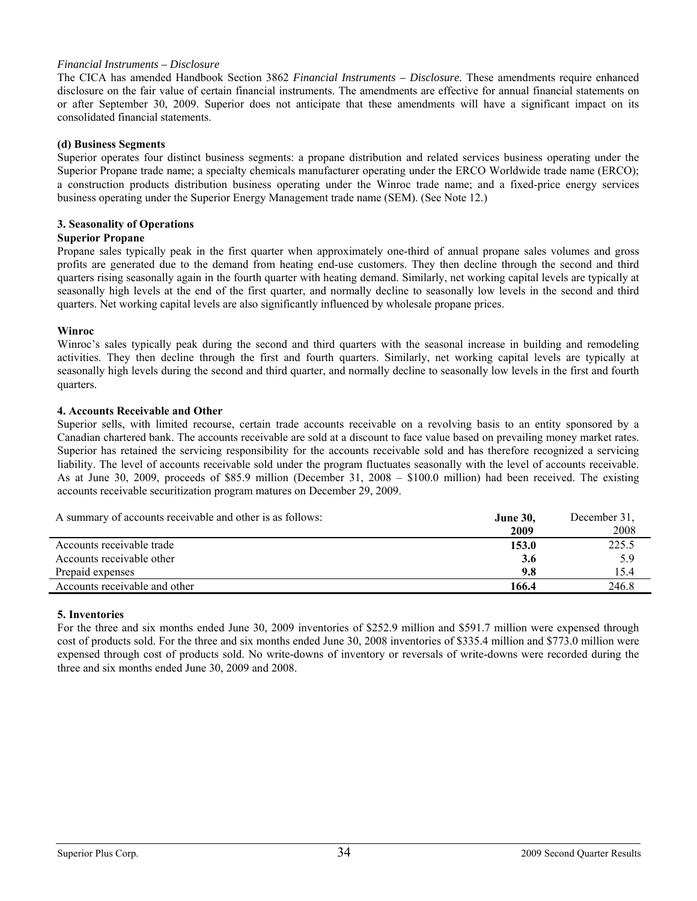*Financial Instruments – Disclosure*

The CICA has amended Handbook Section 3862 *Financial Instruments – Disclosure.* These amendments require enhanced disclosure on the fair value of certain financial instruments. The amendments are effective for annual financial statements on or after September 30, 2009. Superior does not anticipate that these amendments will have a significant impact on its consolidated financial statements.

**(d) Business Segments**

Superior operates four distinct business segments: a propane distribution and related services business operating under the Superior Propane trade name; a specialty chemicals manufacturer operating under the ERCO Worldwide trade name (ERCO); a construction products distribution business operating under the Winroc trade name; and a fixed-price energy services business operating under the Superior Energy Management trade name (SEM). (See Note 12.)

**3. Seasonality of Operations**

**Superior Propane**

Propane sales typically peak in the first quarter when approximately one-third of annual propane sales volumes and gross profits are generated due to the demand from heating end-use customers. They then decline through the second and third quarters rising seasonally again in the fourth quarter with heating demand. Similarly, net working capital levels are typically at seasonally high levels at the end of the first quarter, and normally decline to seasonally low levels in the second and third quarters. Net working capital levels are also significantly influenced by wholesale propane prices.

**Winroc**

Winroc's sales typically peak during the second and third quarters with the seasonal increase in building and remodeling activities. They then decline through the first and fourth quarters. Similarly, net working capital levels are typically at seasonally high levels during the second and third quarter, and normally decline to seasonally low levels in the first and fourth quarters.

**4. Accounts Receivable and Other**

Superior sells, with limited recourse, certain trade accounts receivable on a revolving basis to an entity sponsored by a Canadian chartered bank. The accounts receivable are sold at a discount to face value based on prevailing money market rates. Superior has retained the servicing responsibility for the accounts receivable sold and has therefore recognized a servicing liability. The level of accounts receivable sold under the program fluctuates seasonally with the level of accounts receivable. As at June 30, 2009, proceeds of $85.9 million (December 31, 2008 – $100.0 million) had been received. The existing accounts receivable securitization program matures on December 29, 2009.

| A summary of accounts receivable and other is as follows: | **June 30, 2009** | December 31, 2008 |
|---|---|---|
| Accounts receivable trade | **153.0** | 225.5 |
| Accounts receivable other | **3.6** | 5.9 |
| Prepaid expenses | **9.8** | 15.4 |
| Accounts receivable and other | **166.4** | 246.8 |

**5. Inventories**

For the three and six months ended June 30, 2009 inventories of $252.9 million and $591.7 million were expensed through cost of products sold. For the three and six months ended June 30, 2008 inventories of $335.4 million and $773.0 million were expensed through cost of products sold. No write-downs of inventory or reversals of write-downs were recorded during the three and six months ended June 30, 2009 and 2008.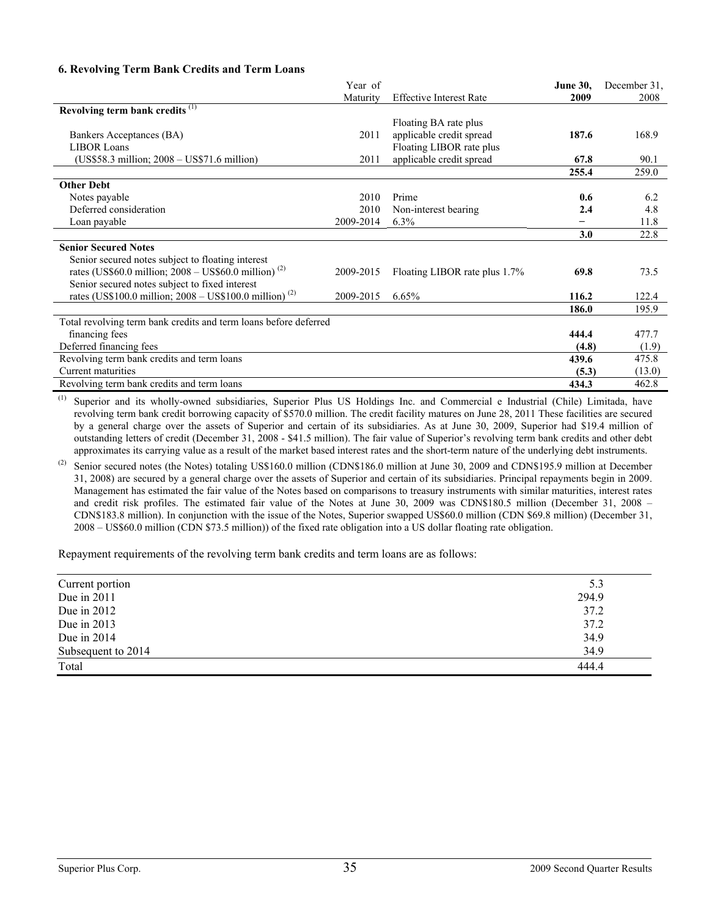### 6. Revolving Term Bank Credits and Term Loans

| | Year of Maturity | Effective Interest Rate | **June 30, 2009** | December 31, 2008 |
|---|---|---|---|---|
| **Revolving term bank credits** [(1)] | | | | |
| Bankers Acceptances (BA) | 2011 | Floating BA rate plus applicable credit spread | **187.6** | 168.9 |
| LIBOR Loans (US$58.3 million; 2008 – US$71.6 million) | 2011 | Floating LIBOR rate plus applicable credit spread | **67.8** | 90.1 |
| | | | **255.4** | 259.0 |
| **Other Debt** | | | | |
| Notes payable | 2010 | Prime | **0.6** | 6.2 |
| Deferred consideration | 2010 | Non-interest bearing | **2.4** | 4.8 |
| Loan payable | 2009-2014 | 6.3% | **–** | 11.8 |
| | | | **3.0** | 22.8 |
| **Senior Secured Notes** | | | | |
| Senior secured notes subject to floating interest rates (US$60.0 million; 2008 – US$60.0 million) [(2)] | 2009-2015 | Floating LIBOR rate plus 1.7% | **69.8** | 73.5 |
| Senior secured notes subject to fixed interest rates (US$100.0 million; 2008 – US$100.0 million) [(2)] | 2009-2015 | 6.65% | **116.2** | 122.4 |
| | | | **186.0** | 195.9 |
| Total revolving term bank credits and term loans before deferred financing fees | | | **444.4** | 477.7 |
| Deferred financing fees | | | **(4.8)** | (1.9) |
| Revolving term bank credits and term loans | | | **439.6** | 475.8 |
| Current maturities | | | **(5.3)** | (13.0) |
| Revolving term bank credits and term loans | | | **434.3** | 462.8 |

(1) Superior and its wholly-owned subsidiaries, Superior Plus US Holdings Inc. and Commercial e Industrial (Chile) Limitada, have revolving term bank credit borrowing capacity of $570.0 million. The credit facility matures on June 28, 2011 These facilities are secured by a general charge over the assets of Superior and certain of its subsidiaries. As at June 30, 2009, Superior had $19.4 million of outstanding letters of credit (December 31, 2008 - $41.5 million). The fair value of Superior's revolving term bank credits and other debt approximates its carrying value as a result of the market based interest rates and the short-term nature of the underlying debt instruments.

(2) Senior secured notes (the Notes) totaling US$160.0 million (CDN$186.0 million at June 30, 2009 and CDN$195.9 million at December 31, 2008) are secured by a general charge over the assets of Superior and certain of its subsidiaries. Principal repayments begin in 2009. Management has estimated the fair value of the Notes based on comparisons to treasury instruments with similar maturities, interest rates and credit risk profiles. The estimated fair value of the Notes at June 30, 2009 was CDN$180.5 million (December 31, 2008 – CDN$183.8 million). In conjunction with the issue of the Notes, Superior swapped US$60.0 million (CDN $69.8 million) (December 31, 2008 – US$60.0 million (CDN $73.5 million)) of the fixed rate obligation into a US dollar floating rate obligation.

Repayment requirements of the revolving term bank credits and term loans are as follows:

| | |
|---|---|
| Current portion | 5.3 |
| Due in 2011 | 294.9 |
| Due in 2012 | 37.2 |
| Due in 2013 | 37.2 |
| Due in 2014 | 34.9 |
| Subsequent to 2014 | 34.9 |
| Total | 444.4 |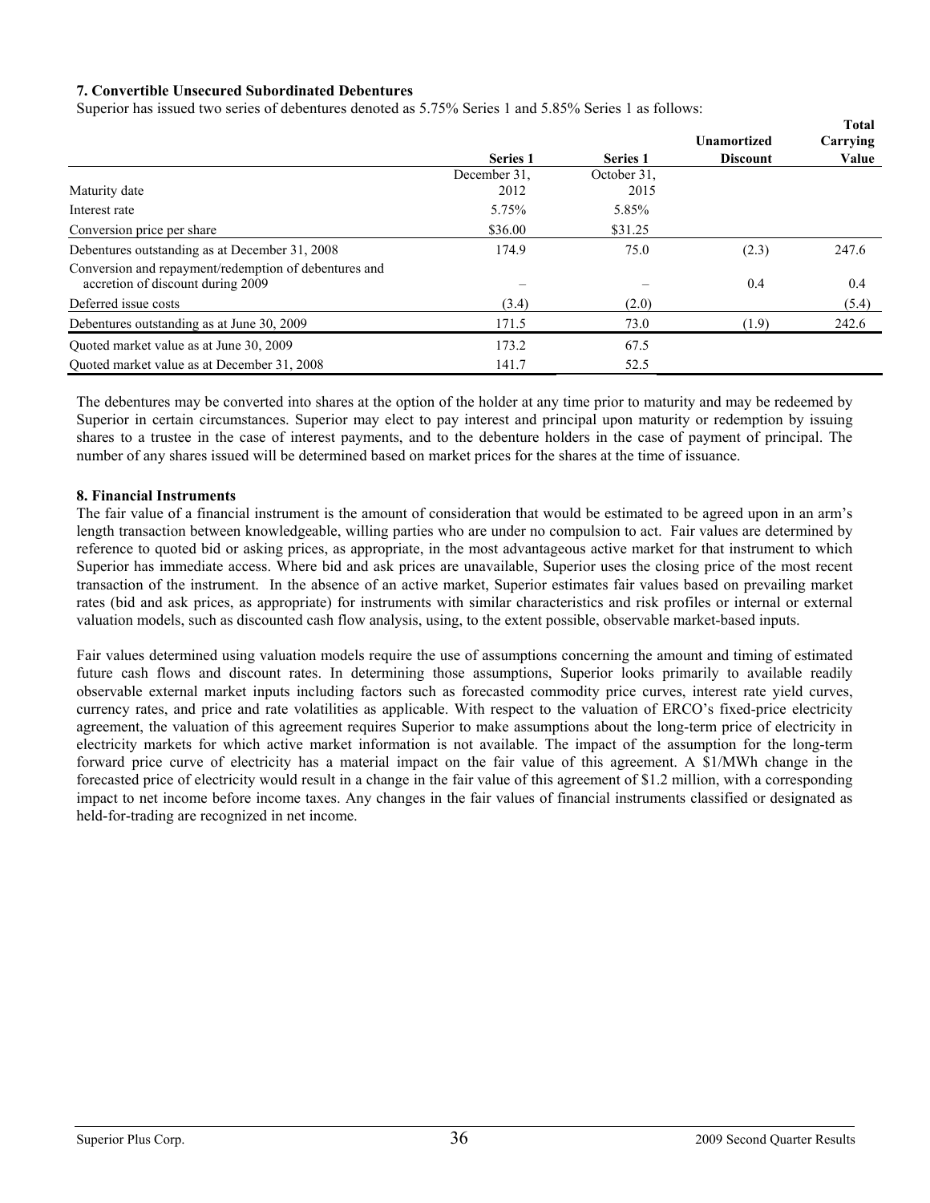### 7. Convertible Unsecured Subordinated Debentures

Superior has issued two series of debentures denoted as 5.75% Series 1 and 5.85% Series 1 as follows:

| | Series 1 | Series 1 | Unamortized Discount | Total Carrying Value |
|---|---|---|---|---|
| Maturity date | December 31, 2012 | October 31, 2015 | | |
| Interest rate | 5.75% | 5.85% | | |
| Conversion price per share | $36.00 | $31.25 | | |
| Debentures outstanding as at December 31, 2008 | 174.9 | 75.0 | (2.3) | 247.6 |
| Conversion and repayment/redemption of debentures and accretion of discount during 2009 | – | – | 0.4 | 0.4 |
| Deferred issue costs | (3.4) | (2.0) | | (5.4) |
| Debentures outstanding as at June 30, 2009 | 171.5 | 73.0 | (1.9) | 242.6 |
| Quoted market value as at June 30, 2009 | 173.2 | 67.5 | | |
| Quoted market value as at December 31, 2008 | 141.7 | 52.5 | | |

The debentures may be converted into shares at the option of the holder at any time prior to maturity and may be redeemed by Superior in certain circumstances. Superior may elect to pay interest and principal upon maturity or redemption by issuing shares to a trustee in the case of interest payments, and to the debenture holders in the case of payment of principal. The number of any shares issued will be determined based on market prices for the shares at the time of issuance.

### 8. Financial Instruments

The fair value of a financial instrument is the amount of consideration that would be estimated to be agreed upon in an arm's length transaction between knowledgeable, willing parties who are under no compulsion to act. Fair values are determined by reference to quoted bid or asking prices, as appropriate, in the most advantageous active market for that instrument to which Superior has immediate access. Where bid and ask prices are unavailable, Superior uses the closing price of the most recent transaction of the instrument. In the absence of an active market, Superior estimates fair values based on prevailing market rates (bid and ask prices, as appropriate) for instruments with similar characteristics and risk profiles or internal or external valuation models, such as discounted cash flow analysis, using, to the extent possible, observable market-based inputs.

Fair values determined using valuation models require the use of assumptions concerning the amount and timing of estimated future cash flows and discount rates. In determining those assumptions, Superior looks primarily to available readily observable external market inputs including factors such as forecasted commodity price curves, interest rate yield curves, currency rates, and price and rate volatilities as applicable. With respect to the valuation of ERCO's fixed-price electricity agreement, the valuation of this agreement requires Superior to make assumptions about the long-term price of electricity in electricity markets for which active market information is not available. The impact of the assumption for the long-term forward price curve of electricity has a material impact on the fair value of this agreement. A $1/MWh change in the forecasted price of electricity would result in a change in the fair value of this agreement of $1.2 million, with a corresponding impact to net income before income taxes. Any changes in the fair values of financial instruments classified or designated as held-for-trading are recognized in net income.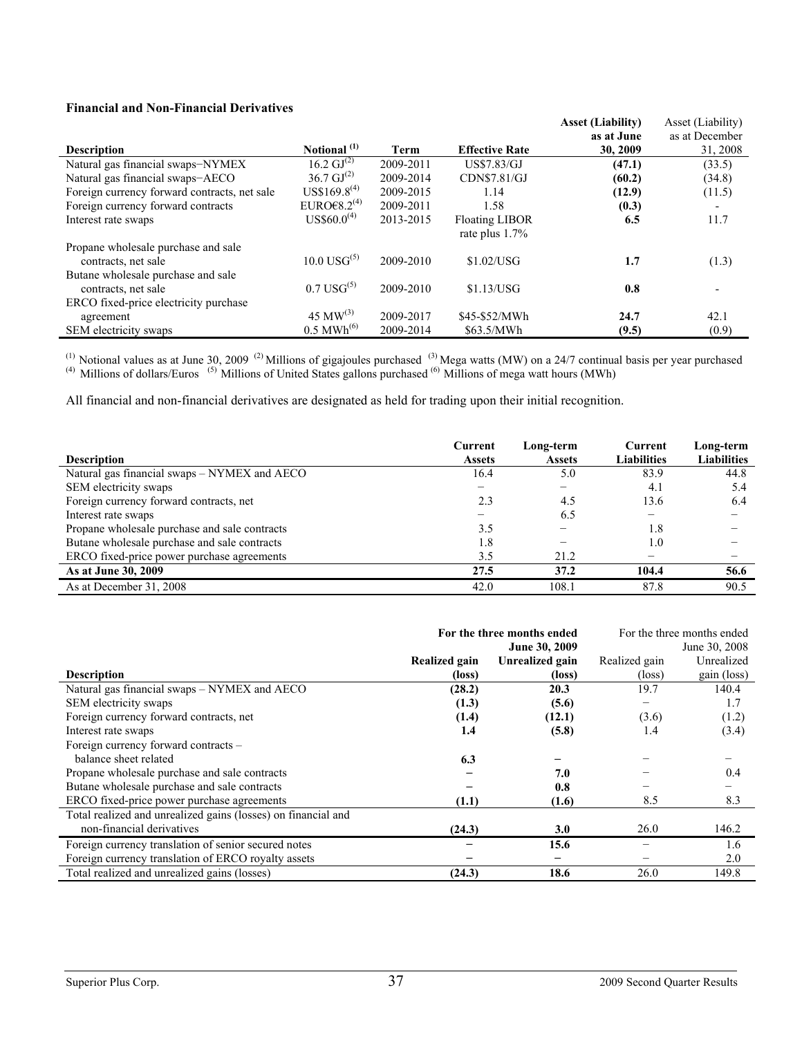**Financial and Non-Financial Derivatives**

| Description | Notional [(1)] | Term | Effective Rate | Asset (Liability) as at June 30, 2009 | Asset (Liability) as at December 31, 2008 |
|---|---|---|---|---|---|
| Natural gas financial swaps–NYMEX | 16.2 GJ[(2)] | 2009-2011 | US$7.83/GJ | **(47.1)** | (33.5) |
| Natural gas financial swaps–AECO | 36.7 GJ[(2)] | 2009-2014 | CDN$7.81/GJ | **(60.2)** | (34.8) |
| Foreign currency forward contracts, net sale | US$169.8[(4)] | 2009-2015 | 1.14 | **(12.9)** | (11.5) |
| Foreign currency forward contracts | EURO€8.2[(4)] | 2009-2011 | 1.58 | **(0.3)** | - |
| Interest rate swaps | US$60.0[(4)] | 2013-2015 | Floating LIBOR rate plus 1.7% | **6.5** | 11.7 |
| Propane wholesale purchase and sale contracts, net sale | 10.0 USG[(5)] | 2009-2010 | $1.02/USG | **1.7** | (1.3) |
| Butane wholesale purchase and sale contracts, net sale | 0.7 USG[(5)] | 2009-2010 | $1.13/USG | **0.8** | - |
| ERCO fixed-price electricity purchase agreement | 45 MW[(3)] | 2009-2017 | $45-$52/MWh | **24.7** | 42.1 |
| SEM electricity swaps | 0.5 MWh[(6)] | 2009-2014 | $63.5/MWh | **(9.5)** | (0.9) |

[(1)] Notional values as at June 30, 2009 [(2)] Millions of gigajoules purchased [(3)] Mega watts (MW) on a 24/7 continual basis per year purchased [(4)] Millions of dollars/Euros [(5)] Millions of United States gallons purchased [(6)] Millions of mega watt hours (MWh)

All financial and non-financial derivatives are designated as held for trading upon their initial recognition.

| Description | Current Assets | Long-term Assets | Current Liabilities | Long-term Liabilities |
|---|---|---|---|---|
| Natural gas financial swaps – NYMEX and AECO | 16.4 | 5.0 | 83.9 | 44.8 |
| SEM electricity swaps | – | – | 4.1 | 5.4 |
| Foreign currency forward contracts, net | 2.3 | 4.5 | 13.6 | 6.4 |
| Interest rate swaps | – | 6.5 | – | – |
| Propane wholesale purchase and sale contracts | 3.5 | – | 1.8 | – |
| Butane wholesale purchase and sale contracts | 1.8 | – | 1.0 | – |
| ERCO fixed-price power purchase agreements | 3.5 | 21.2 | – | – |
| **As at June 30, 2009** | **27.5** | **37.2** | **104.4** | **56.6** |
| As at December 31, 2008 | 42.0 | 108.1 | 87.8 | 90.5 |

| Description | **For the three months ended June 30, 2009** Realized gain (loss) | Unrealized gain (loss) | For the three months ended June 30, 2008 Realized gain (loss) | Unrealized gain (loss) |
|---|---|---|---|---|
| Natural gas financial swaps – NYMEX and AECO | **(28.2)** | **20.3** | 19.7 | 140.4 |
| SEM electricity swaps | **(1.3)** | **(5.6)** | – | 1.7 |
| Foreign currency forward contracts, net | **(1.4)** | **(12.1)** | (3.6) | (1.2) |
| Interest rate swaps | **1.4** | **(5.8)** | 1.4 | (3.4) |
| Foreign currency forward contracts – balance sheet related | **6.3** | **–** | – | – |
| Propane wholesale purchase and sale contracts | **–** | **7.0** | – | 0.4 |
| Butane wholesale purchase and sale contracts | **–** | **0.8** | – | – |
| ERCO fixed-price power purchase agreements | **(1.1)** | **(1.6)** | 8.5 | 8.3 |
| Total realized and unrealized gains (losses) on financial and non-financial derivatives | **(24.3)** | **3.0** | 26.0 | 146.2 |
| Foreign currency translation of senior secured notes | **–** | **15.6** | – | 1.6 |
| Foreign currency translation of ERCO royalty assets | **–** | **–** | – | 2.0 |
| Total realized and unrealized gains (losses) | **(24.3)** | **18.6** | 26.0 | 149.8 |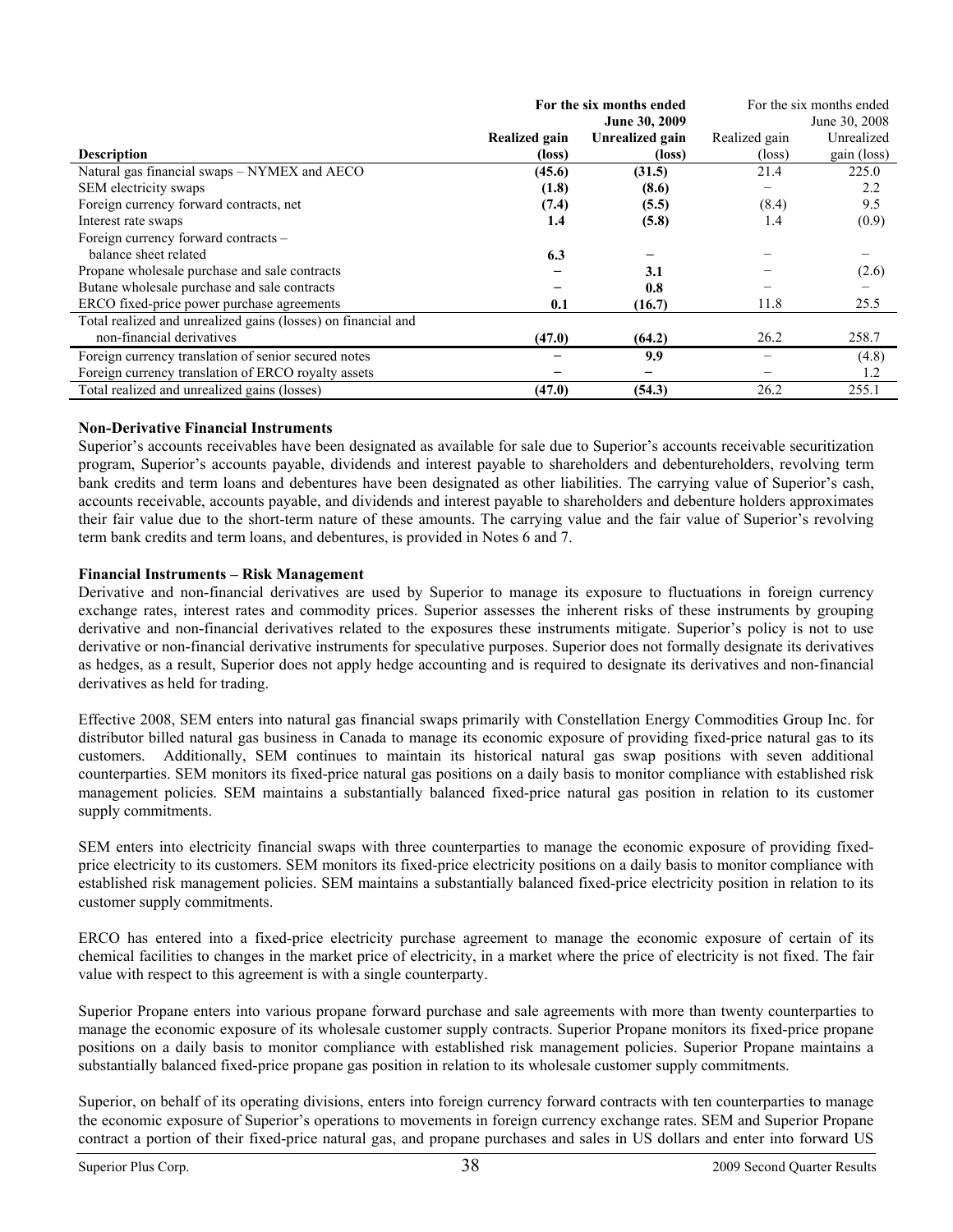| Description | For the six months ended June 30, 2009 | | For the six months ended June 30, 2008 | |
|---|---|---|---|---|
| | **Realized gain (loss)** | **Unrealized gain (loss)** | Realized gain (loss) | Unrealized gain (loss) |
| Natural gas financial swaps – NYMEX and AECO | **(45.6)** | **(31.5)** | 21.4 | 225.0 |
| SEM electricity swaps | **(1.8)** | **(8.6)** | – | 2.2 |
| Foreign currency forward contracts, net | **(7.4)** | **(5.5)** | (8.4) | 9.5 |
| Interest rate swaps | **1.4** | **(5.8)** | 1.4 | (0.9) |
| Foreign currency forward contracts – balance sheet related | **6.3** | **–** | – | – |
| Propane wholesale purchase and sale contracts | **–** | **3.1** | – | (2.6) |
| Butane wholesale purchase and sale contracts | **–** | **0.8** | – | – |
| ERCO fixed-price power purchase agreements | **0.1** | **(16.7)** | 11.8 | 25.5 |
| Total realized and unrealized gains (losses) on financial and non-financial derivatives | **(47.0)** | **(64.2)** | 26.2 | 258.7 |
| Foreign currency translation of senior secured notes | **–** | **9.9** | – | (4.8) |
| Foreign currency translation of ERCO royalty assets | **–** | **–** | – | 1.2 |
| Total realized and unrealized gains (losses) | **(47.0)** | **(54.3)** | 26.2 | 255.1 |

**Non-Derivative Financial Instruments**

Superior's accounts receivables have been designated as available for sale due to Superior's accounts receivable securitization program, Superior's accounts payable, dividends and interest payable to shareholders and debentureholders, revolving term bank credits and term loans and debentures have been designated as other liabilities. The carrying value of Superior's cash, accounts receivable, accounts payable, and dividends and interest payable to shareholders and debenture holders approximates their fair value due to the short-term nature of these amounts. The carrying value and the fair value of Superior's revolving term bank credits and term loans, and debentures, is provided in Notes 6 and 7.

**Financial Instruments – Risk Management**

Derivative and non-financial derivatives are used by Superior to manage its exposure to fluctuations in foreign currency exchange rates, interest rates and commodity prices. Superior assesses the inherent risks of these instruments by grouping derivative and non-financial derivatives related to the exposures these instruments mitigate. Superior's policy is not to use derivative or non-financial derivative instruments for speculative purposes. Superior does not formally designate its derivatives as hedges, as a result, Superior does not apply hedge accounting and is required to designate its derivatives and non-financial derivatives as held for trading.

Effective 2008, SEM enters into natural gas financial swaps primarily with Constellation Energy Commodities Group Inc. for distributor billed natural gas business in Canada to manage its economic exposure of providing fixed-price natural gas to its customers. Additionally, SEM continues to maintain its historical natural gas swap positions with seven additional counterparties. SEM monitors its fixed-price natural gas positions on a daily basis to monitor compliance with established risk management policies. SEM maintains a substantially balanced fixed-price natural gas position in relation to its customer supply commitments.

SEM enters into electricity financial swaps with three counterparties to manage the economic exposure of providing fixed-price electricity to its customers. SEM monitors its fixed-price electricity positions on a daily basis to monitor compliance with established risk management policies. SEM maintains a substantially balanced fixed-price electricity position in relation to its customer supply commitments.

ERCO has entered into a fixed-price electricity purchase agreement to manage the economic exposure of certain of its chemical facilities to changes in the market price of electricity, in a market where the price of electricity is not fixed. The fair value with respect to this agreement is with a single counterparty.

Superior Propane enters into various propane forward purchase and sale agreements with more than twenty counterparties to manage the economic exposure of its wholesale customer supply contracts. Superior Propane monitors its fixed-price propane positions on a daily basis to monitor compliance with established risk management policies. Superior Propane maintains a substantially balanced fixed-price propane gas position in relation to its wholesale customer supply commitments.

Superior, on behalf of its operating divisions, enters into foreign currency forward contracts with ten counterparties to manage the economic exposure of Superior's operations to movements in foreign currency exchange rates. SEM and Superior Propane contract a portion of their fixed-price natural gas, and propane purchases and sales in US dollars and enter into forward US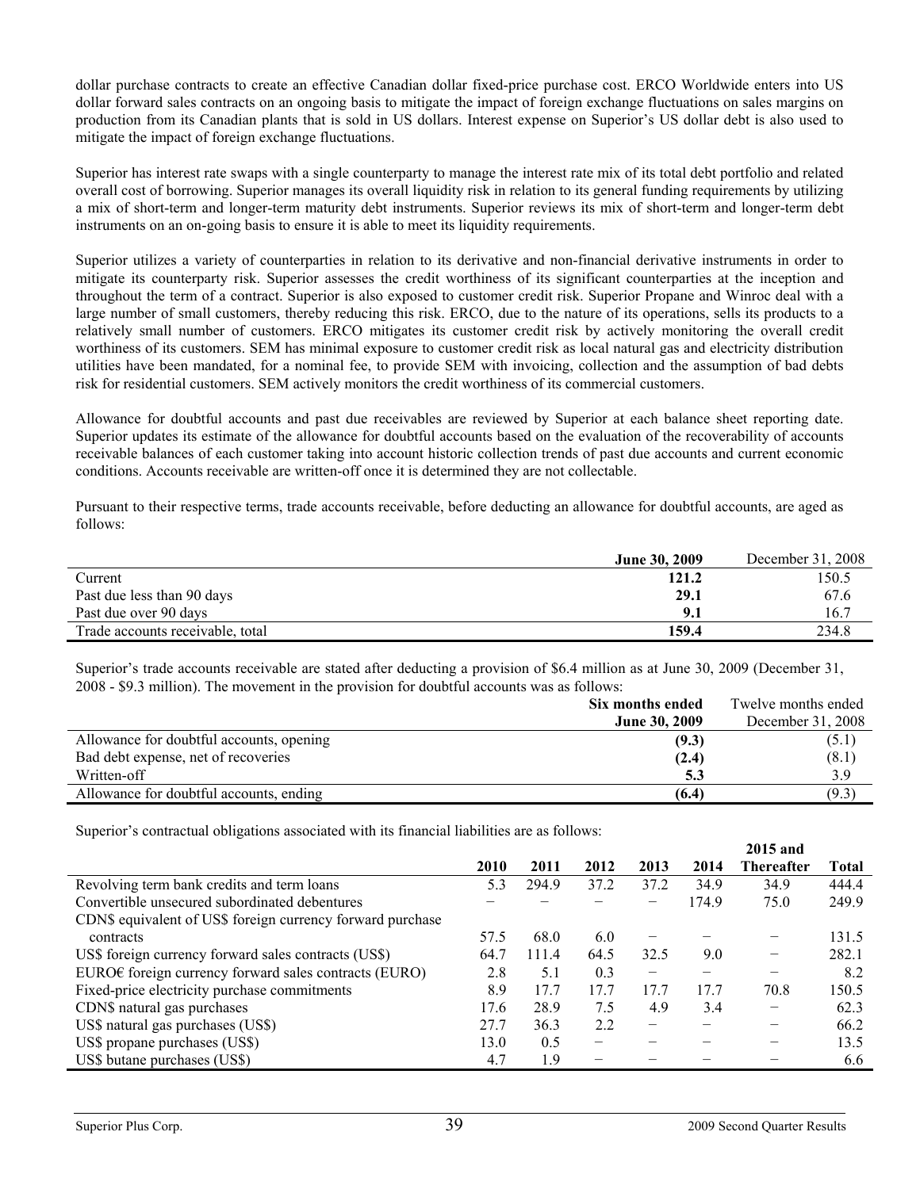dollar purchase contracts to create an effective Canadian dollar fixed-price purchase cost. ERCO Worldwide enters into US dollar forward sales contracts on an ongoing basis to mitigate the impact of foreign exchange fluctuations on sales margins on production from its Canadian plants that is sold in US dollars. Interest expense on Superior's US dollar debt is also used to mitigate the impact of foreign exchange fluctuations.

Superior has interest rate swaps with a single counterparty to manage the interest rate mix of its total debt portfolio and related overall cost of borrowing. Superior manages its overall liquidity risk in relation to its general funding requirements by utilizing a mix of short-term and longer-term maturity debt instruments. Superior reviews its mix of short-term and longer-term debt instruments on an on-going basis to ensure it is able to meet its liquidity requirements.

Superior utilizes a variety of counterparties in relation to its derivative and non-financial derivative instruments in order to mitigate its counterparty risk. Superior assesses the credit worthiness of its significant counterparties at the inception and throughout the term of a contract. Superior is also exposed to customer credit risk. Superior Propane and Winroc deal with a large number of small customers, thereby reducing this risk. ERCO, due to the nature of its operations, sells its products to a relatively small number of customers. ERCO mitigates its customer credit risk by actively monitoring the overall credit worthiness of its customers. SEM has minimal exposure to customer credit risk as local natural gas and electricity distribution utilities have been mandated, for a nominal fee, to provide SEM with invoicing, collection and the assumption of bad debts risk for residential customers. SEM actively monitors the credit worthiness of its commercial customers.

Allowance for doubtful accounts and past due receivables are reviewed by Superior at each balance sheet reporting date. Superior updates its estimate of the allowance for doubtful accounts based on the evaluation of the recoverability of accounts receivable balances of each customer taking into account historic collection trends of past due accounts and current economic conditions. Accounts receivable are written-off once it is determined they are not collectable.

Pursuant to their respective terms, trade accounts receivable, before deducting an allowance for doubtful accounts, are aged as follows:

| | **June 30, 2009** | December 31, 2008 |
|---|---|---|
| Current | **121.2** | 150.5 |
| Past due less than 90 days | **29.1** | 67.6 |
| Past due over 90 days | **9.1** | 16.7 |
| Trade accounts receivable, total | **159.4** | 234.8 |

Superior's trade accounts receivable are stated after deducting a provision of $6.4 million as at June 30, 2009 (December 31, 2008 - $9.3 million). The movement in the provision for doubtful accounts was as follows:

| | **Six months ended June 30, 2009** | Twelve months ended December 31, 2008 |
|---|---|---|
| Allowance for doubtful accounts, opening | **(9.3)** | (5.1) |
| Bad debt expense, net of recoveries | **(2.4)** | (8.1) |
| Written-off | **5.3** | 3.9 |
| Allowance for doubtful accounts, ending | **(6.4)** | (9.3) |

Superior's contractual obligations associated with its financial liabilities are as follows:

| | 2010 | 2011 | 2012 | 2013 | 2014 | 2015 and Thereafter | Total |
|---|---|---|---|---|---|---|---|
| Revolving term bank credits and term loans | 5.3 | 294.9 | 37.2 | 37.2 | 34.9 | 34.9 | 444.4 |
| Convertible unsecured subordinated debentures | – | – | – | – | 174.9 | 75.0 | 249.9 |
| CDN$ equivalent of US$ foreign currency forward purchase contracts | 57.5 | 68.0 | 6.0 | – | – | – | 131.5 |
| US$ foreign currency forward sales contracts (US$) | 64.7 | 111.4 | 64.5 | 32.5 | 9.0 | – | 282.1 |
| EURO€ foreign currency forward sales contracts (EURO) | 2.8 | 5.1 | 0.3 | – | – | – | 8.2 |
| Fixed-price electricity purchase commitments | 8.9 | 17.7 | 17.7 | 17.7 | 17.7 | 70.8 | 150.5 |
| CDN$ natural gas purchases | 17.6 | 28.9 | 7.5 | 4.9 | 3.4 | – | 62.3 |
| US$ natural gas purchases (US$) | 27.7 | 36.3 | 2.2 | – | – | – | 66.2 |
| US$ propane purchases (US$) | 13.0 | 0.5 | – | – | – | – | 13.5 |
| US$ butane purchases (US$) | 4.7 | 1.9 | – | – | – | – | 6.6 |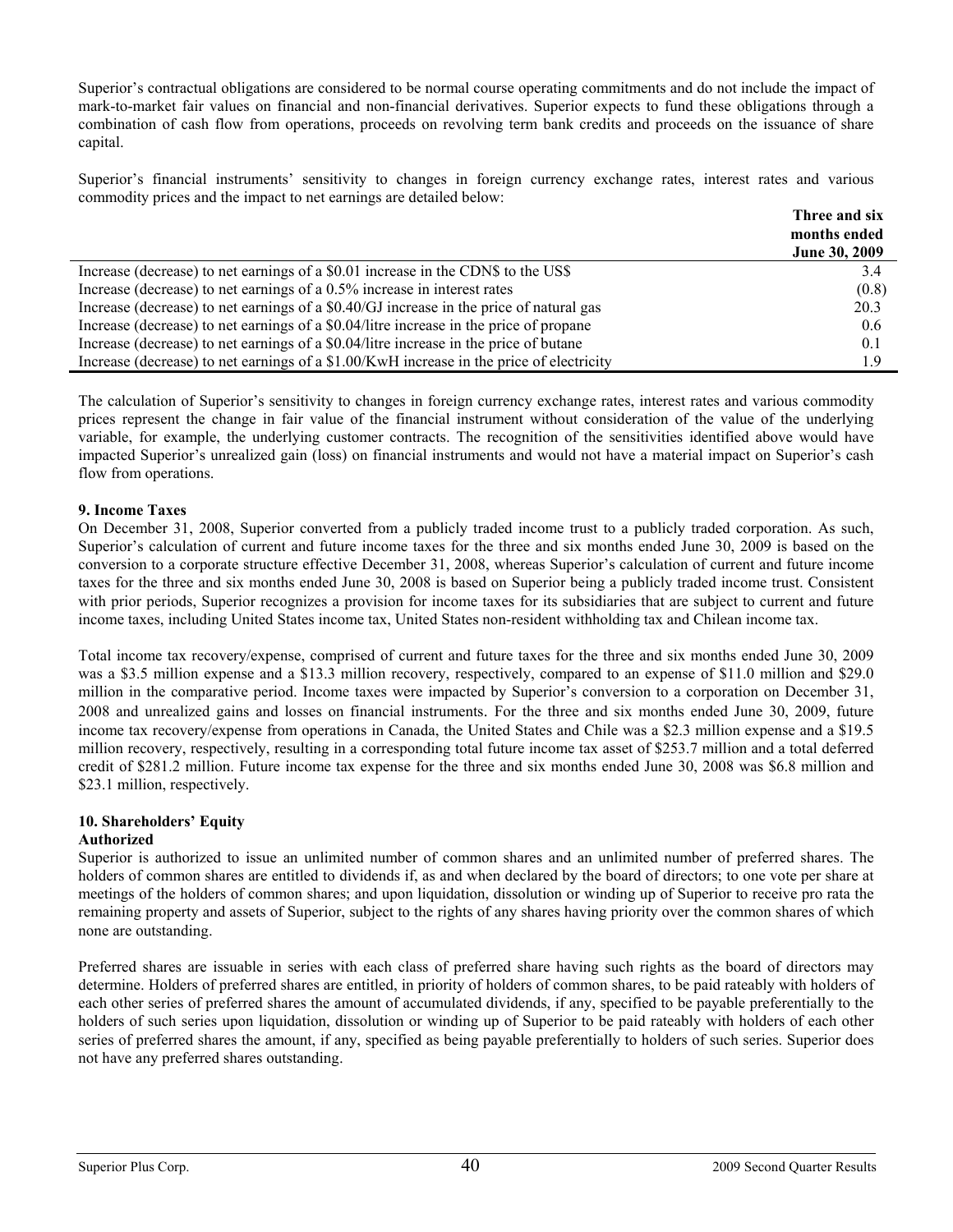Superior's contractual obligations are considered to be normal course operating commitments and do not include the impact of mark-to-market fair values on financial and non-financial derivatives. Superior expects to fund these obligations through a combination of cash flow from operations, proceeds on revolving term bank credits and proceeds on the issuance of share capital.

Superior's financial instruments' sensitivity to changes in foreign currency exchange rates, interest rates and various commodity prices and the impact to net earnings are detailed below:

| | **Three and six months ended June 30, 2009** |
|---|---|
| Increase (decrease) to net earnings of a $0.01 increase in the CDN$ to the US$ | 3.4 |
| Increase (decrease) to net earnings of a 0.5% increase in interest rates | (0.8) |
| Increase (decrease) to net earnings of a $0.40/GJ increase in the price of natural gas | 20.3 |
| Increase (decrease) to net earnings of a $0.04/litre increase in the price of propane | 0.6 |
| Increase (decrease) to net earnings of a $0.04/litre increase in the price of butane | 0.1 |
| Increase (decrease) to net earnings of a $1.00/KwH increase in the price of electricity | 1.9 |

The calculation of Superior's sensitivity to changes in foreign currency exchange rates, interest rates and various commodity prices represent the change in fair value of the financial instrument without consideration of the value of the underlying variable, for example, the underlying customer contracts. The recognition of the sensitivities identified above would have impacted Superior's unrealized gain (loss) on financial instruments and would not have a material impact on Superior's cash flow from operations.

**9. Income Taxes**

On December 31, 2008, Superior converted from a publicly traded income trust to a publicly traded corporation. As such, Superior's calculation of current and future income taxes for the three and six months ended June 30, 2009 is based on the conversion to a corporate structure effective December 31, 2008, whereas Superior's calculation of current and future income taxes for the three and six months ended June 30, 2008 is based on Superior being a publicly traded income trust. Consistent with prior periods, Superior recognizes a provision for income taxes for its subsidiaries that are subject to current and future income taxes, including United States income tax, United States non-resident withholding tax and Chilean income tax.

Total income tax recovery/expense, comprised of current and future taxes for the three and six months ended June 30, 2009 was a $3.5 million expense and a $13.3 million recovery, respectively, compared to an expense of $11.0 million and $29.0 million in the comparative period. Income taxes were impacted by Superior's conversion to a corporation on December 31, 2008 and unrealized gains and losses on financial instruments. For the three and six months ended June 30, 2009, future income tax recovery/expense from operations in Canada, the United States and Chile was a $2.3 million expense and a $19.5 million recovery, respectively, resulting in a corresponding total future income tax asset of $253.7 million and a total deferred credit of $281.2 million. Future income tax expense for the three and six months ended June 30, 2008 was $6.8 million and $23.1 million, respectively.

**10. Shareholders' Equity**

**Authorized**

Superior is authorized to issue an unlimited number of common shares and an unlimited number of preferred shares. The holders of common shares are entitled to dividends if, as and when declared by the board of directors; to one vote per share at meetings of the holders of common shares; and upon liquidation, dissolution or winding up of Superior to receive pro rata the remaining property and assets of Superior, subject to the rights of any shares having priority over the common shares of which none are outstanding.

Preferred shares are issuable in series with each class of preferred share having such rights as the board of directors may determine. Holders of preferred shares are entitled, in priority of holders of common shares, to be paid rateably with holders of each other series of preferred shares the amount of accumulated dividends, if any, specified to be payable preferentially to the holders of such series upon liquidation, dissolution or winding up of Superior to be paid rateably with holders of each other series of preferred shares the amount, if any, specified as being payable preferentially to holders of such series. Superior does not have any preferred shares outstanding.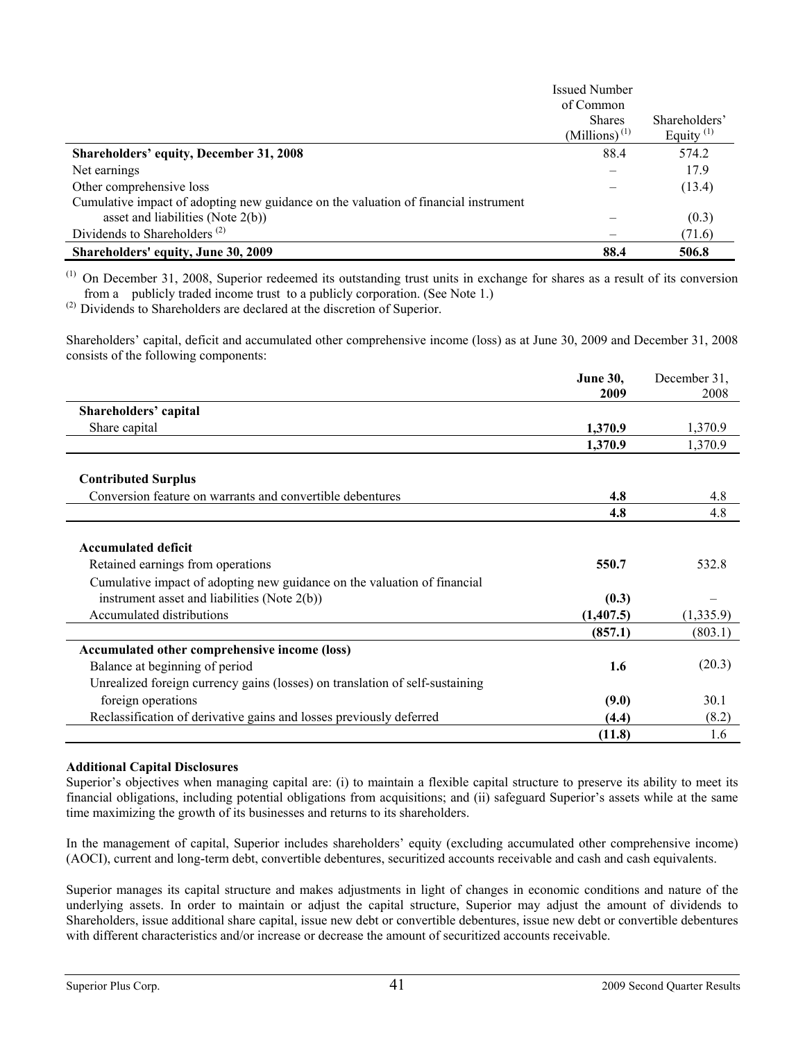| | Issued Number of Common Shares (Millions)[1] | Shareholders' Equity[1] |
|---|---|---|
| **Shareholders' equity, December 31, 2008** | 88.4 | 574.2 |
| Net earnings | – | 17.9 |
| Other comprehensive loss | – | (13.4) |
| Cumulative impact of adopting new guidance on the valuation of financial instrument asset and liabilities (Note 2(b)) | – | (0.3) |
| Dividends to Shareholders[2] | – | (71.6) |
| **Shareholders' equity, June 30, 2009** | **88.4** | **506.8** |

[1] On December 31, 2008, Superior redeemed its outstanding trust units in exchange for shares as a result of its conversion from a publicly traded income trust to a publicly corporation. (See Note 1.)

[2] Dividends to Shareholders are declared at the discretion of Superior.

Shareholders' capital, deficit and accumulated other comprehensive income (loss) as at June 30, 2009 and December 31, 2008 consists of the following components:

| | **June 30, 2009** | December 31, 2008 |
|---|---|---|
| **Shareholders' capital** | | |
| Share capital | **1,370.9** | 1,370.9 |
| | **1,370.9** | 1,370.9 |
| **Contributed Surplus** | | |
| Conversion feature on warrants and convertible debentures | **4.8** | 4.8 |
| | **4.8** | 4.8 |
| **Accumulated deficit** | | |
| Retained earnings from operations | **550.7** | 532.8 |
| Cumulative impact of adopting new guidance on the valuation of financial instrument asset and liabilities (Note 2(b)) | **(0.3)** | – |
| Accumulated distributions | **(1,407.5)** | (1,335.9) |
| | **(857.1)** | (803.1) |
| **Accumulated other comprehensive income (loss)** | | |
| Balance at beginning of period | **1.6** | (20.3) |
| Unrealized foreign currency gains (losses) on translation of self-sustaining foreign operations | **(9.0)** | 30.1 |
| Reclassification of derivative gains and losses previously deferred | **(4.4)** | (8.2) |
| | **(11.8)** | 1.6 |

**Additional Capital Disclosures**

Superior's objectives when managing capital are: (i) to maintain a flexible capital structure to preserve its ability to meet its financial obligations, including potential obligations from acquisitions; and (ii) safeguard Superior's assets while at the same time maximizing the growth of its businesses and returns to its shareholders.

In the management of capital, Superior includes shareholders' equity (excluding accumulated other comprehensive income) (AOCI), current and long-term debt, convertible debentures, securitized accounts receivable and cash and cash equivalents.

Superior manages its capital structure and makes adjustments in light of changes in economic conditions and nature of the underlying assets. In order to maintain or adjust the capital structure, Superior may adjust the amount of dividends to Shareholders, issue additional share capital, issue new debt or convertible debentures, issue new debt or convertible debentures with different characteristics and/or increase or decrease the amount of securitized accounts receivable.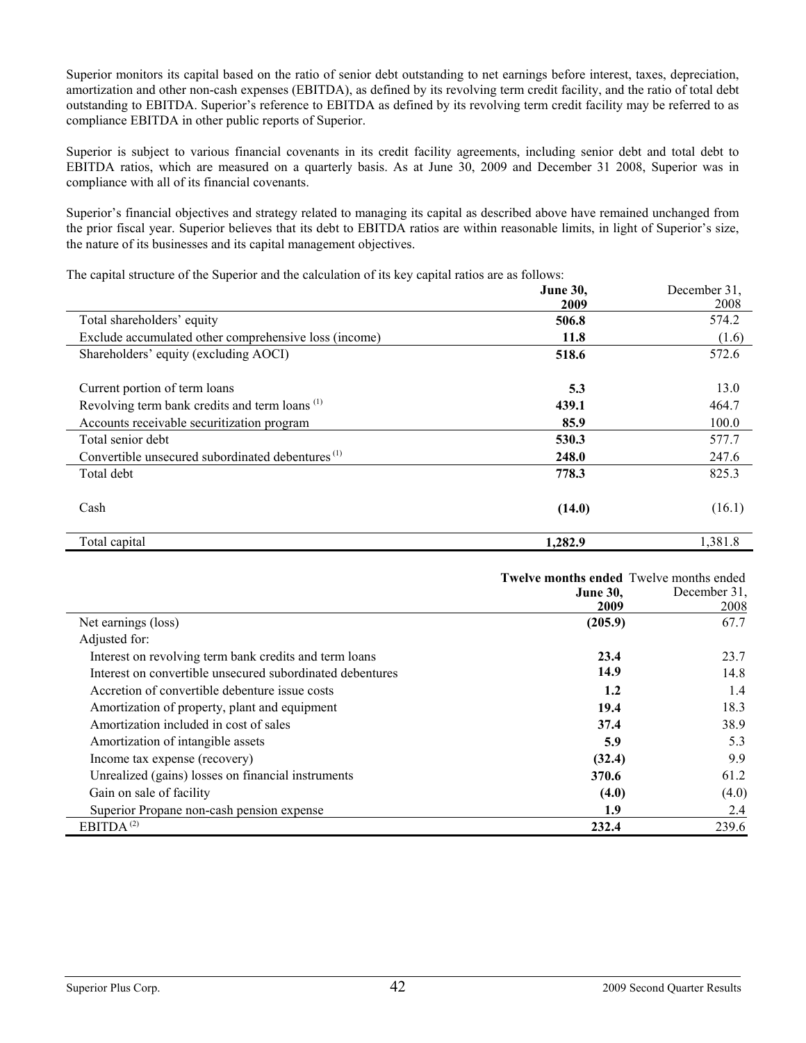Superior monitors its capital based on the ratio of senior debt outstanding to net earnings before interest, taxes, depreciation, amortization and other non-cash expenses (EBITDA), as defined by its revolving term credit facility, and the ratio of total debt outstanding to EBITDA. Superior's reference to EBITDA as defined by its revolving term credit facility may be referred to as compliance EBITDA in other public reports of Superior.

Superior is subject to various financial covenants in its credit facility agreements, including senior debt and total debt to EBITDA ratios, which are measured on a quarterly basis. As at June 30, 2009 and December 31 2008, Superior was in compliance with all of its financial covenants.

Superior's financial objectives and strategy related to managing its capital as described above have remained unchanged from the prior fiscal year. Superior believes that its debt to EBITDA ratios are within reasonable limits, in light of Superior's size, the nature of its businesses and its capital management objectives.

The capital structure of the Superior and the calculation of its key capital ratios are as follows:

| | **June 30, 2009** | December 31, 2008 |
|---|---|---|
| Total shareholders' equity | **506.8** | 574.2 |
| Exclude accumulated other comprehensive loss (income) | **11.8** | (1.6) |
| Shareholders' equity (excluding AOCI) | **518.6** | 572.6 |
| | | |
| Current portion of term loans | **5.3** | 13.0 |
| Revolving term bank credits and term loans [(1)] | **439.1** | 464.7 |
| Accounts receivable securitization program | **85.9** | 100.0 |
| Total senior debt | **530.3** | 577.7 |
| Convertible unsecured subordinated debentures [(1)] | **248.0** | 247.6 |
| Total debt | **778.3** | 825.3 |
| | | |
| Cash | **(14.0)** | (16.1) |
| | | |
| Total capital | **1,282.9** | 1,381.8 |

| | **Twelve months ended June 30, 2009** | Twelve months ended December 31, 2008 |
|---|---|---|
| Net earnings (loss) | **(205.9)** | 67.7 |
| Adjusted for: | | |
| Interest on revolving term bank credits and term loans | **23.4** | 23.7 |
| Interest on convertible unsecured subordinated debentures | **14.9** | 14.8 |
| Accretion of convertible debenture issue costs | **1.2** | 1.4 |
| Amortization of property, plant and equipment | **19.4** | 18.3 |
| Amortization included in cost of sales | **37.4** | 38.9 |
| Amortization of intangible assets | **5.9** | 5.3 |
| Income tax expense (recovery) | **(32.4)** | 9.9 |
| Unrealized (gains) losses on financial instruments | **370.6** | 61.2 |
| Gain on sale of facility | **(4.0)** | (4.0) |
| Superior Propane non-cash pension expense | **1.9** | 2.4 |
| EBITDA [(2)] | **232.4** | 239.6 |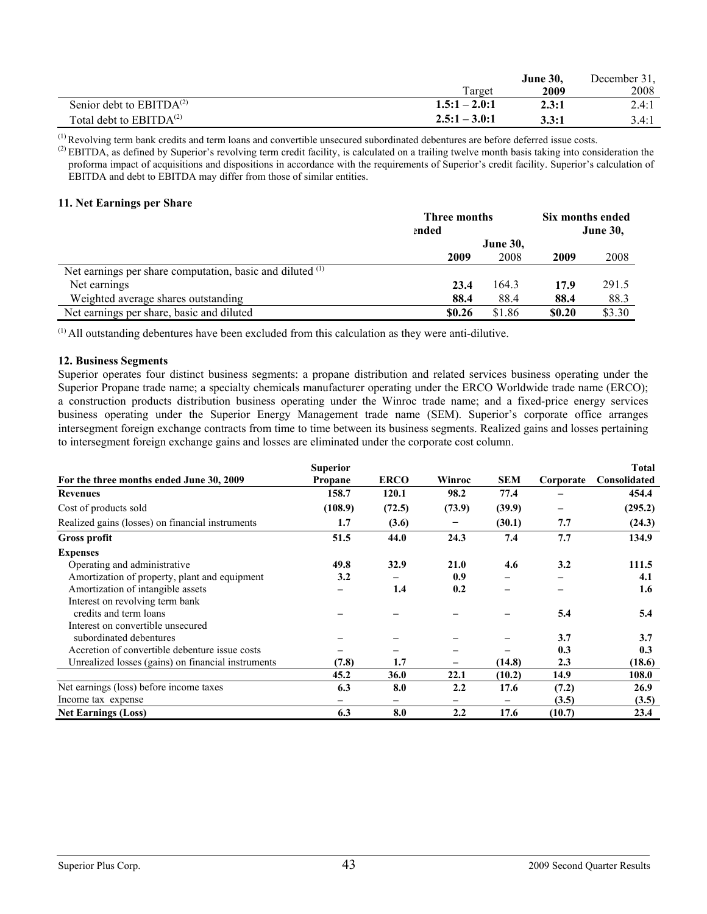| | Target | June 30, 2009 | December 31, 2008 |
|---|---|---|---|
| Senior debt to EBITDA[(2)] | **1.5:1 – 2.0:1** | **2.3:1** | 2.4:1 |
| Total debt to EBITDA[(2)] | **2.5:1 – 3.0:1** | **3.3:1** | 3.4:1 |

[(1)] Revolving term bank credits and term loans and convertible unsecured subordinated debentures are before deferred issue costs.

[(2)] EBITDA, as defined by Superior's revolving term credit facility, is calculated on a trailing twelve month basis taking into consideration the proforma impact of acquisitions and dispositions in accordance with the requirements of Superior's credit facility. Superior's calculation of EBITDA and debt to EBITDA may differ from those of similar entities.

### 11. Net Earnings per Share

| | Three months ended June 30, | | Six months ended June 30, | |
|---|---|---|---|---|
| | **2009** | 2008 | **2009** | 2008 |
| Net earnings per share computation, basic and diluted [(1)] | | | | |
| Net earnings | **23.4** | 164.3 | **17.9** | 291.5 |
| Weighted average shares outstanding | **88.4** | 88.4 | **88.4** | 88.3 |
| Net earnings per share, basic and diluted | **$0.26** | $1.86 | **$0.20** | $3.30 |

[(1)] All outstanding debentures have been excluded from this calculation as they were anti-dilutive.

### 12. Business Segments

Superior operates four distinct business segments: a propane distribution and related services business operating under the Superior Propane trade name; a specialty chemicals manufacturer operating under the ERCO Worldwide trade name (ERCO); a construction products distribution business operating under the Winroc trade name; and a fixed-price energy services business operating under the Superior Energy Management trade name (SEM). Superior's corporate office arranges intersegment foreign exchange contracts from time to time between its business segments. Realized gains and losses pertaining to intersegment foreign exchange gains and losses are eliminated under the corporate cost column.

| For the three months ended June 30, 2009 | Superior Propane | ERCO | Winroc | SEM | Corporate | Total Consolidated |
|---|---|---|---|---|---|---|
| **Revenues** | **158.7** | **120.1** | **98.2** | **77.4** | – | **454.4** |
| Cost of products sold | **(108.9)** | **(72.5)** | **(73.9)** | **(39.9)** | – | **(295.2)** |
| Realized gains (losses) on financial instruments | **1.7** | **(3.6)** | – | **(30.1)** | **7.7** | **(24.3)** |
| **Gross profit** | **51.5** | **44.0** | **24.3** | **7.4** | **7.7** | **134.9** |
| **Expenses** | | | | | | |
| Operating and administrative | **49.8** | **32.9** | **21.0** | **4.6** | **3.2** | **111.5** |
| Amortization of property, plant and equipment | **3.2** | – | **0.9** | – | – | **4.1** |
| Amortization of intangible assets | – | **1.4** | **0.2** | – | – | **1.6** |
| Interest on revolving term bank credits and term loans | – | – | – | – | **5.4** | **5.4** |
| Interest on convertible unsecured subordinated debentures | – | – | – | – | **3.7** | **3.7** |
| Accretion of convertible debenture issue costs | – | – | – | – | **0.3** | **0.3** |
| Unrealized losses (gains) on financial instruments | **(7.8)** | **1.7** | – | **(14.8)** | **2.3** | **(18.6)** |
| | **45.2** | **36.0** | **22.1** | **(10.2)** | **14.9** | **108.0** |
| Net earnings (loss) before income taxes | **6.3** | **8.0** | **2.2** | **17.6** | **(7.2)** | **26.9** |
| Income tax expense | – | – | – | – | **(3.5)** | **(3.5)** |
| **Net Earnings (Loss)** | **6.3** | **8.0** | **2.2** | **17.6** | **(10.7)** | **23.4** |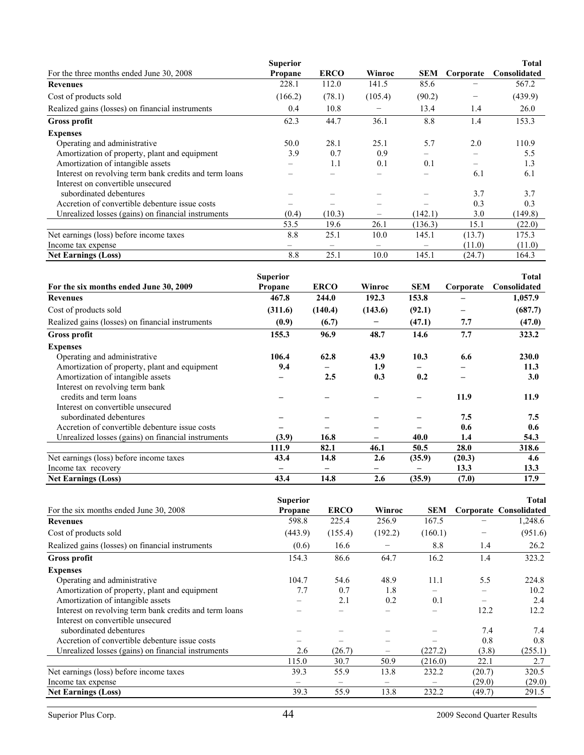| For the three months ended June 30, 2008 | Superior Propane | ERCO | Winroc | SEM | Corporate | Total Consolidated |
|---|---|---|---|---|---|---|
| **Revenues** | 228.1 | 112.0 | 141.5 | 85.6 | – | 567.2 |
| Cost of products sold | (166.2) | (78.1) | (105.4) | (90.2) | – | (439.9) |
| Realized gains (losses) on financial instruments | 0.4 | 10.8 | – | 13.4 | 1.4 | 26.0 |
| **Gross profit** | 62.3 | 44.7 | 36.1 | 8.8 | 1.4 | 153.3 |
| **Expenses** | | | | | | |
| Operating and administrative | 50.0 | 28.1 | 25.1 | 5.7 | 2.0 | 110.9 |
| Amortization of property, plant and equipment | 3.9 | 0.7 | 0.9 | – | – | 5.5 |
| Amortization of intangible assets | – | 1.1 | 0.1 | 0.1 | – | 1.3 |
| Interest on revolving term bank credits and term loans | – | – | – | – | 6.1 | 6.1 |
| Interest on convertible unsecured subordinated debentures | – | – | – | – | 3.7 | 3.7 |
| Accretion of convertible debenture issue costs | – | – | – | – | 0.3 | 0.3 |
| Unrealized losses (gains) on financial instruments | (0.4) | (10.3) | – | (142.1) | 3.0 | (149.8) |
| | 53.5 | 19.6 | 26.1 | (136.3) | 15.1 | (22.0) |
| Net earnings (loss) before income taxes | 8.8 | 25.1 | 10.0 | 145.1 | (13.7) | 175.3 |
| Income tax expense | – | – | – | – | (11.0) | (11.0) |
| **Net Earnings (Loss)** | 8.8 | 25.1 | 10.0 | 145.1 | (24.7) | 164.3 |

| **For the six months ended June 30, 2009** | **Superior Propane** | **ERCO** | **Winroc** | **SEM** | **Corporate** | **Total Consolidated** |
|---|---|---|---|---|---|---|
| **Revenues** | **467.8** | **244.0** | **192.3** | **153.8** | **–** | **1,057.9** |
| Cost of products sold | **(311.6)** | **(140.4)** | **(143.6)** | **(92.1)** | **–** | **(687.7)** |
| Realized gains (losses) on financial instruments | **(0.9)** | **(6.7)** | **–** | **(47.1)** | **7.7** | **(47.0)** |
| **Gross profit** | **155.3** | **96.9** | **48.7** | **14.6** | **7.7** | **323.2** |
| **Expenses** | | | | | | |
| Operating and administrative | **106.4** | **62.8** | **43.9** | **10.3** | **6.6** | **230.0** |
| Amortization of property, plant and equipment | **9.4** | **–** | **1.9** | **–** | **–** | **11.3** |
| Amortization of intangible assets | **–** | **2.5** | **0.3** | **0.2** | **–** | **3.0** |
| Interest on revolving term bank credits and term loans | **–** | **–** | **–** | **–** | **11.9** | **11.9** |
| Interest on convertible unsecured subordinated debentures | **–** | **–** | **–** | **–** | **7.5** | **7.5** |
| Accretion of convertible debenture issue costs | **–** | **–** | **–** | **–** | **0.6** | **0.6** |
| Unrealized losses (gains) on financial instruments | **(3.9)** | **16.8** | **–** | **40.0** | **1.4** | **54.3** |
| | **111.9** | **82.1** | **46.1** | **50.5** | **28.0** | **318.6** |
| Net earnings (loss) before income taxes | **43.4** | **14.8** | **2.6** | **(35.9)** | **(20.3)** | **4.6** |
| Income tax recovery | **–** | **–** | **–** | **–** | **13.3** | **13.3** |
| **Net Earnings (Loss)** | **43.4** | **14.8** | **2.6** | **(35.9)** | **(7.0)** | **17.9** |

| For the six months ended June 30, 2008 | Superior Propane | ERCO | Winroc | SEM | Corporate | Total Consolidated |
|---|---|---|---|---|---|---|
| **Revenues** | 598.8 | 225.4 | 256.9 | 167.5 | – | 1,248.6 |
| Cost of products sold | (443.9) | (155.4) | (192.2) | (160.1) | – | (951.6) |
| Realized gains (losses) on financial instruments | (0.6) | 16.6 | – | 8.8 | 1.4 | 26.2 |
| **Gross profit** | 154.3 | 86.6 | 64.7 | 16.2 | 1.4 | 323.2 |
| **Expenses** | | | | | | |
| Operating and administrative | 104.7 | 54.6 | 48.9 | 11.1 | 5.5 | 224.8 |
| Amortization of property, plant and equipment | 7.7 | 0.7 | 1.8 | – | – | 10.2 |
| Amortization of intangible assets | – | 2.1 | 0.2 | 0.1 | – | 2.4 |
| Interest on revolving term bank credits and term loans | – | – | – | – | 12.2 | 12.2 |
| Interest on convertible unsecured subordinated debentures | – | – | – | – | 7.4 | 7.4 |
| Accretion of convertible debenture issue costs | – | – | – | – | 0.8 | 0.8 |
| Unrealized losses (gains) on financial instruments | 2.6 | (26.7) | – | (227.2) | (3.8) | (255.1) |
| | 115.0 | 30.7 | 50.9 | (216.0) | 22.1 | 2.7 |
| Net earnings (loss) before income taxes | 39.3 | 55.9 | 13.8 | 232.2 | (20.7) | 320.5 |
| Income tax expense | – | – | – | – | (29.0) | (29.0) |
| **Net Earnings (Loss)** | 39.3 | 55.9 | 13.8 | 232.2 | (49.7) | 291.5 |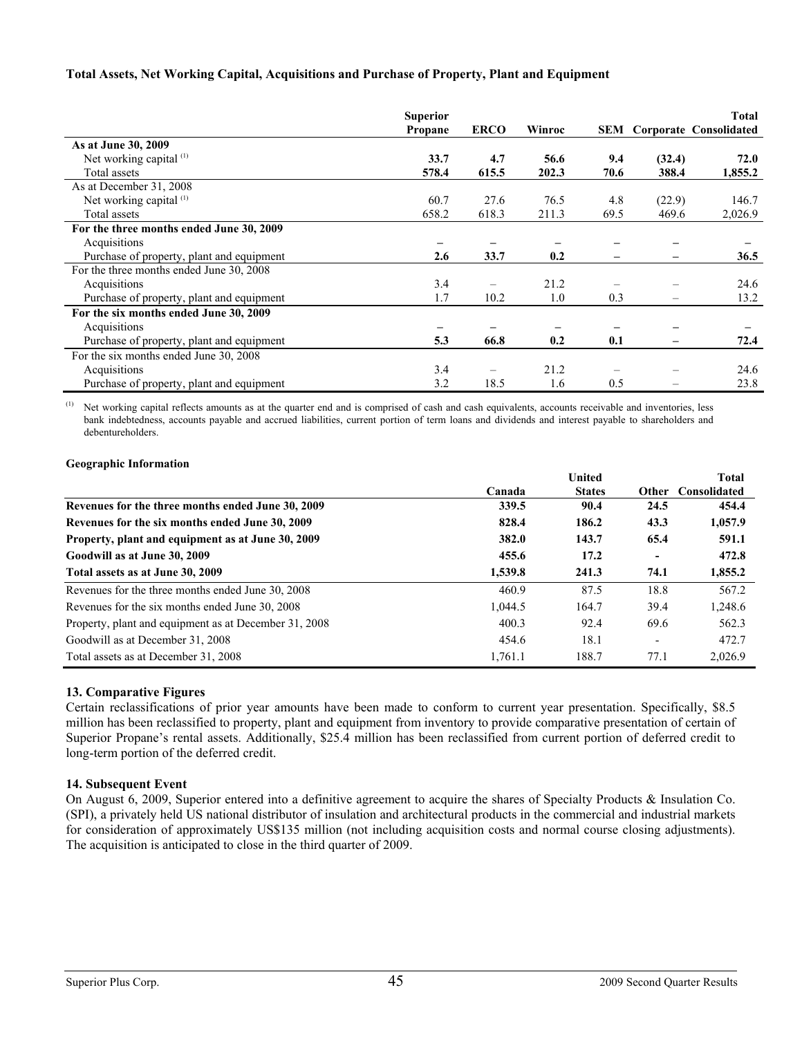**Total Assets, Net Working Capital, Acquisitions and Purchase of Property, Plant and Equipment**

| | Superior Propane | ERCO | Winroc | SEM | Corporate | Total Consolidated |
|---|---|---|---|---|---|---|
| **As at June 30, 2009** | | | | | | |
| Net working capital [(1)] | **33.7** | **4.7** | **56.6** | **9.4** | **(32.4)** | **72.0** |
| Total assets | **578.4** | **615.5** | **202.3** | **70.6** | **388.4** | **1,855.2** |
| As at December 31, 2008 | | | | | | |
| Net working capital [(1)] | 60.7 | 27.6 | 76.5 | 4.8 | (22.9) | 146.7 |
| Total assets | 658.2 | 618.3 | 211.3 | 69.5 | 469.6 | 2,026.9 |
| **For the three months ended June 30, 2009** | | | | | | |
| Acquisitions | **–** | **–** | **–** | **–** | **–** | **–** |
| Purchase of property, plant and equipment | **2.6** | **33.7** | **0.2** | **–** | **–** | **36.5** |
| For the three months ended June 30, 2008 | | | | | | |
| Acquisitions | 3.4 | – | 21.2 | – | – | 24.6 |
| Purchase of property, plant and equipment | 1.7 | 10.2 | 1.0 | 0.3 | – | 13.2 |
| **For the six months ended June 30, 2009** | | | | | | |
| Acquisitions | **–** | **–** | **–** | **–** | **–** | **–** |
| Purchase of property, plant and equipment | **5.3** | **66.8** | **0.2** | **0.1** | **–** | **72.4** |
| For the six months ended June 30, 2008 | | | | | | |
| Acquisitions | 3.4 | – | 21.2 | – | – | 24.6 |
| Purchase of property, plant and equipment | 3.2 | 18.5 | 1.6 | 0.5 | – | 23.8 |

(1) Net working capital reflects amounts as at the quarter end and is comprised of cash and cash equivalents, accounts receivable and inventories, less bank indebtedness, accounts payable and accrued liabilities, current portion of term loans and dividends and interest payable to shareholders and debentureholders.

**Geographic Information**

| | Canada | United States | Other | Total Consolidated |
|---|---|---|---|---|
| **Revenues for the three months ended June 30, 2009** | **339.5** | **90.4** | **24.5** | **454.4** |
| **Revenues for the six months ended June 30, 2009** | **828.4** | **186.2** | **43.3** | **1,057.9** |
| **Property, plant and equipment as at June 30, 2009** | **382.0** | **143.7** | **65.4** | **591.1** |
| **Goodwill as at June 30, 2009** | **455.6** | **17.2** | **-** | **472.8** |
| **Total assets as at June 30, 2009** | **1,539.8** | **241.3** | **74.1** | **1,855.2** |
| Revenues for the three months ended June 30, 2008 | 460.9 | 87.5 | 18.8 | 567.2 |
| Revenues for the six months ended June 30, 2008 | 1,044.5 | 164.7 | 39.4 | 1,248.6 |
| Property, plant and equipment as at December 31, 2008 | 400.3 | 92.4 | 69.6 | 562.3 |
| Goodwill as at December 31, 2008 | 454.6 | 18.1 | - | 472.7 |
| Total assets as at December 31, 2008 | 1,761.1 | 188.7 | 77.1 | 2,026.9 |

### 13. Comparative Figures

Certain reclassifications of prior year amounts have been made to conform to current year presentation. Specifically, $8.5 million has been reclassified to property, plant and equipment from inventory to provide comparative presentation of certain of Superior Propane's rental assets. Additionally, $25.4 million has been reclassified from current portion of deferred credit to long-term portion of the deferred credit.

### 14. Subsequent Event

On August 6, 2009, Superior entered into a definitive agreement to acquire the shares of Specialty Products & Insulation Co. (SPI), a privately held US national distributor of insulation and architectural products in the commercial and industrial markets for consideration of approximately US$135 million (not including acquisition costs and normal course closing adjustments). The acquisition is anticipated to close in the third quarter of 2009.